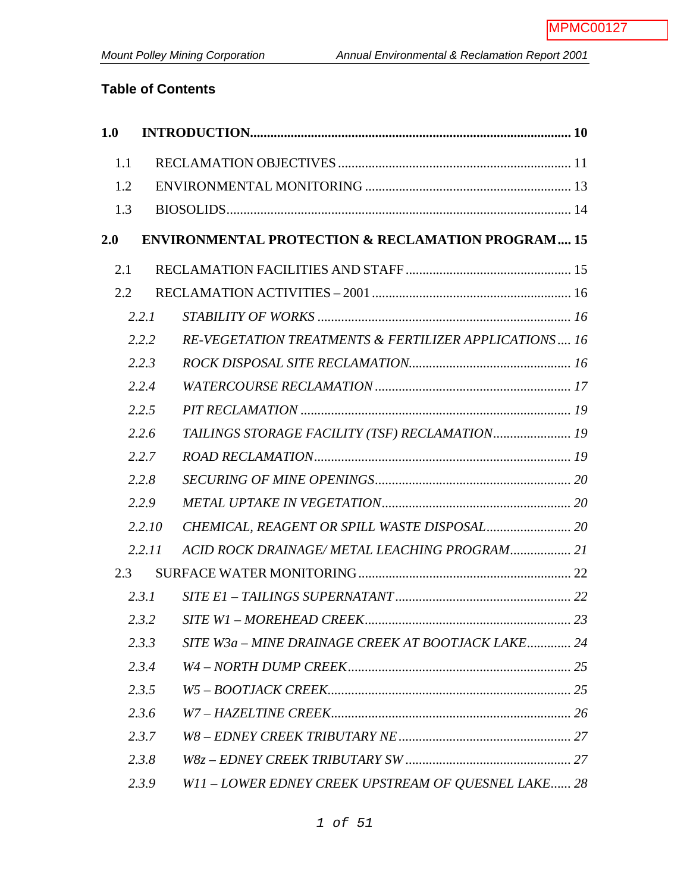## Table of Contents

**1.0 INTRODUCTION ..... 10**

- 1.1 RECLAMATION OBJECTIVES ..... 11
- 1.2 ENVIRONMENTAL MONITORING ..... 13
- 1.3 BIOSOLIDS ..... 14

**2.0 ENVIRONMENTAL PROTECTION & RECLAMATION PROGRAM ..... 15**

- 2.1 RECLAMATION FACILITIES AND STAFF ..... 15
- 2.2 RECLAMATION ACTIVITIES – 2001 ..... 16
  - *2.2.1 STABILITY OF WORKS ..... 16*
  - *2.2.2 RE-VEGETATION TREATMENTS & FERTILIZER APPLICATIONS ..... 16*
  - *2.2.3 ROCK DISPOSAL SITE RECLAMATION ..... 16*
  - *2.2.4 WATERCOURSE RECLAMATION ..... 17*
  - *2.2.5 PIT RECLAMATION ..... 19*
  - *2.2.6 TAILINGS STORAGE FACILITY (TSF) RECLAMATION ..... 19*
  - *2.2.7 ROAD RECLAMATION ..... 19*
  - *2.2.8 SECURING OF MINE OPENINGS ..... 20*
  - *2.2.9 METAL UPTAKE IN VEGETATION ..... 20*
  - *2.2.10 CHEMICAL, REAGENT OR SPILL WASTE DISPOSAL ..... 20*
  - *2.2.11 ACID ROCK DRAINAGE/ METAL LEACHING PROGRAM ..... 21*
- 2.3 SURFACE WATER MONITORING ..... 22
  - *2.3.1 SITE E1 – TAILINGS SUPERNATANT ..... 22*
  - *2.3.2 SITE W1 – MOREHEAD CREEK ..... 23*
  - *2.3.3 SITE W3a – MINE DRAINAGE CREEK AT BOOTJACK LAKE ..... 24*
  - *2.3.4 W4 – NORTH DUMP CREEK ..... 25*
  - *2.3.5 W5 – BOOTJACK CREEK ..... 25*
  - *2.3.6 W7 – HAZELTINE CREEK ..... 26*
  - *2.3.7 W8 – EDNEY CREEK TRIBUTARY NE ..... 27*
  - *2.3.8 W8z – EDNEY CREEK TRIBUTARY SW ..... 27*
  - *2.3.9 W11 – LOWER EDNEY CREEK UPSTREAM OF QUESNEL LAKE ..... 28*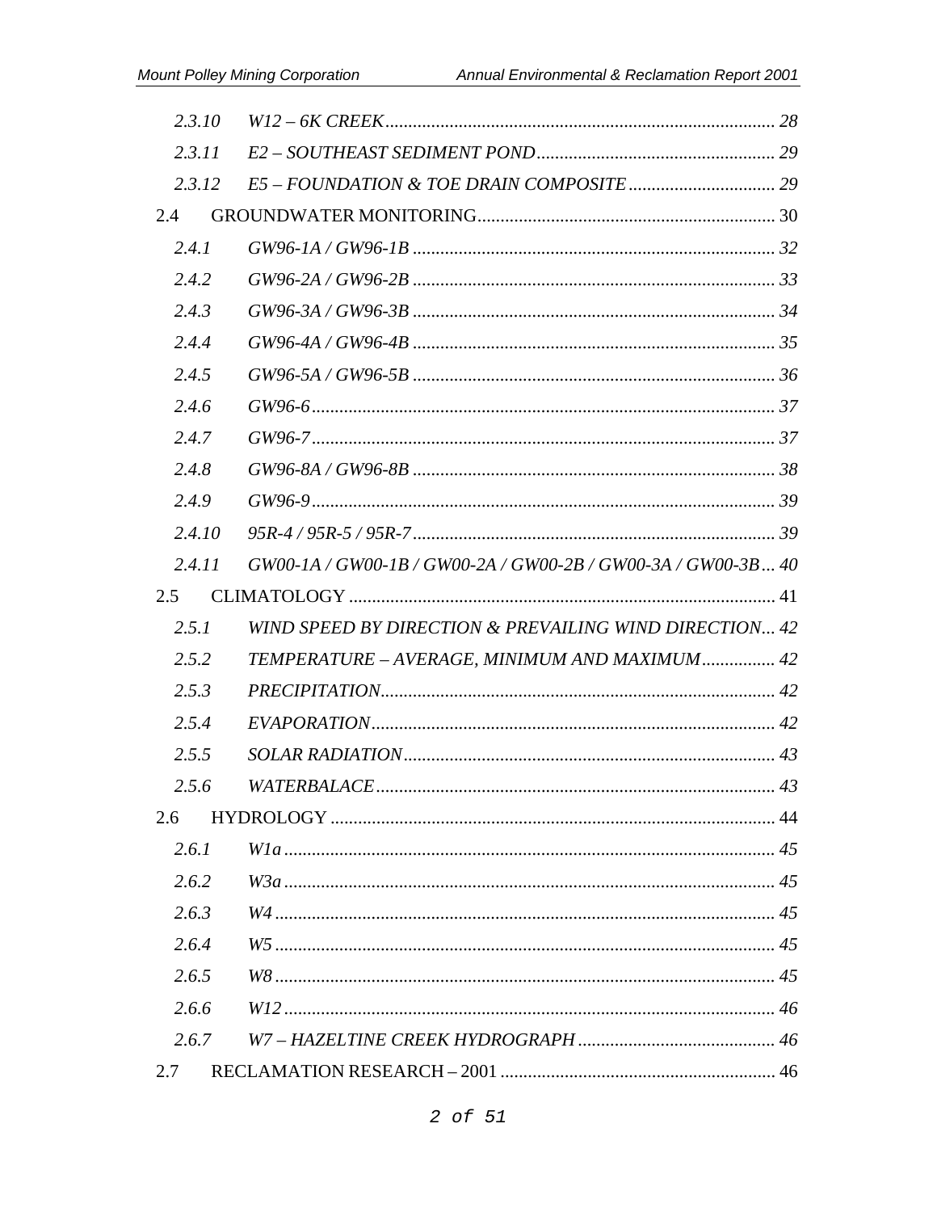- 2.3.10 *W12 – 6K CREEK* ..... 28
- 2.3.11 *E2 – SOUTHEAST SEDIMENT POND* ..... 29
- 2.3.12 *E5 – FOUNDATION & TOE DRAIN COMPOSITE* ..... 29

2.4 GROUNDWATER MONITORING ..... 30

- 2.4.1 *GW96-1A / GW96-1B* ..... 32
- 2.4.2 *GW96-2A / GW96-2B* ..... 33
- 2.4.3 *GW96-3A / GW96-3B* ..... 34
- 2.4.4 *GW96-4A / GW96-4B* ..... 35
- 2.4.5 *GW96-5A / GW96-5B* ..... 36
- 2.4.6 *GW96-6* ..... 37
- 2.4.7 *GW96-7* ..... 37
- 2.4.8 *GW96-8A / GW96-8B* ..... 38
- 2.4.9 *GW96-9* ..... 39
- 2.4.10 *95R-4 / 95R-5 / 95R-7* ..... 39
- 2.4.11 *GW00-1A / GW00-1B / GW00-2A / GW00-2B / GW00-3A / GW00-3B* ..... 40

2.5 CLIMATOLOGY ..... 41

- 2.5.1 *WIND SPEED BY DIRECTION & PREVAILING WIND DIRECTION* ..... 42
- 2.5.2 *TEMPERATURE – AVERAGE, MINIMUM AND MAXIMUM* ..... 42
- 2.5.3 *PRECIPITATION* ..... 42
- 2.5.4 *EVAPORATION* ..... 42
- 2.5.5 *SOLAR RADIATION* ..... 43
- 2.5.6 *WATERBALACE* ..... 43

2.6 HYDROLOGY ..... 44

- 2.6.1 *W1a* ..... 45
- 2.6.2 *W3a* ..... 45
- 2.6.3 *W4* ..... 45
- 2.6.4 *W5* ..... 45
- 2.6.5 *W8* ..... 45
- 2.6.6 *W12* ..... 46
- 2.6.7 *W7 – HAZELTINE CREEK HYDROGRAPH* ..... 46

2.7 RECLAMATION RESEARCH – 2001 ..... 46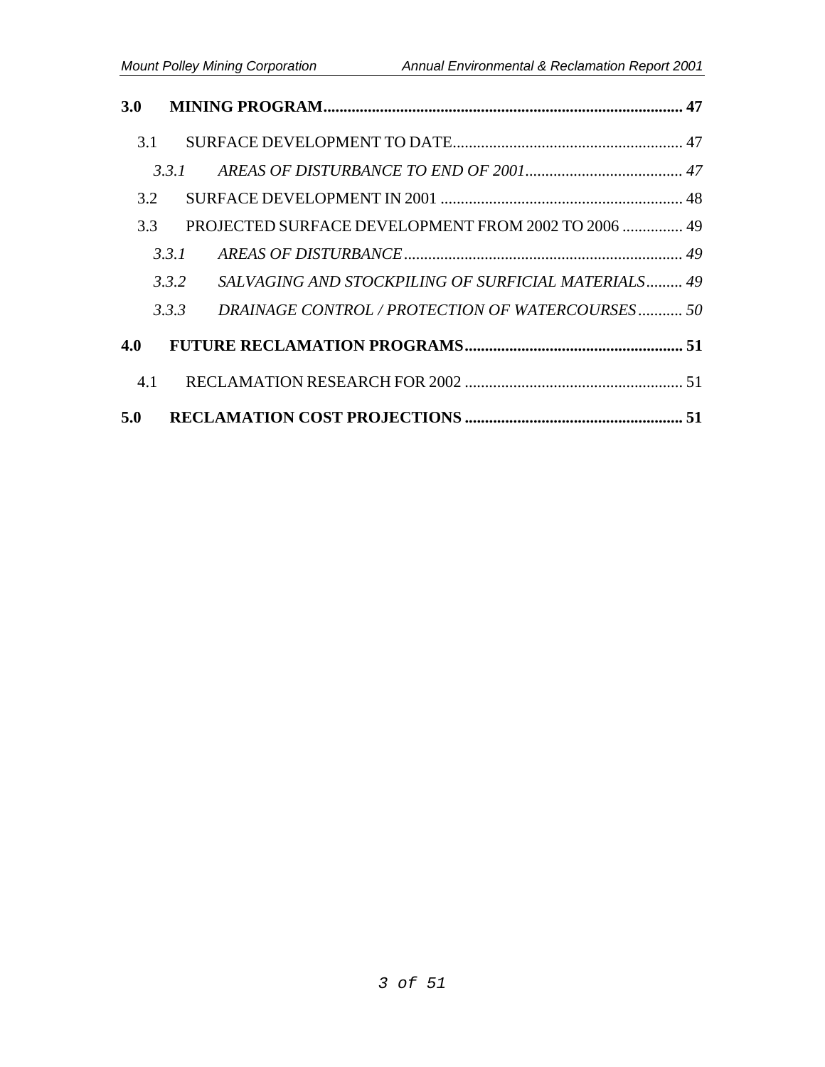**3.0 MINING PROGRAM........................................................................................ 47**

3.1 SURFACE DEVELOPMENT TO DATE......................................................... 47

*3.3.1 AREAS OF DISTURBANCE TO END OF 2001....................................... 47*

3.2 SURFACE DEVELOPMENT IN 2001 ............................................................ 48

3.3 PROJECTED SURFACE DEVELOPMENT FROM 2002 TO 2006 ............... 49

*3.3.1 AREAS OF DISTURBANCE..................................................................... 49*

*3.3.2 SALVAGING AND STOCKPILING OF SURFICIAL MATERIALS......... 49*

*3.3.3 DRAINAGE CONTROL / PROTECTION OF WATERCOURSES........... 50*

**4.0 FUTURE RECLAMATION PROGRAMS...................................................... 51**

4.1 RECLAMATION RESEARCH FOR 2002 ...................................................... 51

**5.0 RECLAMATION COST PROJECTIONS ..................................................... 51**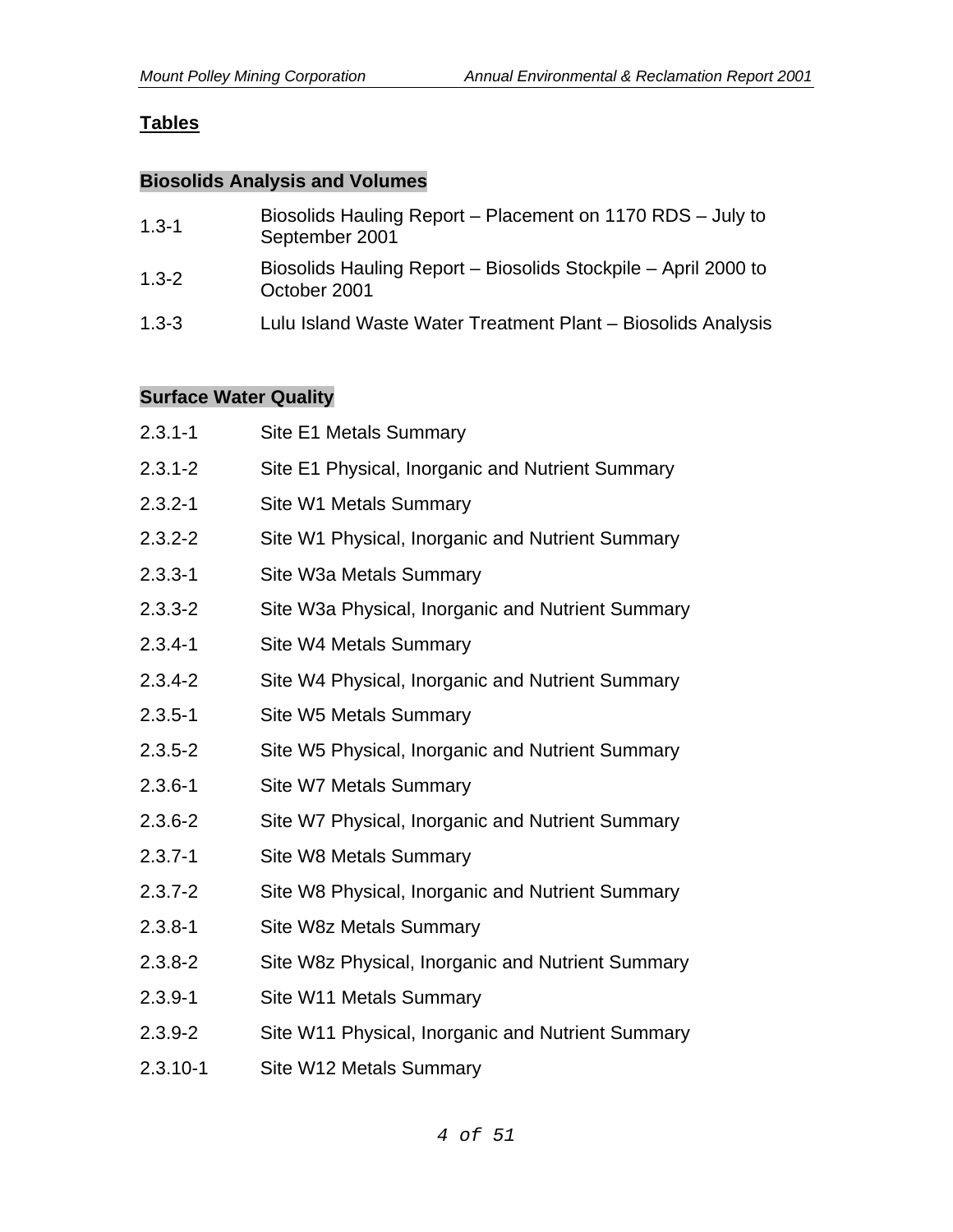## Tables

### Biosolids Analysis and Volumes

| | |
|---|---|
| 1.3-1 | Biosolids Hauling Report – Placement on 1170 RDS – July to September 2001 |
| 1.3-2 | Biosolids Hauling Report – Biosolids Stockpile – April 2000 to October 2001 |
| 1.3-3 | Lulu Island Waste Water Treatment Plant – Biosolids Analysis |

### Surface Water Quality

| | |
|---|---|
| 2.3.1-1 | Site E1 Metals Summary |
| 2.3.1-2 | Site E1 Physical, Inorganic and Nutrient Summary |
| 2.3.2-1 | Site W1 Metals Summary |
| 2.3.2-2 | Site W1 Physical, Inorganic and Nutrient Summary |
| 2.3.3-1 | Site W3a Metals Summary |
| 2.3.3-2 | Site W3a Physical, Inorganic and Nutrient Summary |
| 2.3.4-1 | Site W4 Metals Summary |
| 2.3.4-2 | Site W4 Physical, Inorganic and Nutrient Summary |
| 2.3.5-1 | Site W5 Metals Summary |
| 2.3.5-2 | Site W5 Physical, Inorganic and Nutrient Summary |
| 2.3.6-1 | Site W7 Metals Summary |
| 2.3.6-2 | Site W7 Physical, Inorganic and Nutrient Summary |
| 2.3.7-1 | Site W8 Metals Summary |
| 2.3.7-2 | Site W8 Physical, Inorganic and Nutrient Summary |
| 2.3.8-1 | Site W8z Metals Summary |
| 2.3.8-2 | Site W8z Physical, Inorganic and Nutrient Summary |
| 2.3.9-1 | Site W11 Metals Summary |
| 2.3.9-2 | Site W11 Physical, Inorganic and Nutrient Summary |
| 2.3.10-1 | Site W12 Metals Summary |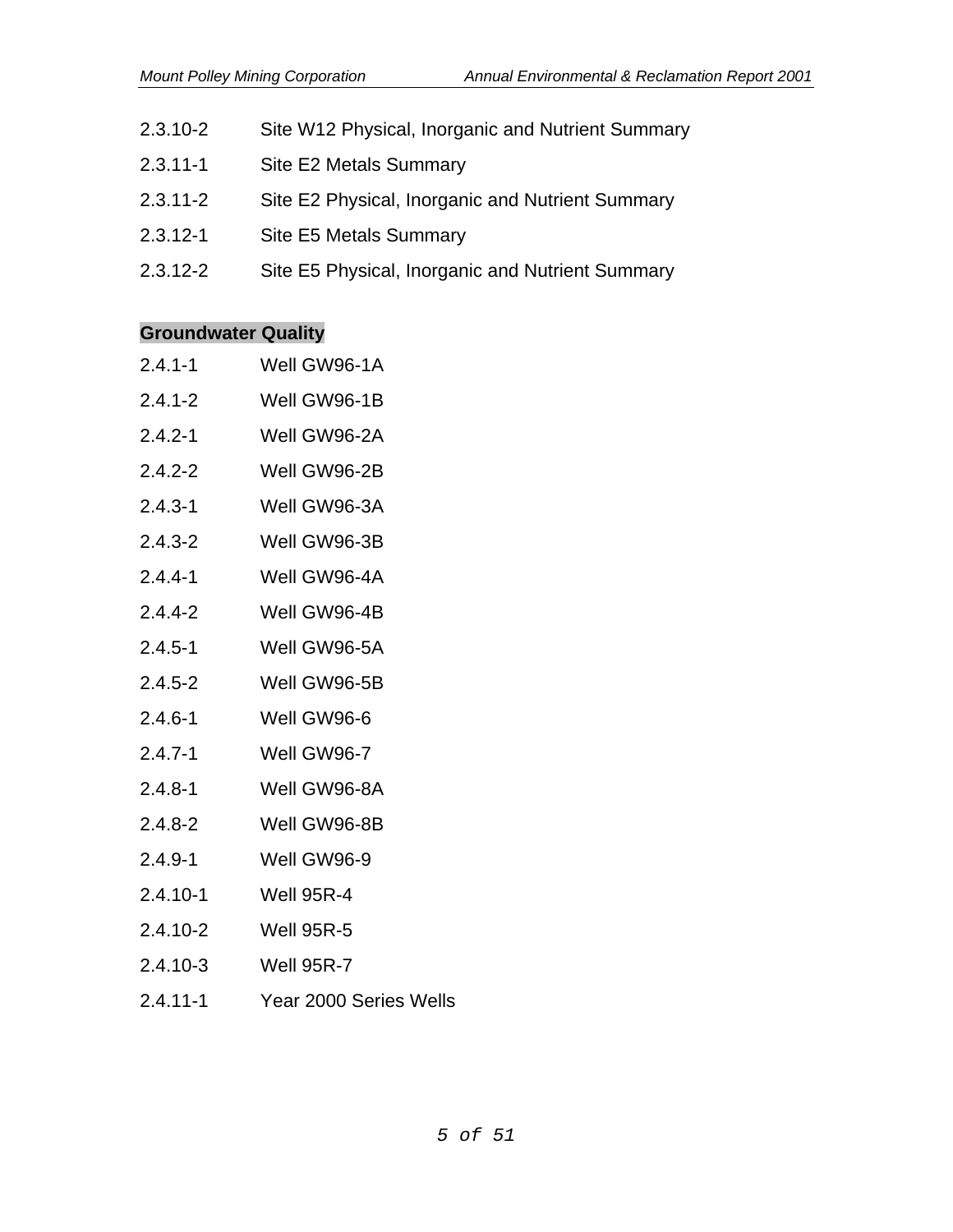2.3.10-2 Site W12 Physical, Inorganic and Nutrient Summary

2.3.11-1 Site E2 Metals Summary

2.3.11-2 Site E2 Physical, Inorganic and Nutrient Summary

2.3.12-1 Site E5 Metals Summary

2.3.12-2 Site E5 Physical, Inorganic and Nutrient Summary

**Groundwater Quality**

2.4.1-1 Well GW96-1A

2.4.1-2 Well GW96-1B

2.4.2-1 Well GW96-2A

2.4.2-2 Well GW96-2B

2.4.3-1 Well GW96-3A

2.4.3-2 Well GW96-3B

2.4.4-1 Well GW96-4A

2.4.4-2 Well GW96-4B

2.4.5-1 Well GW96-5A

2.4.5-2 Well GW96-5B

2.4.6-1 Well GW96-6

2.4.7-1 Well GW96-7

2.4.8-1 Well GW96-8A

2.4.8-2 Well GW96-8B

2.4.9-1 Well GW96-9

2.4.10-1 Well 95R-4

2.4.10-2 Well 95R-5

2.4.10-3 Well 95R-7

2.4.11-1 Year 2000 Series Wells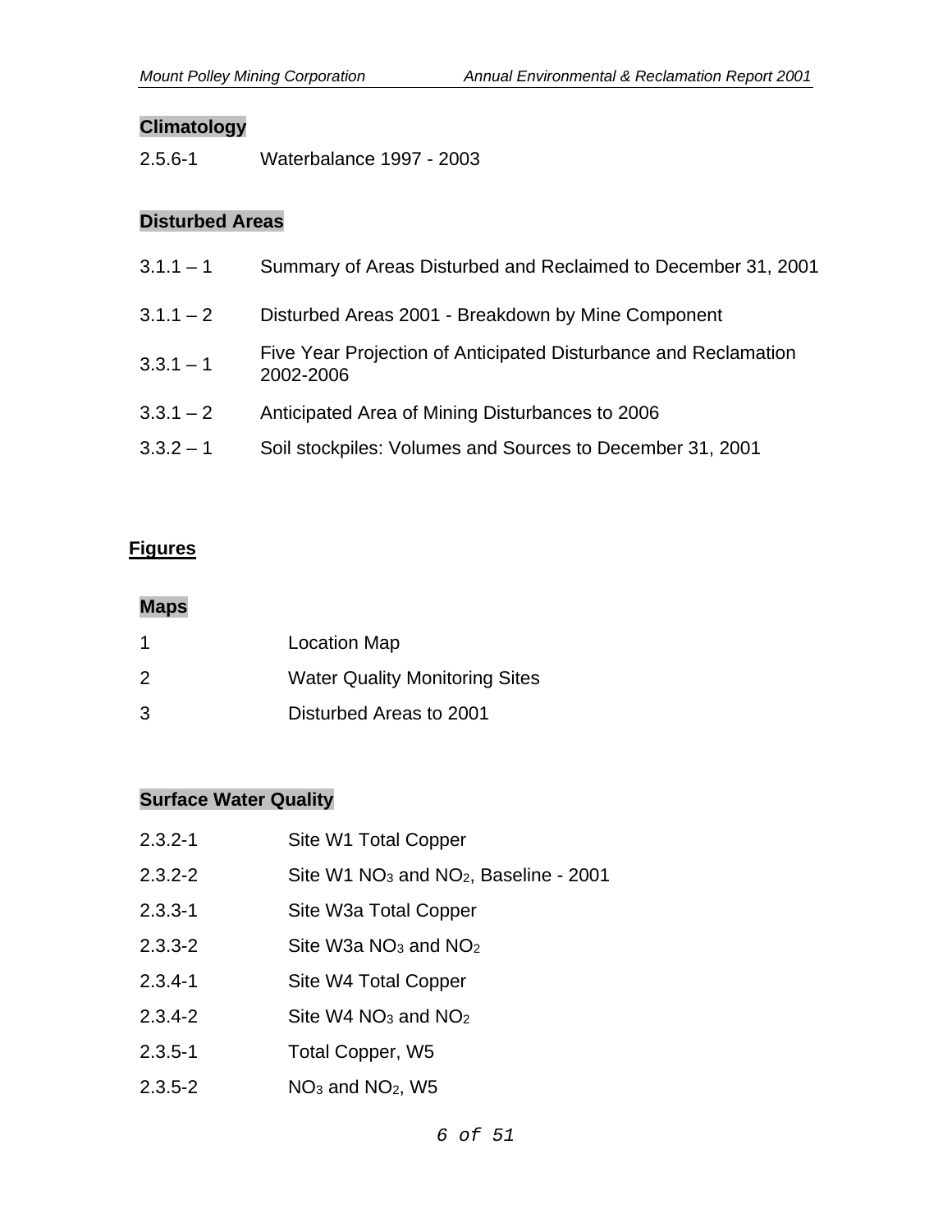### Climatology

| | |
|---|---|
| 2.5.6-1 | Waterbalance 1997 - 2003 |

### Disturbed Areas

| | |
|---|---|
| 3.1.1 – 1 | Summary of Areas Disturbed and Reclaimed to December 31, 2001 |
| 3.1.1 – 2 | Disturbed Areas 2001 - Breakdown by Mine Component |
| 3.3.1 – 1 | Five Year Projection of Anticipated Disturbance and Reclamation 2002-2006 |
| 3.3.1 – 2 | Anticipated Area of Mining Disturbances to 2006 |
| 3.3.2 – 1 | Soil stockpiles: Volumes and Sources to December 31, 2001 |

## Figures

### Maps

| | |
|---|---|
| 1 | Location Map |
| 2 | Water Quality Monitoring Sites |
| 3 | Disturbed Areas to 2001 |

### Surface Water Quality

| | |
|---|---|
| 2.3.2-1 | Site W1 Total Copper |
| 2.3.2-2 | Site W1 $NO_3$ and $NO_2$, Baseline - 2001 |
| 2.3.3-1 | Site W3a Total Copper |
| 2.3.3-2 | Site W3a $NO_3$ and $NO_2$ |
| 2.3.4-1 | Site W4 Total Copper |
| 2.3.4-2 | Site W4 $NO_3$ and $NO_2$ |
| 2.3.5-1 | Total Copper, W5 |
| 2.3.5-2 | $NO_3$ and $NO_2$, W5 |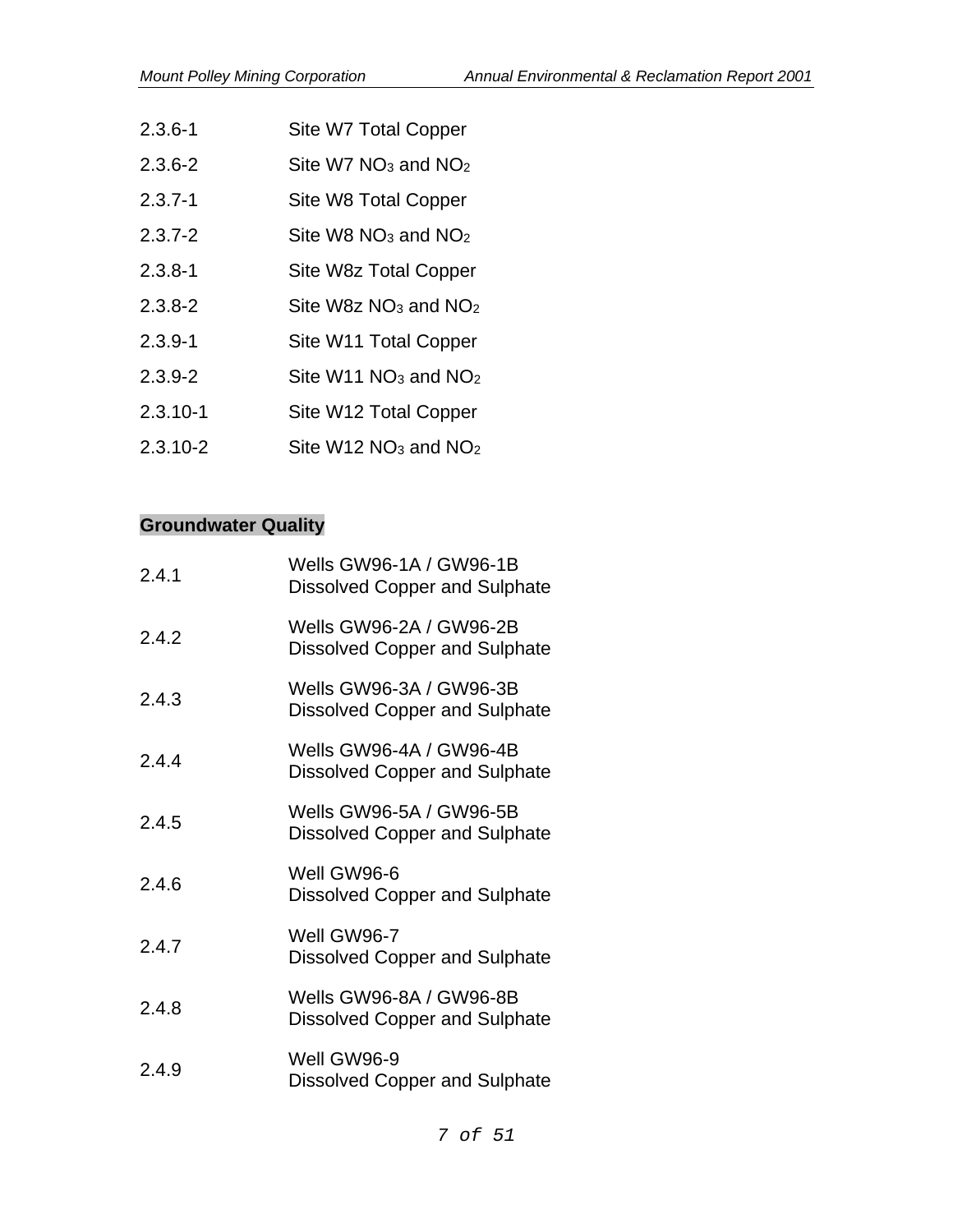| | |
|---|---|
| 2.3.6-1 | Site W7 Total Copper |
| 2.3.6-2 | Site W7 $NO_3$ and $NO_2$ |
| 2.3.7-1 | Site W8 Total Copper |
| 2.3.7-2 | Site W8 $NO_3$ and $NO_2$ |
| 2.3.8-1 | Site W8z Total Copper |
| 2.3.8-2 | Site W8z $NO_3$ and $NO_2$ |
| 2.3.9-1 | Site W11 Total Copper |
| 2.3.9-2 | Site W11 $NO_3$ and $NO_2$ |
| 2.3.10-1 | Site W12 Total Copper |
| 2.3.10-2 | Site W12 $NO_3$ and $NO_2$ |

**Groundwater Quality**

| | |
|---|---|
| 2.4.1 | Wells GW96-1A / GW96-1B Dissolved Copper and Sulphate |
| 2.4.2 | Wells GW96-2A / GW96-2B Dissolved Copper and Sulphate |
| 2.4.3 | Wells GW96-3A / GW96-3B Dissolved Copper and Sulphate |
| 2.4.4 | Wells GW96-4A / GW96-4B Dissolved Copper and Sulphate |
| 2.4.5 | Wells GW96-5A / GW96-5B Dissolved Copper and Sulphate |
| 2.4.6 | Well GW96-6 Dissolved Copper and Sulphate |
| 2.4.7 | Well GW96-7 Dissolved Copper and Sulphate |
| 2.4.8 | Wells GW96-8A / GW96-8B Dissolved Copper and Sulphate |
| 2.4.9 | Well GW96-9 Dissolved Copper and Sulphate |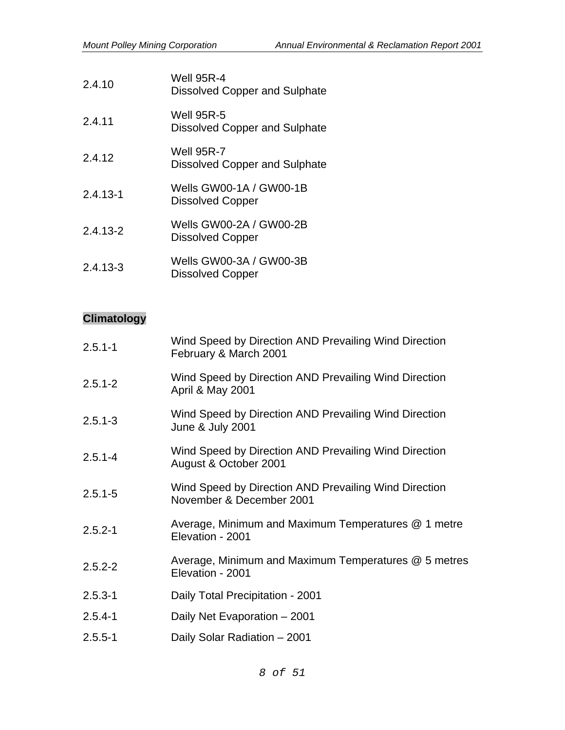| | |
|---|---|
| 2.4.10 | Well 95R-4<br>Dissolved Copper and Sulphate |
| 2.4.11 | Well 95R-5<br>Dissolved Copper and Sulphate |
| 2.4.12 | Well 95R-7<br>Dissolved Copper and Sulphate |
| 2.4.13-1 | Wells GW00-1A / GW00-1B<br>Dissolved Copper |
| 2.4.13-2 | Wells GW00-2A / GW00-2B<br>Dissolved Copper |
| 2.4.13-3 | Wells GW00-3A / GW00-3B<br>Dissolved Copper |

**Climatology**

| | |
|---|---|
| 2.5.1-1 | Wind Speed by Direction AND Prevailing Wind Direction<br>February & March 2001 |
| 2.5.1-2 | Wind Speed by Direction AND Prevailing Wind Direction<br>April & May 2001 |
| 2.5.1-3 | Wind Speed by Direction AND Prevailing Wind Direction<br>June & July 2001 |
| 2.5.1-4 | Wind Speed by Direction AND Prevailing Wind Direction<br>August & October 2001 |
| 2.5.1-5 | Wind Speed by Direction AND Prevailing Wind Direction<br>November & December 2001 |
| 2.5.2-1 | Average, Minimum and Maximum Temperatures @ 1 metre<br>Elevation - 2001 |
| 2.5.2-2 | Average, Minimum and Maximum Temperatures @ 5 metres<br>Elevation - 2001 |
| 2.5.3-1 | Daily Total Precipitation - 2001 |
| 2.5.4-1 | Daily Net Evaporation – 2001 |
| 2.5.5-1 | Daily Solar Radiation – 2001 |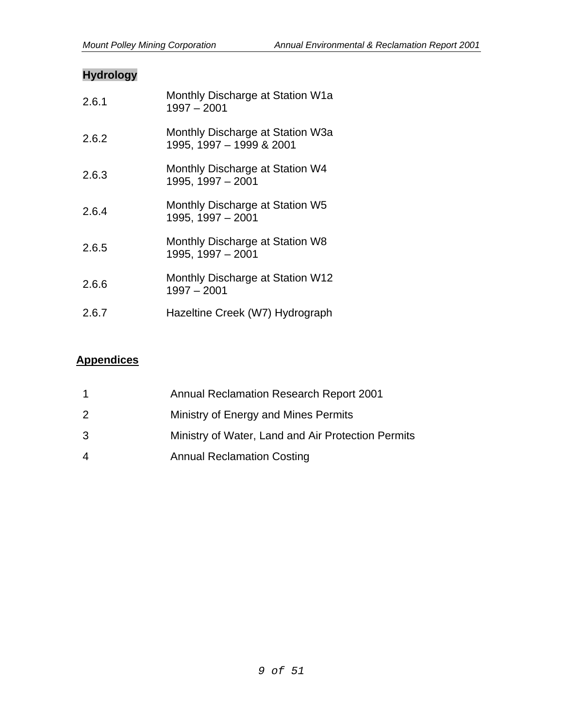**Hydrology**

| | |
|---|---|
| 2.6.1 | Monthly Discharge at Station W1a 1997 – 2001 |
| 2.6.2 | Monthly Discharge at Station W3a 1995, 1997 – 1999 & 2001 |
| 2.6.3 | Monthly Discharge at Station W4 1995, 1997 – 2001 |
| 2.6.4 | Monthly Discharge at Station W5 1995, 1997 – 2001 |
| 2.6.5 | Monthly Discharge at Station W8 1995, 1997 – 2001 |
| 2.6.6 | Monthly Discharge at Station W12 1997 – 2001 |
| 2.6.7 | Hazeltine Creek (W7) Hydrograph |

**Appendices**

| | |
|---|---|
| 1 | Annual Reclamation Research Report 2001 |
| 2 | Ministry of Energy and Mines Permits |
| 3 | Ministry of Water, Land and Air Protection Permits |
| 4 | Annual Reclamation Costing |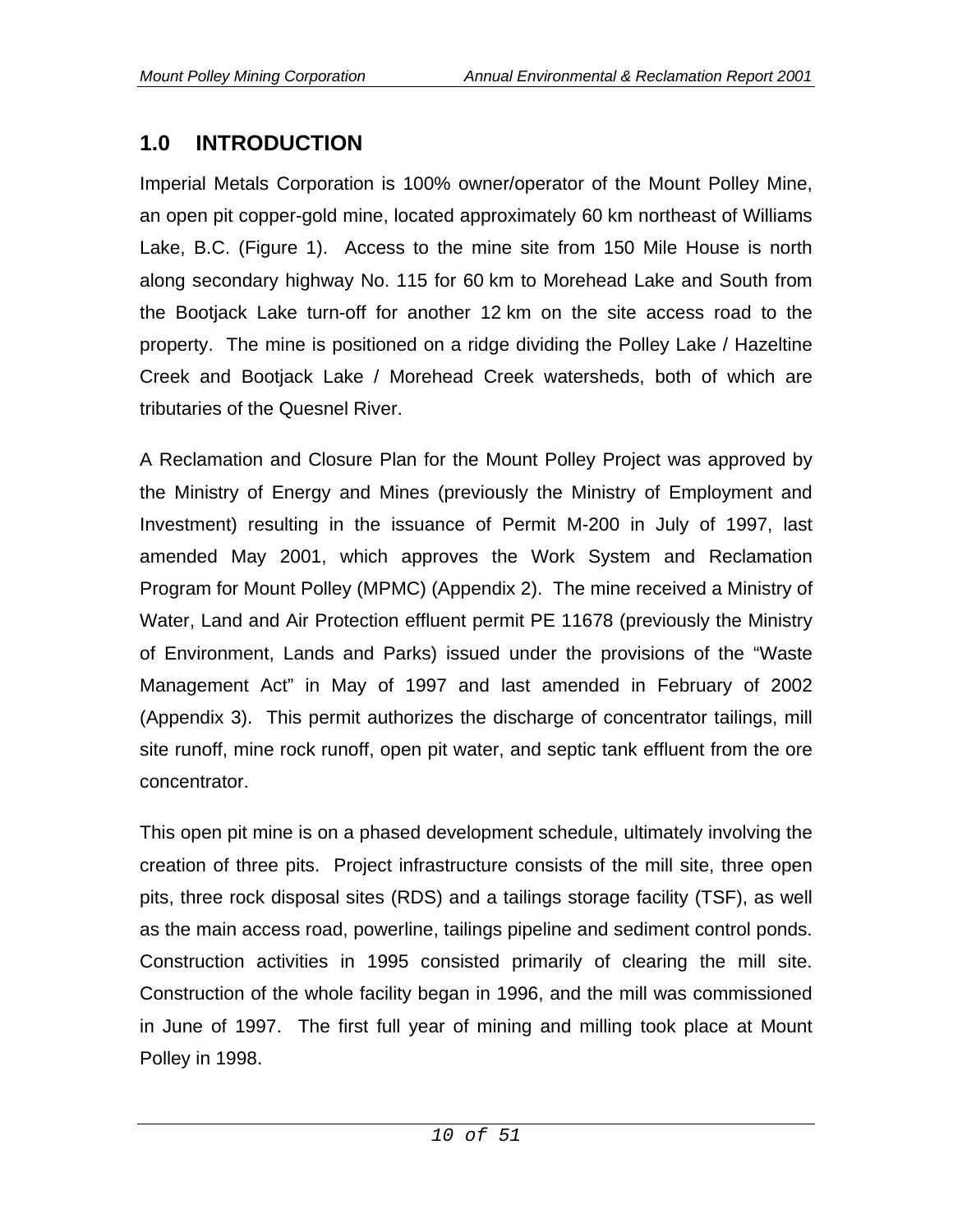## 1.0 INTRODUCTION

Imperial Metals Corporation is 100% owner/operator of the Mount Polley Mine, an open pit copper-gold mine, located approximately 60 km northeast of Williams Lake, B.C. (Figure 1). Access to the mine site from 150 Mile House is north along secondary highway No. 115 for 60 km to Morehead Lake and South from the Bootjack Lake turn-off for another 12 km on the site access road to the property. The mine is positioned on a ridge dividing the Polley Lake / Hazeltine Creek and Bootjack Lake / Morehead Creek watersheds, both of which are tributaries of the Quesnel River.

A Reclamation and Closure Plan for the Mount Polley Project was approved by the Ministry of Energy and Mines (previously the Ministry of Employment and Investment) resulting in the issuance of Permit M-200 in July of 1997, last amended May 2001, which approves the Work System and Reclamation Program for Mount Polley (MPMC) (Appendix 2). The mine received a Ministry of Water, Land and Air Protection effluent permit PE 11678 (previously the Ministry of Environment, Lands and Parks) issued under the provisions of the "Waste Management Act" in May of 1997 and last amended in February of 2002 (Appendix 3). This permit authorizes the discharge of concentrator tailings, mill site runoff, mine rock runoff, open pit water, and septic tank effluent from the ore concentrator.

This open pit mine is on a phased development schedule, ultimately involving the creation of three pits. Project infrastructure consists of the mill site, three open pits, three rock disposal sites (RDS) and a tailings storage facility (TSF), as well as the main access road, powerline, tailings pipeline and sediment control ponds. Construction activities in 1995 consisted primarily of clearing the mill site. Construction of the whole facility began in 1996, and the mill was commissioned in June of 1997. The first full year of mining and milling took place at Mount Polley in 1998.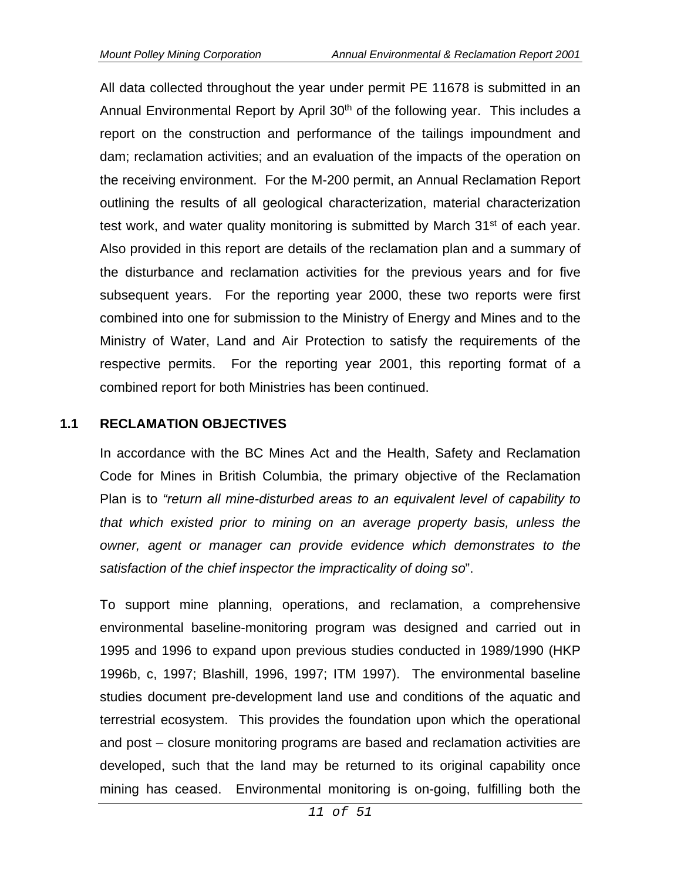All data collected throughout the year under permit PE 11678 is submitted in an Annual Environmental Report by April 30th of the following year. This includes a report on the construction and performance of the tailings impoundment and dam; reclamation activities; and an evaluation of the impacts of the operation on the receiving environment. For the M-200 permit, an Annual Reclamation Report outlining the results of all geological characterization, material characterization test work, and water quality monitoring is submitted by March 31st of each year. Also provided in this report are details of the reclamation plan and a summary of the disturbance and reclamation activities for the previous years and for five subsequent years. For the reporting year 2000, these two reports were first combined into one for submission to the Ministry of Energy and Mines and to the Ministry of Water, Land and Air Protection to satisfy the requirements of the respective permits. For the reporting year 2001, this reporting format of a combined report for both Ministries has been continued.

## 1.1 RECLAMATION OBJECTIVES

In accordance with the BC Mines Act and the Health, Safety and Reclamation Code for Mines in British Columbia, the primary objective of the Reclamation Plan is to *"return all mine-disturbed areas to an equivalent level of capability to that which existed prior to mining on an average property basis, unless the owner, agent or manager can provide evidence which demonstrates to the satisfaction of the chief inspector the impracticality of doing so*".

To support mine planning, operations, and reclamation, a comprehensive environmental baseline-monitoring program was designed and carried out in 1995 and 1996 to expand upon previous studies conducted in 1989/1990 (HKP 1996b, c, 1997; Blashill, 1996, 1997; ITM 1997). The environmental baseline studies document pre-development land use and conditions of the aquatic and terrestrial ecosystem. This provides the foundation upon which the operational and post – closure monitoring programs are based and reclamation activities are developed, such that the land may be returned to its original capability once mining has ceased. Environmental monitoring is on-going, fulfilling both the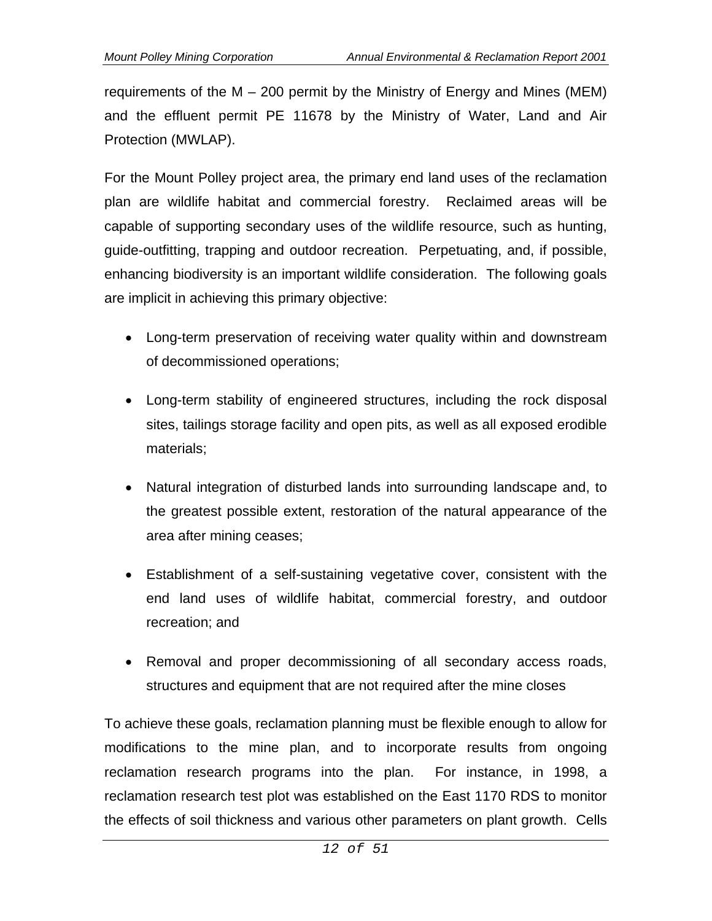requirements of the M – 200 permit by the Ministry of Energy and Mines (MEM) and the effluent permit PE 11678 by the Ministry of Water, Land and Air Protection (MWLAP).

For the Mount Polley project area, the primary end land uses of the reclamation plan are wildlife habitat and commercial forestry. Reclaimed areas will be capable of supporting secondary uses of the wildlife resource, such as hunting, guide-outfitting, trapping and outdoor recreation. Perpetuating, and, if possible, enhancing biodiversity is an important wildlife consideration. The following goals are implicit in achieving this primary objective:

- Long-term preservation of receiving water quality within and downstream of decommissioned operations;
- Long-term stability of engineered structures, including the rock disposal sites, tailings storage facility and open pits, as well as all exposed erodible materials;
- Natural integration of disturbed lands into surrounding landscape and, to the greatest possible extent, restoration of the natural appearance of the area after mining ceases;
- Establishment of a self-sustaining vegetative cover, consistent with the end land uses of wildlife habitat, commercial forestry, and outdoor recreation; and
- Removal and proper decommissioning of all secondary access roads, structures and equipment that are not required after the mine closes

To achieve these goals, reclamation planning must be flexible enough to allow for modifications to the mine plan, and to incorporate results from ongoing reclamation research programs into the plan. For instance, in 1998, a reclamation research test plot was established on the East 1170 RDS to monitor the effects of soil thickness and various other parameters on plant growth. Cells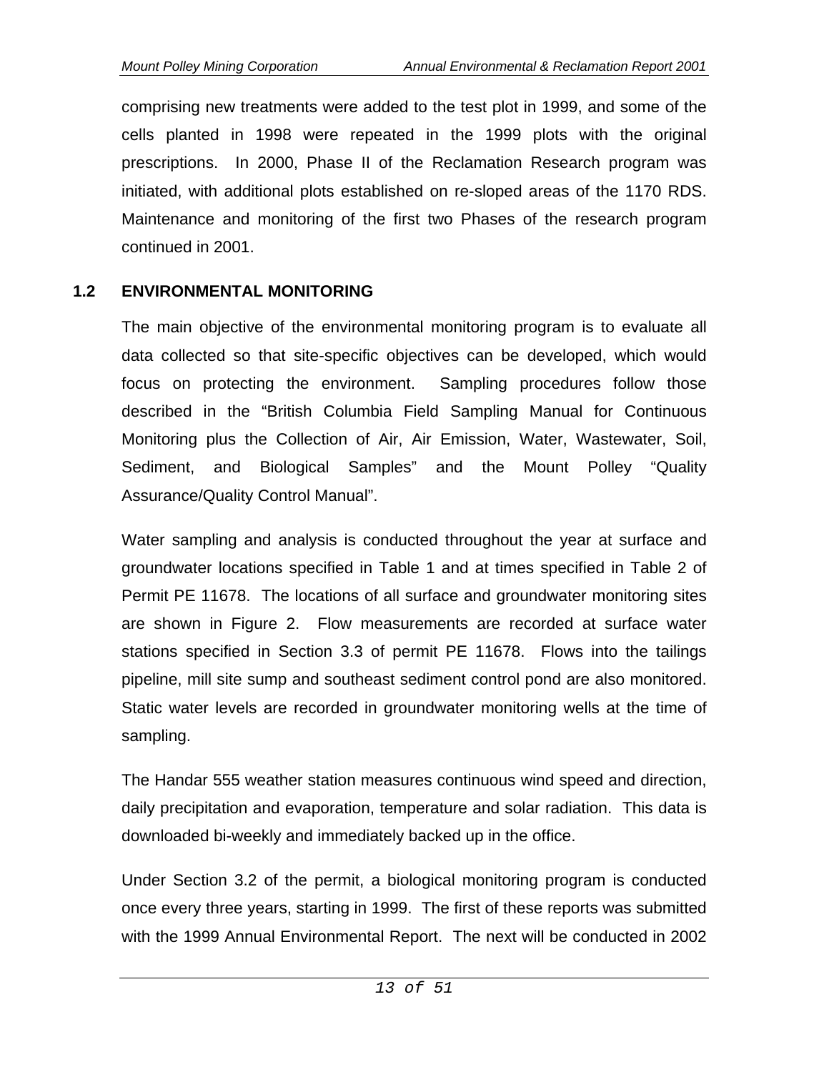comprising new treatments were added to the test plot in 1999, and some of the cells planted in 1998 were repeated in the 1999 plots with the original prescriptions. In 2000, Phase II of the Reclamation Research program was initiated, with additional plots established on re-sloped areas of the 1170 RDS. Maintenance and monitoring of the first two Phases of the research program continued in 2001.

## 1.2 ENVIRONMENTAL MONITORING

The main objective of the environmental monitoring program is to evaluate all data collected so that site-specific objectives can be developed, which would focus on protecting the environment. Sampling procedures follow those described in the "British Columbia Field Sampling Manual for Continuous Monitoring plus the Collection of Air, Air Emission, Water, Wastewater, Soil, Sediment, and Biological Samples" and the Mount Polley "Quality Assurance/Quality Control Manual".

Water sampling and analysis is conducted throughout the year at surface and groundwater locations specified in Table 1 and at times specified in Table 2 of Permit PE 11678. The locations of all surface and groundwater monitoring sites are shown in Figure 2. Flow measurements are recorded at surface water stations specified in Section 3.3 of permit PE 11678. Flows into the tailings pipeline, mill site sump and southeast sediment control pond are also monitored. Static water levels are recorded in groundwater monitoring wells at the time of sampling.

The Handar 555 weather station measures continuous wind speed and direction, daily precipitation and evaporation, temperature and solar radiation. This data is downloaded bi-weekly and immediately backed up in the office.

Under Section 3.2 of the permit, a biological monitoring program is conducted once every three years, starting in 1999. The first of these reports was submitted with the 1999 Annual Environmental Report. The next will be conducted in 2002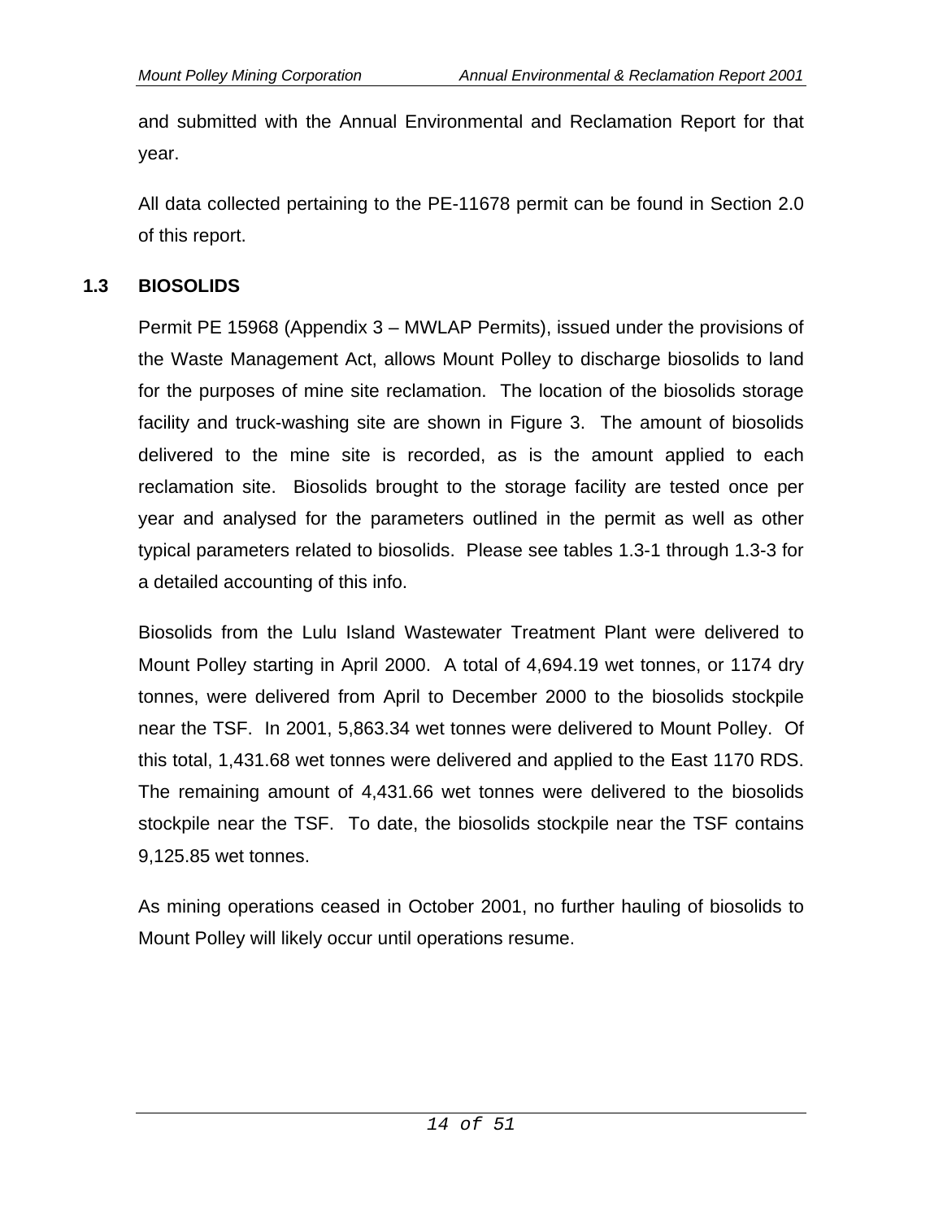and submitted with the Annual Environmental and Reclamation Report for that year.

All data collected pertaining to the PE-11678 permit can be found in Section 2.0 of this report.

## 1.3 BIOSOLIDS

Permit PE 15968 (Appendix 3 – MWLAP Permits), issued under the provisions of the Waste Management Act, allows Mount Polley to discharge biosolids to land for the purposes of mine site reclamation. The location of the biosolids storage facility and truck-washing site are shown in Figure 3. The amount of biosolids delivered to the mine site is recorded, as is the amount applied to each reclamation site. Biosolids brought to the storage facility are tested once per year and analysed for the parameters outlined in the permit as well as other typical parameters related to biosolids. Please see tables 1.3-1 through 1.3-3 for a detailed accounting of this info.

Biosolids from the Lulu Island Wastewater Treatment Plant were delivered to Mount Polley starting in April 2000. A total of 4,694.19 wet tonnes, or 1174 dry tonnes, were delivered from April to December 2000 to the biosolids stockpile near the TSF. In 2001, 5,863.34 wet tonnes were delivered to Mount Polley. Of this total, 1,431.68 wet tonnes were delivered and applied to the East 1170 RDS. The remaining amount of 4,431.66 wet tonnes were delivered to the biosolids stockpile near the TSF. To date, the biosolids stockpile near the TSF contains 9,125.85 wet tonnes.

As mining operations ceased in October 2001, no further hauling of biosolids to Mount Polley will likely occur until operations resume.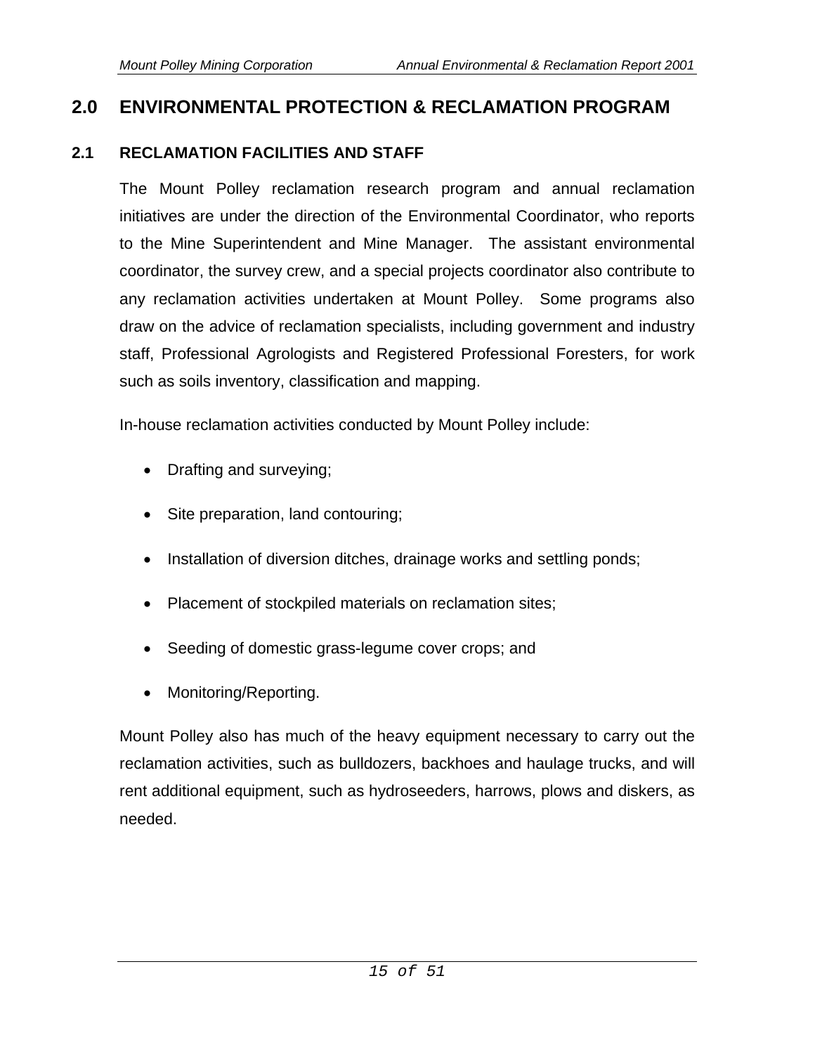# 2.0 ENVIRONMENTAL PROTECTION & RECLAMATION PROGRAM

## 2.1 RECLAMATION FACILITIES AND STAFF

The Mount Polley reclamation research program and annual reclamation initiatives are under the direction of the Environmental Coordinator, who reports to the Mine Superintendent and Mine Manager. The assistant environmental coordinator, the survey crew, and a special projects coordinator also contribute to any reclamation activities undertaken at Mount Polley. Some programs also draw on the advice of reclamation specialists, including government and industry staff, Professional Agrologists and Registered Professional Foresters, for work such as soils inventory, classification and mapping.

In-house reclamation activities conducted by Mount Polley include:

- Drafting and surveying;
- Site preparation, land contouring;
- Installation of diversion ditches, drainage works and settling ponds;
- Placement of stockpiled materials on reclamation sites;
- Seeding of domestic grass-legume cover crops; and
- Monitoring/Reporting.

Mount Polley also has much of the heavy equipment necessary to carry out the reclamation activities, such as bulldozers, backhoes and haulage trucks, and will rent additional equipment, such as hydroseeders, harrows, plows and diskers, as needed.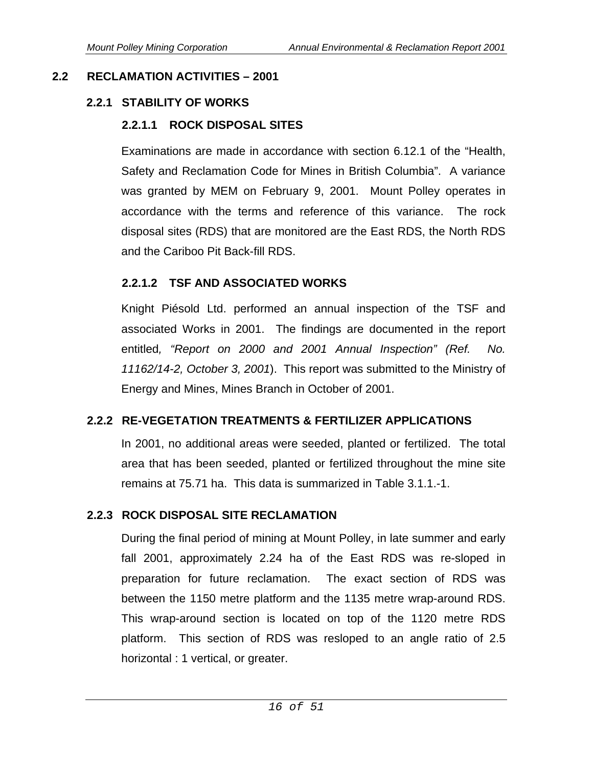## 2.2 RECLAMATION ACTIVITIES – 2001

### 2.2.1 STABILITY OF WORKS

#### 2.2.1.1 ROCK DISPOSAL SITES

Examinations are made in accordance with section 6.12.1 of the "Health, Safety and Reclamation Code for Mines in British Columbia". A variance was granted by MEM on February 9, 2001. Mount Polley operates in accordance with the terms and reference of this variance. The rock disposal sites (RDS) that are monitored are the East RDS, the North RDS and the Cariboo Pit Back-fill RDS.

#### 2.2.1.2 TSF AND ASSOCIATED WORKS

Knight Piésold Ltd. performed an annual inspection of the TSF and associated Works in 2001. The findings are documented in the report entitled*, "Report on 2000 and 2001 Annual Inspection" (Ref. No. 11162/14-2, October 3, 2001*). This report was submitted to the Ministry of Energy and Mines, Mines Branch in October of 2001.

### 2.2.2 RE-VEGETATION TREATMENTS & FERTILIZER APPLICATIONS

In 2001, no additional areas were seeded, planted or fertilized. The total area that has been seeded, planted or fertilized throughout the mine site remains at 75.71 ha. This data is summarized in Table 3.1.1.-1.

### 2.2.3 ROCK DISPOSAL SITE RECLAMATION

During the final period of mining at Mount Polley, in late summer and early fall 2001, approximately 2.24 ha of the East RDS was re-sloped in preparation for future reclamation. The exact section of RDS was between the 1150 metre platform and the 1135 metre wrap-around RDS. This wrap-around section is located on top of the 1120 metre RDS platform. This section of RDS was resloped to an angle ratio of 2.5 horizontal : 1 vertical, or greater.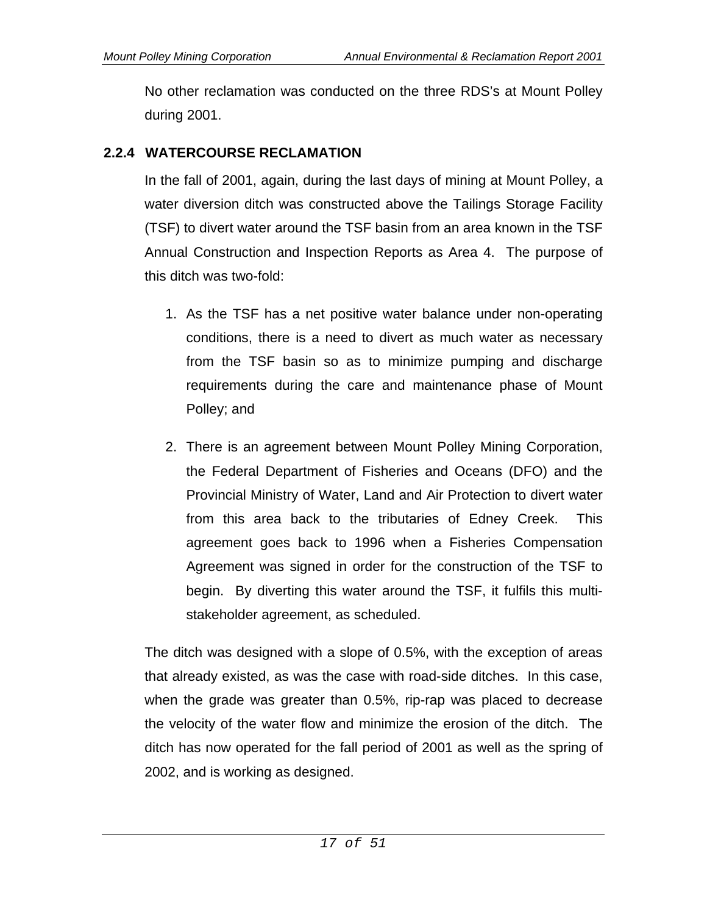No other reclamation was conducted on the three RDS's at Mount Polley during 2001.

### 2.2.4 WATERCOURSE RECLAMATION

In the fall of 2001, again, during the last days of mining at Mount Polley, a water diversion ditch was constructed above the Tailings Storage Facility (TSF) to divert water around the TSF basin from an area known in the TSF Annual Construction and Inspection Reports as Area 4. The purpose of this ditch was two-fold:

1. As the TSF has a net positive water balance under non-operating conditions, there is a need to divert as much water as necessary from the TSF basin so as to minimize pumping and discharge requirements during the care and maintenance phase of Mount Polley; and
2. There is an agreement between Mount Polley Mining Corporation, the Federal Department of Fisheries and Oceans (DFO) and the Provincial Ministry of Water, Land and Air Protection to divert water from this area back to the tributaries of Edney Creek. This agreement goes back to 1996 when a Fisheries Compensation Agreement was signed in order for the construction of the TSF to begin. By diverting this water around the TSF, it fulfils this multi-stakeholder agreement, as scheduled.

The ditch was designed with a slope of 0.5%, with the exception of areas that already existed, as was the case with road-side ditches. In this case, when the grade was greater than 0.5%, rip-rap was placed to decrease the velocity of the water flow and minimize the erosion of the ditch. The ditch has now operated for the fall period of 2001 as well as the spring of 2002, and is working as designed.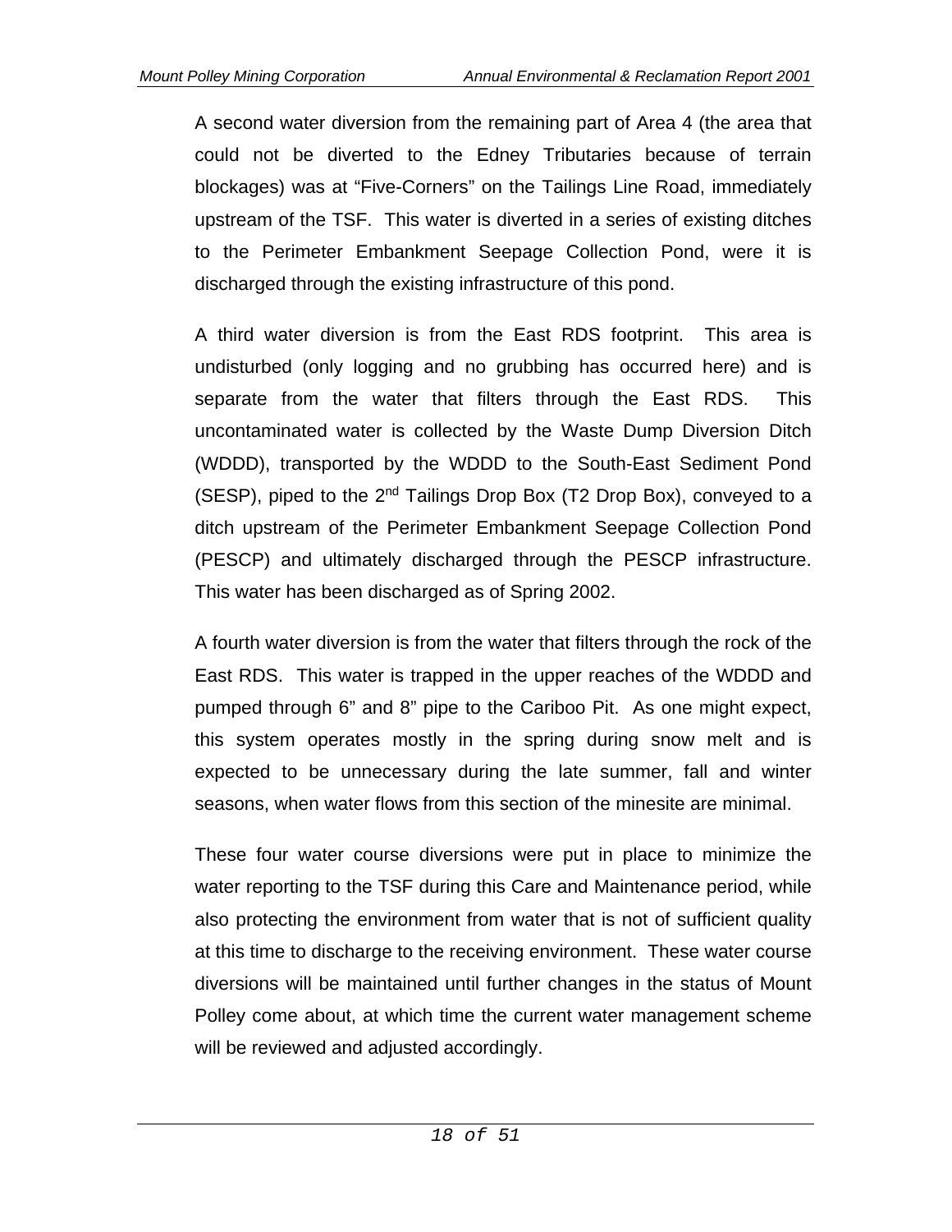A second water diversion from the remaining part of Area 4 (the area that could not be diverted to the Edney Tributaries because of terrain blockages) was at “Five-Corners” on the Tailings Line Road, immediately upstream of the TSF. This water is diverted in a series of existing ditches to the Perimeter Embankment Seepage Collection Pond, were it is discharged through the existing infrastructure of this pond.

A third water diversion is from the East RDS footprint. This area is undisturbed (only logging and no grubbing has occurred here) and is separate from the water that filters through the East RDS. This uncontaminated water is collected by the Waste Dump Diversion Ditch (WDDD), transported by the WDDD to the South-East Sediment Pond (SESP), piped to the 2nd Tailings Drop Box (T2 Drop Box), conveyed to a ditch upstream of the Perimeter Embankment Seepage Collection Pond (PESCP) and ultimately discharged through the PESCP infrastructure. This water has been discharged as of Spring 2002.

A fourth water diversion is from the water that filters through the rock of the East RDS. This water is trapped in the upper reaches of the WDDD and pumped through 6” and 8” pipe to the Cariboo Pit. As one might expect, this system operates mostly in the spring during snow melt and is expected to be unnecessary during the late summer, fall and winter seasons, when water flows from this section of the minesite are minimal.

These four water course diversions were put in place to minimize the water reporting to the TSF during this Care and Maintenance period, while also protecting the environment from water that is not of sufficient quality at this time to discharge to the receiving environment. These water course diversions will be maintained until further changes in the status of Mount Polley come about, at which time the current water management scheme will be reviewed and adjusted accordingly.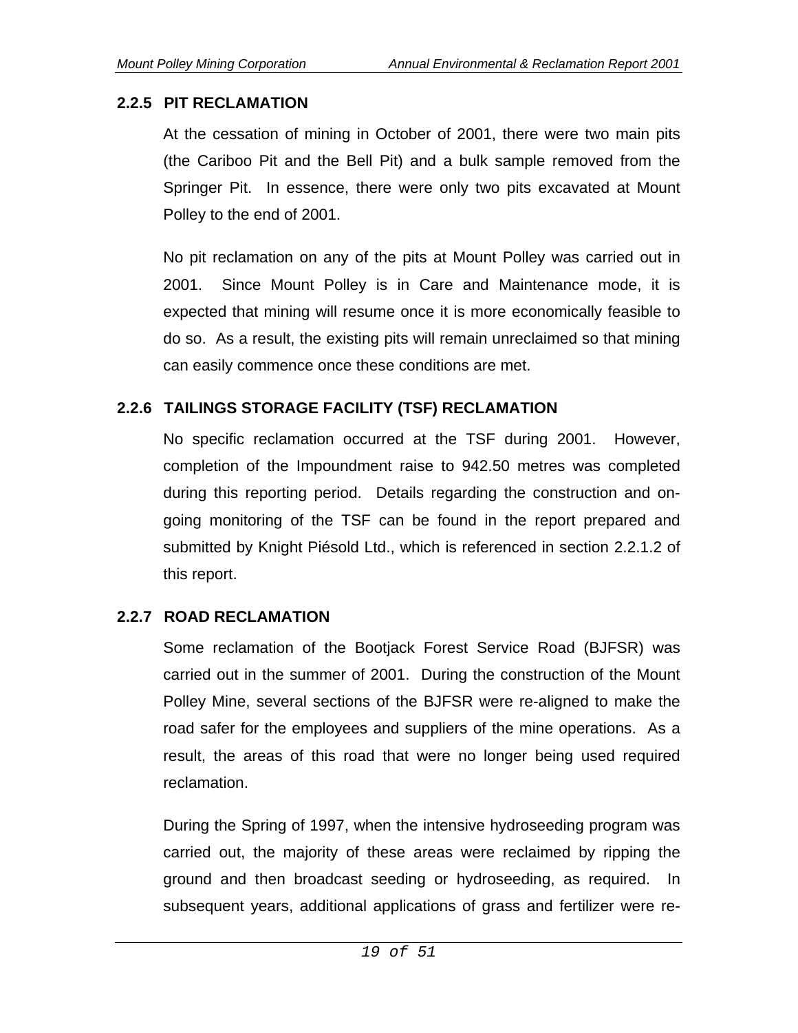### 2.2.5 PIT RECLAMATION

At the cessation of mining in October of 2001, there were two main pits (the Cariboo Pit and the Bell Pit) and a bulk sample removed from the Springer Pit. In essence, there were only two pits excavated at Mount Polley to the end of 2001.

No pit reclamation on any of the pits at Mount Polley was carried out in 2001. Since Mount Polley is in Care and Maintenance mode, it is expected that mining will resume once it is more economically feasible to do so. As a result, the existing pits will remain unreclaimed so that mining can easily commence once these conditions are met.

### 2.2.6 TAILINGS STORAGE FACILITY (TSF) RECLAMATION

No specific reclamation occurred at the TSF during 2001. However, completion of the Impoundment raise to 942.50 metres was completed during this reporting period. Details regarding the construction and on-going monitoring of the TSF can be found in the report prepared and submitted by Knight Piésold Ltd., which is referenced in section 2.2.1.2 of this report.

### 2.2.7 ROAD RECLAMATION

Some reclamation of the Bootjack Forest Service Road (BJFSR) was carried out in the summer of 2001. During the construction of the Mount Polley Mine, several sections of the BJFSR were re-aligned to make the road safer for the employees and suppliers of the mine operations. As a result, the areas of this road that were no longer being used required reclamation.

During the Spring of 1997, when the intensive hydroseeding program was carried out, the majority of these areas were reclaimed by ripping the ground and then broadcast seeding or hydroseeding, as required. In subsequent years, additional applications of grass and fertilizer were re-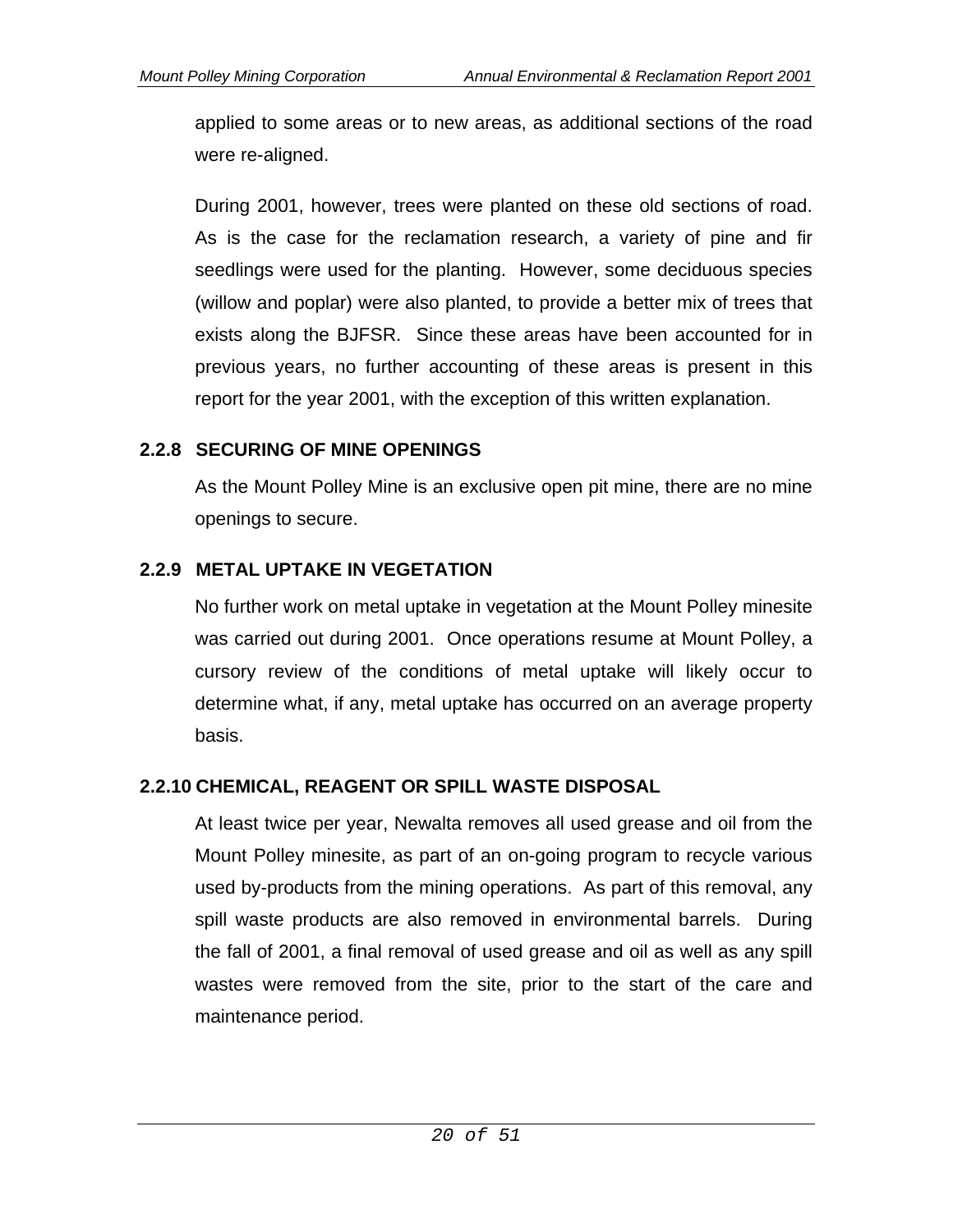applied to some areas or to new areas, as additional sections of the road were re-aligned.

During 2001, however, trees were planted on these old sections of road. As is the case for the reclamation research, a variety of pine and fir seedlings were used for the planting. However, some deciduous species (willow and poplar) were also planted, to provide a better mix of trees that exists along the BJFSR. Since these areas have been accounted for in previous years, no further accounting of these areas is present in this report for the year 2001, with the exception of this written explanation.

### 2.2.8 SECURING OF MINE OPENINGS

As the Mount Polley Mine is an exclusive open pit mine, there are no mine openings to secure.

### 2.2.9 METAL UPTAKE IN VEGETATION

No further work on metal uptake in vegetation at the Mount Polley minesite was carried out during 2001. Once operations resume at Mount Polley, a cursory review of the conditions of metal uptake will likely occur to determine what, if any, metal uptake has occurred on an average property basis.

### 2.2.10 CHEMICAL, REAGENT OR SPILL WASTE DISPOSAL

At least twice per year, Newalta removes all used grease and oil from the Mount Polley minesite, as part of an on-going program to recycle various used by-products from the mining operations. As part of this removal, any spill waste products are also removed in environmental barrels. During the fall of 2001, a final removal of used grease and oil as well as any spill wastes were removed from the site, prior to the start of the care and maintenance period.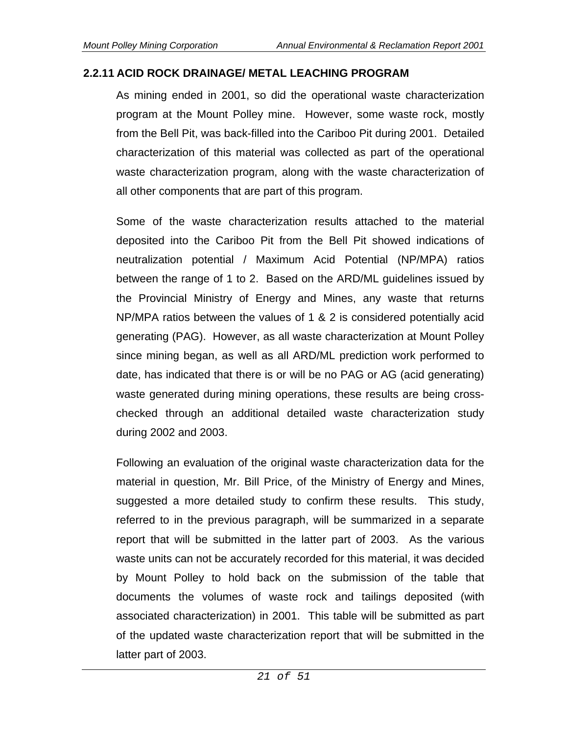### 2.2.11 ACID ROCK DRAINAGE/ METAL LEACHING PROGRAM

As mining ended in 2001, so did the operational waste characterization program at the Mount Polley mine. However, some waste rock, mostly from the Bell Pit, was back-filled into the Cariboo Pit during 2001. Detailed characterization of this material was collected as part of the operational waste characterization program, along with the waste characterization of all other components that are part of this program.

Some of the waste characterization results attached to the material deposited into the Cariboo Pit from the Bell Pit showed indications of neutralization potential / Maximum Acid Potential (NP/MPA) ratios between the range of 1 to 2. Based on the ARD/ML guidelines issued by the Provincial Ministry of Energy and Mines, any waste that returns NP/MPA ratios between the values of 1 & 2 is considered potentially acid generating (PAG). However, as all waste characterization at Mount Polley since mining began, as well as all ARD/ML prediction work performed to date, has indicated that there is or will be no PAG or AG (acid generating) waste generated during mining operations, these results are being cross-checked through an additional detailed waste characterization study during 2002 and 2003.

Following an evaluation of the original waste characterization data for the material in question, Mr. Bill Price, of the Ministry of Energy and Mines, suggested a more detailed study to confirm these results. This study, referred to in the previous paragraph, will be summarized in a separate report that will be submitted in the latter part of 2003. As the various waste units can not be accurately recorded for this material, it was decided by Mount Polley to hold back on the submission of the table that documents the volumes of waste rock and tailings deposited (with associated characterization) in 2001. This table will be submitted as part of the updated waste characterization report that will be submitted in the latter part of 2003.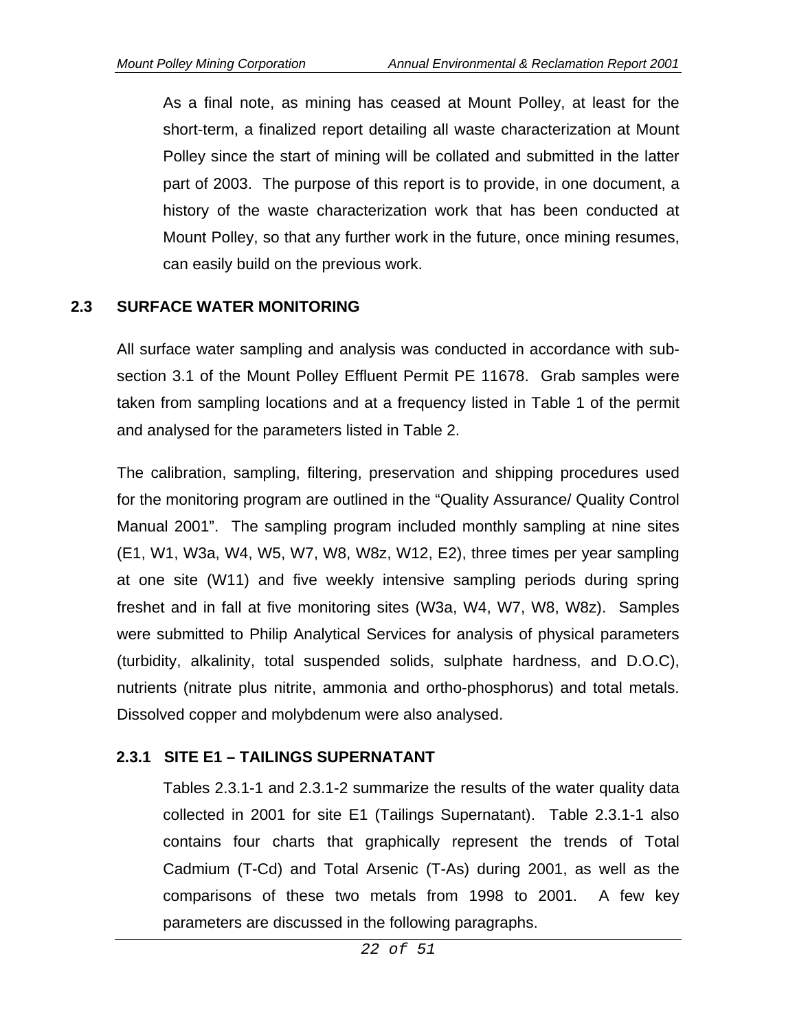As a final note, as mining has ceased at Mount Polley, at least for the short-term, a finalized report detailing all waste characterization at Mount Polley since the start of mining will be collated and submitted in the latter part of 2003. The purpose of this report is to provide, in one document, a history of the waste characterization work that has been conducted at Mount Polley, so that any further work in the future, once mining resumes, can easily build on the previous work.

## 2.3 SURFACE WATER MONITORING

All surface water sampling and analysis was conducted in accordance with sub-section 3.1 of the Mount Polley Effluent Permit PE 11678. Grab samples were taken from sampling locations and at a frequency listed in Table 1 of the permit and analysed for the parameters listed in Table 2.

The calibration, sampling, filtering, preservation and shipping procedures used for the monitoring program are outlined in the "Quality Assurance/ Quality Control Manual 2001". The sampling program included monthly sampling at nine sites (E1, W1, W3a, W4, W5, W7, W8, W8z, W12, E2), three times per year sampling at one site (W11) and five weekly intensive sampling periods during spring freshet and in fall at five monitoring sites (W3a, W4, W7, W8, W8z). Samples were submitted to Philip Analytical Services for analysis of physical parameters (turbidity, alkalinity, total suspended solids, sulphate hardness, and D.O.C), nutrients (nitrate plus nitrite, ammonia and ortho-phosphorus) and total metals. Dissolved copper and molybdenum were also analysed.

### 2.3.1 SITE E1 – TAILINGS SUPERNATANT

Tables 2.3.1-1 and 2.3.1-2 summarize the results of the water quality data collected in 2001 for site E1 (Tailings Supernatant). Table 2.3.1-1 also contains four charts that graphically represent the trends of Total Cadmium (T-Cd) and Total Arsenic (T-As) during 2001, as well as the comparisons of these two metals from 1998 to 2001. A few key parameters are discussed in the following paragraphs.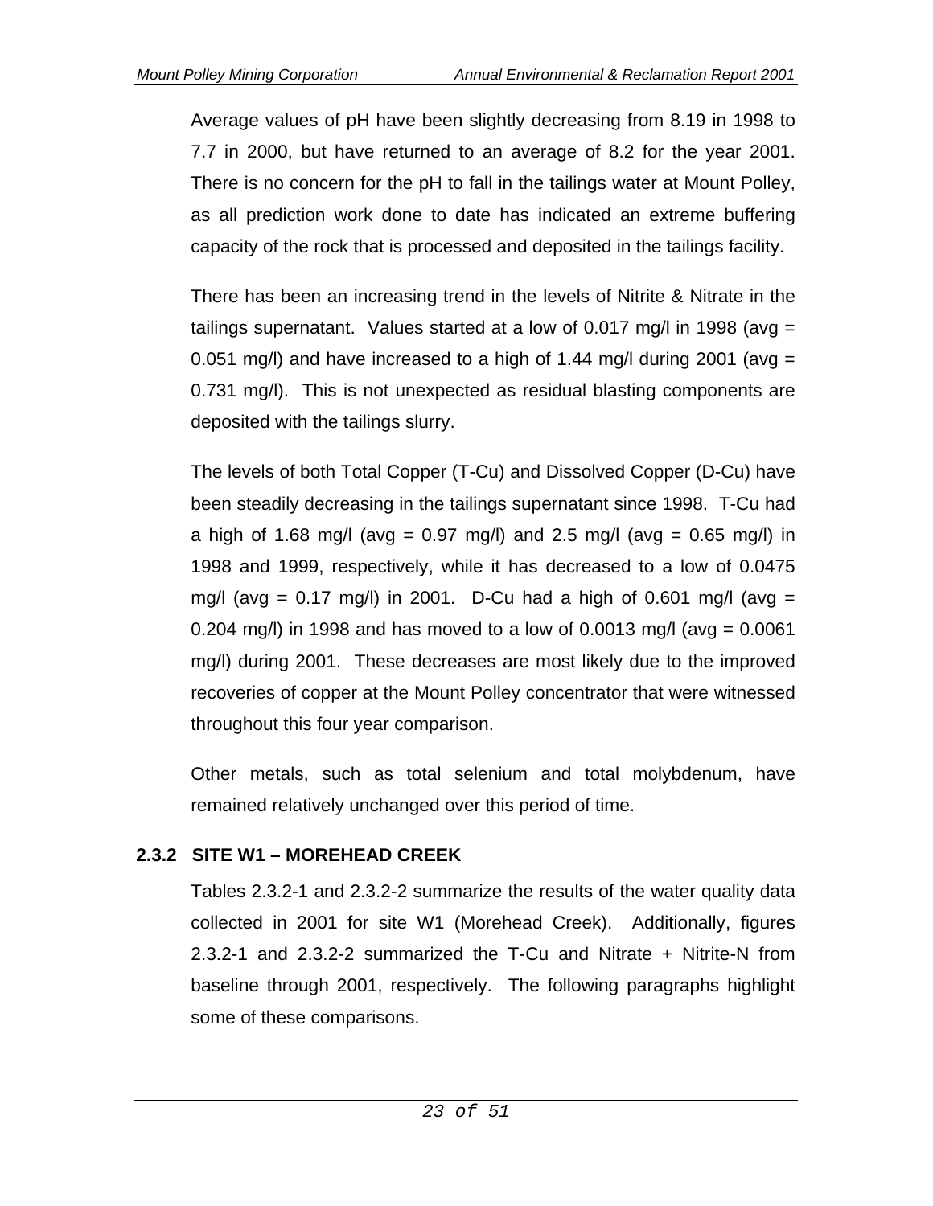Average values of pH have been slightly decreasing from 8.19 in 1998 to 7.7 in 2000, but have returned to an average of 8.2 for the year 2001. There is no concern for the pH to fall in the tailings water at Mount Polley, as all prediction work done to date has indicated an extreme buffering capacity of the rock that is processed and deposited in the tailings facility.

There has been an increasing trend in the levels of Nitrite & Nitrate in the tailings supernatant. Values started at a low of 0.017 mg/l in 1998 (avg = 0.051 mg/l) and have increased to a high of 1.44 mg/l during 2001 (avg = 0.731 mg/l). This is not unexpected as residual blasting components are deposited with the tailings slurry.

The levels of both Total Copper (T-Cu) and Dissolved Copper (D-Cu) have been steadily decreasing in the tailings supernatant since 1998. T-Cu had a high of 1.68 mg/l (avg = 0.97 mg/l) and 2.5 mg/l (avg = 0.65 mg/l) in 1998 and 1999, respectively, while it has decreased to a low of 0.0475 mg/l (avg = 0.17 mg/l) in 2001. D-Cu had a high of 0.601 mg/l (avg = 0.204 mg/l) in 1998 and has moved to a low of 0.0013 mg/l (avg = 0.0061 mg/l) during 2001. These decreases are most likely due to the improved recoveries of copper at the Mount Polley concentrator that were witnessed throughout this four year comparison.

Other metals, such as total selenium and total molybdenum, have remained relatively unchanged over this period of time.

### 2.3.2 SITE W1 – MOREHEAD CREEK

Tables 2.3.2-1 and 2.3.2-2 summarize the results of the water quality data collected in 2001 for site W1 (Morehead Creek). Additionally, figures 2.3.2-1 and 2.3.2-2 summarized the T-Cu and Nitrate + Nitrite-N from baseline through 2001, respectively. The following paragraphs highlight some of these comparisons.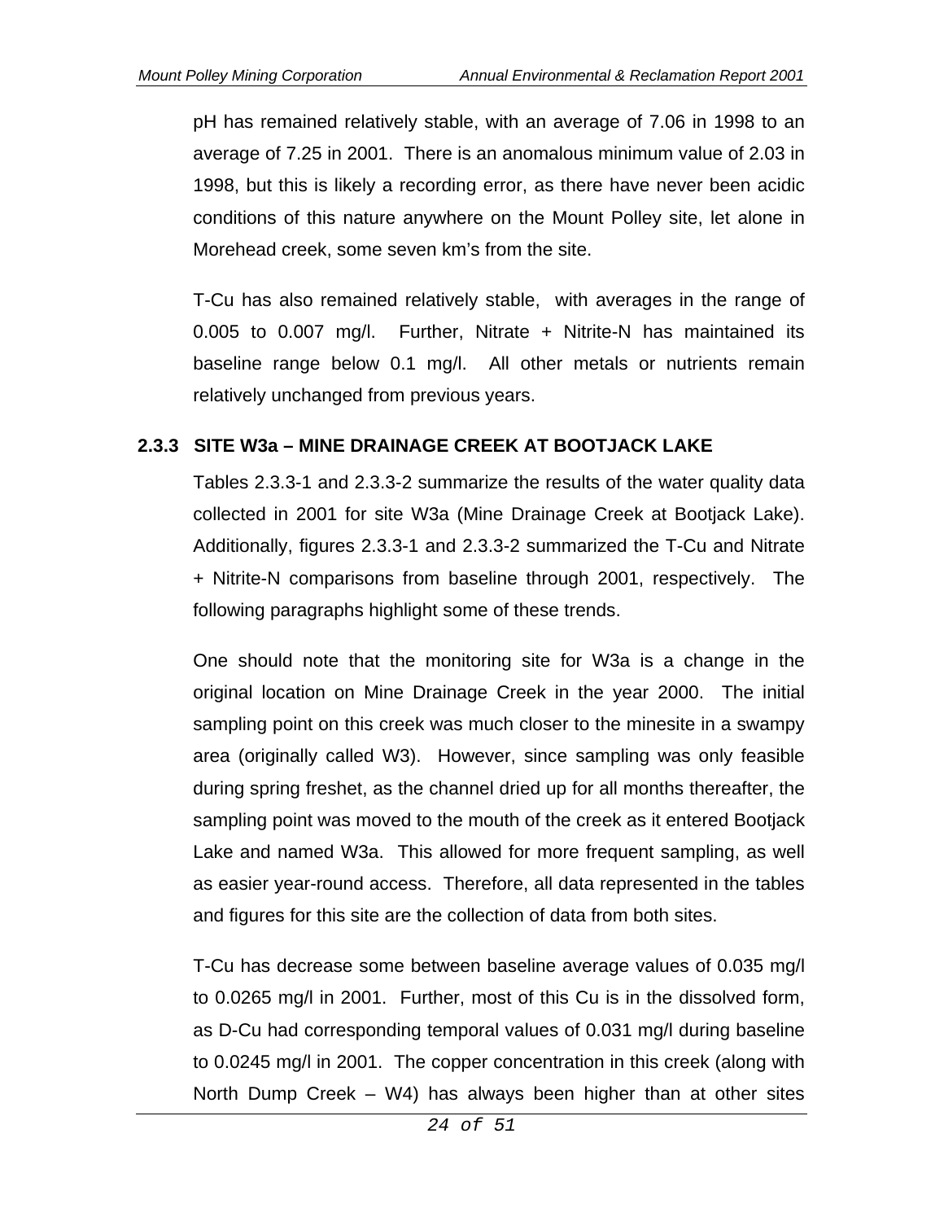pH has remained relatively stable, with an average of 7.06 in 1998 to an average of 7.25 in 2001. There is an anomalous minimum value of 2.03 in 1998, but this is likely a recording error, as there have never been acidic conditions of this nature anywhere on the Mount Polley site, let alone in Morehead creek, some seven km's from the site.

T-Cu has also remained relatively stable, with averages in the range of 0.005 to 0.007 mg/l. Further, Nitrate + Nitrite-N has maintained its baseline range below 0.1 mg/l. All other metals or nutrients remain relatively unchanged from previous years.

### 2.3.3 SITE W3a – MINE DRAINAGE CREEK AT BOOTJACK LAKE

Tables 2.3.3-1 and 2.3.3-2 summarize the results of the water quality data collected in 2001 for site W3a (Mine Drainage Creek at Bootjack Lake). Additionally, figures 2.3.3-1 and 2.3.3-2 summarized the T-Cu and Nitrate + Nitrite-N comparisons from baseline through 2001, respectively. The following paragraphs highlight some of these trends.

One should note that the monitoring site for W3a is a change in the original location on Mine Drainage Creek in the year 2000. The initial sampling point on this creek was much closer to the minesite in a swampy area (originally called W3). However, since sampling was only feasible during spring freshet, as the channel dried up for all months thereafter, the sampling point was moved to the mouth of the creek as it entered Bootjack Lake and named W3a. This allowed for more frequent sampling, as well as easier year-round access. Therefore, all data represented in the tables and figures for this site are the collection of data from both sites.

T-Cu has decrease some between baseline average values of 0.035 mg/l to 0.0265 mg/l in 2001. Further, most of this Cu is in the dissolved form, as D-Cu had corresponding temporal values of 0.031 mg/l during baseline to 0.0245 mg/l in 2001. The copper concentration in this creek (along with North Dump Creek – W4) has always been higher than at other sites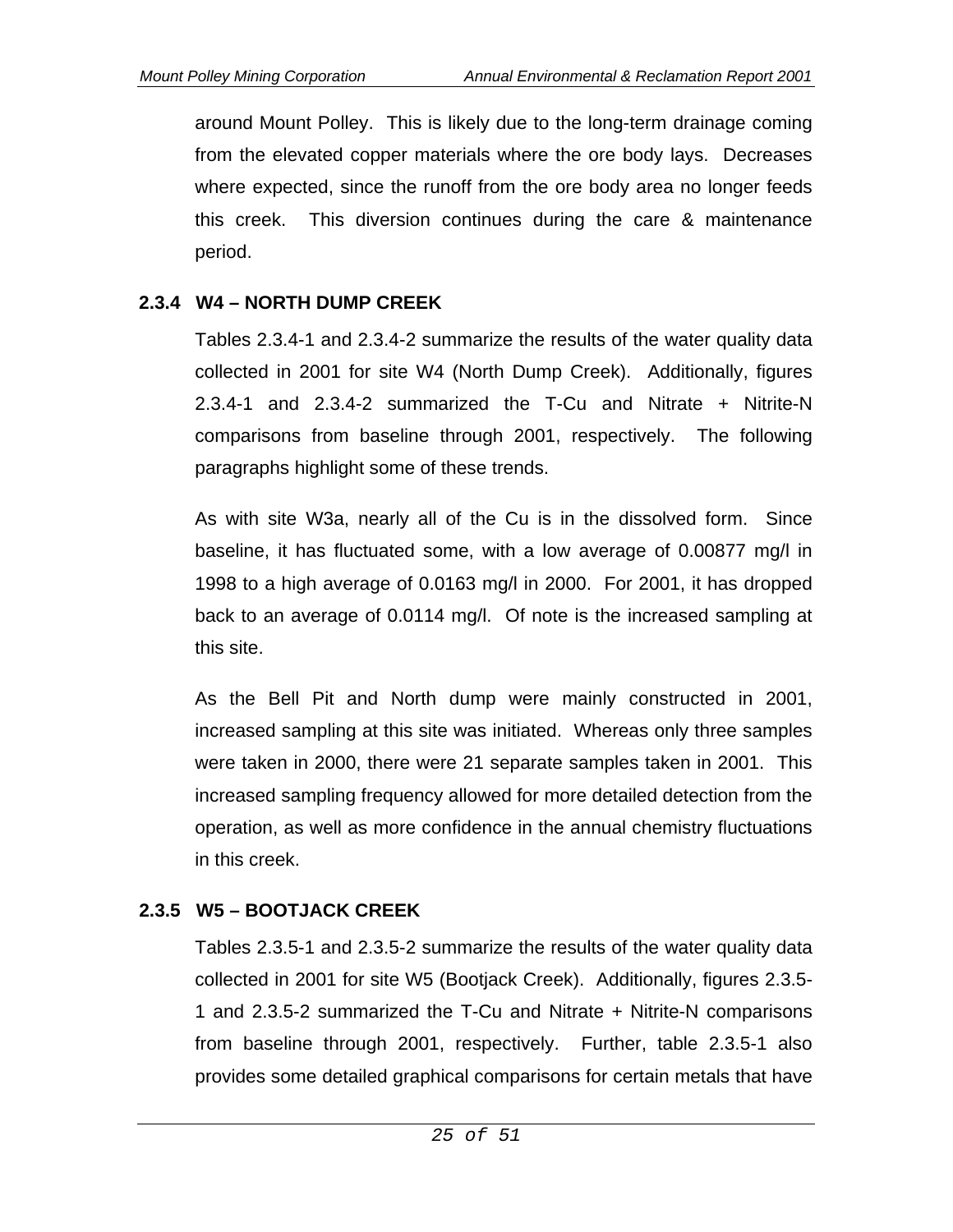around Mount Polley. This is likely due to the long-term drainage coming from the elevated copper materials where the ore body lays. Decreases where expected, since the runoff from the ore body area no longer feeds this creek. This diversion continues during the care & maintenance period.

### 2.3.4 W4 – NORTH DUMP CREEK

Tables 2.3.4-1 and 2.3.4-2 summarize the results of the water quality data collected in 2001 for site W4 (North Dump Creek). Additionally, figures 2.3.4-1 and 2.3.4-2 summarized the T-Cu and Nitrate + Nitrite-N comparisons from baseline through 2001, respectively. The following paragraphs highlight some of these trends.

As with site W3a, nearly all of the Cu is in the dissolved form. Since baseline, it has fluctuated some, with a low average of 0.00877 mg/l in 1998 to a high average of 0.0163 mg/l in 2000. For 2001, it has dropped back to an average of 0.0114 mg/l. Of note is the increased sampling at this site.

As the Bell Pit and North dump were mainly constructed in 2001, increased sampling at this site was initiated. Whereas only three samples were taken in 2000, there were 21 separate samples taken in 2001. This increased sampling frequency allowed for more detailed detection from the operation, as well as more confidence in the annual chemistry fluctuations in this creek.

### 2.3.5 W5 – BOOTJACK CREEK

Tables 2.3.5-1 and 2.3.5-2 summarize the results of the water quality data collected in 2001 for site W5 (Bootjack Creek). Additionally, figures 2.3.5-1 and 2.3.5-2 summarized the T-Cu and Nitrate + Nitrite-N comparisons from baseline through 2001, respectively. Further, table 2.3.5-1 also provides some detailed graphical comparisons for certain metals that have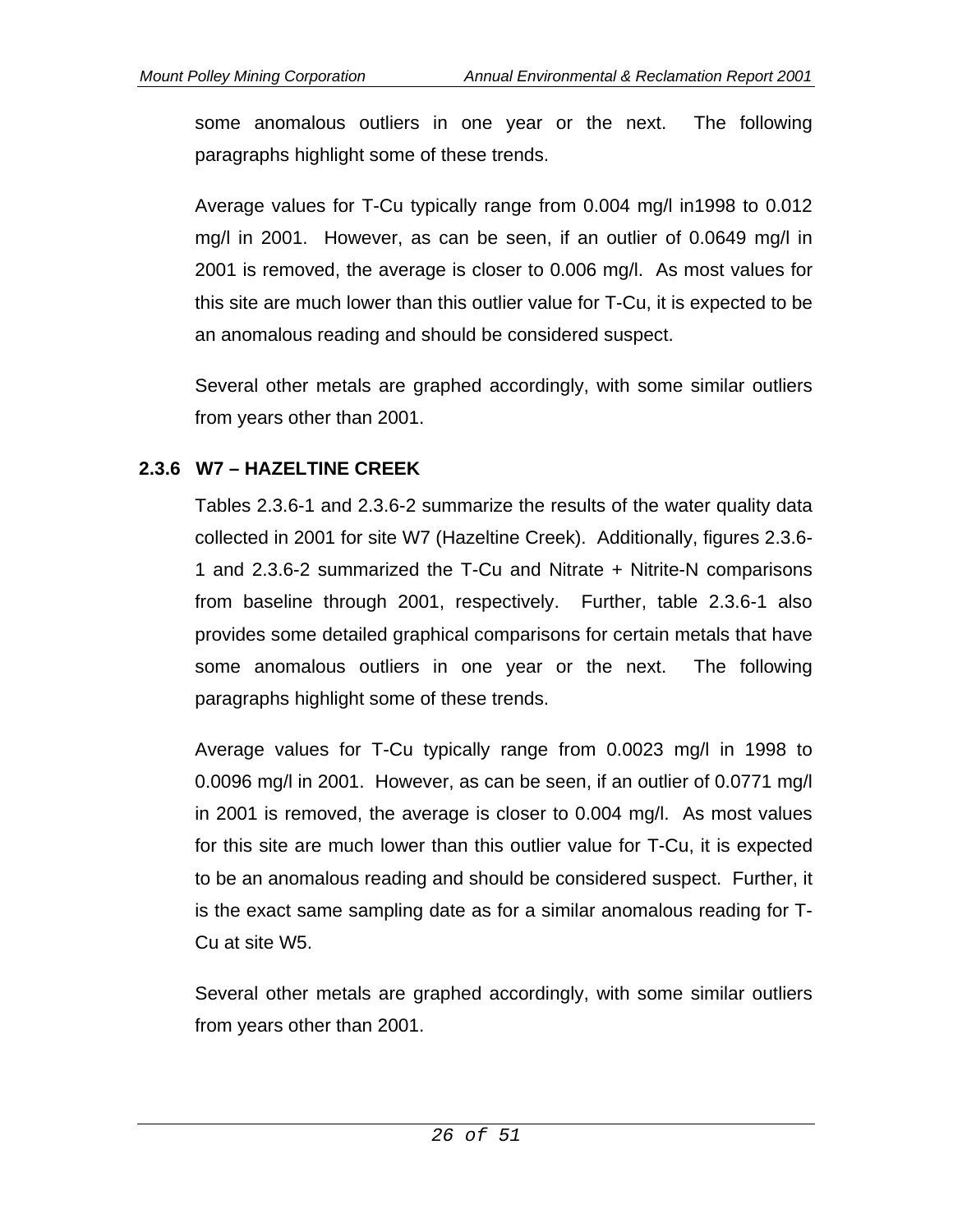some anomalous outliers in one year or the next. The following paragraphs highlight some of these trends.

Average values for T-Cu typically range from 0.004 mg/l in1998 to 0.012 mg/l in 2001. However, as can be seen, if an outlier of 0.0649 mg/l in 2001 is removed, the average is closer to 0.006 mg/l. As most values for this site are much lower than this outlier value for T-Cu, it is expected to be an anomalous reading and should be considered suspect.

Several other metals are graphed accordingly, with some similar outliers from years other than 2001.

### 2.3.6 W7 – HAZELTINE CREEK

Tables 2.3.6-1 and 2.3.6-2 summarize the results of the water quality data collected in 2001 for site W7 (Hazeltine Creek). Additionally, figures 2.3.6-1 and 2.3.6-2 summarized the T-Cu and Nitrate + Nitrite-N comparisons from baseline through 2001, respectively. Further, table 2.3.6-1 also provides some detailed graphical comparisons for certain metals that have some anomalous outliers in one year or the next. The following paragraphs highlight some of these trends.

Average values for T-Cu typically range from 0.0023 mg/l in 1998 to 0.0096 mg/l in 2001. However, as can be seen, if an outlier of 0.0771 mg/l in 2001 is removed, the average is closer to 0.004 mg/l. As most values for this site are much lower than this outlier value for T-Cu, it is expected to be an anomalous reading and should be considered suspect. Further, it is the exact same sampling date as for a similar anomalous reading for T-Cu at site W5.

Several other metals are graphed accordingly, with some similar outliers from years other than 2001.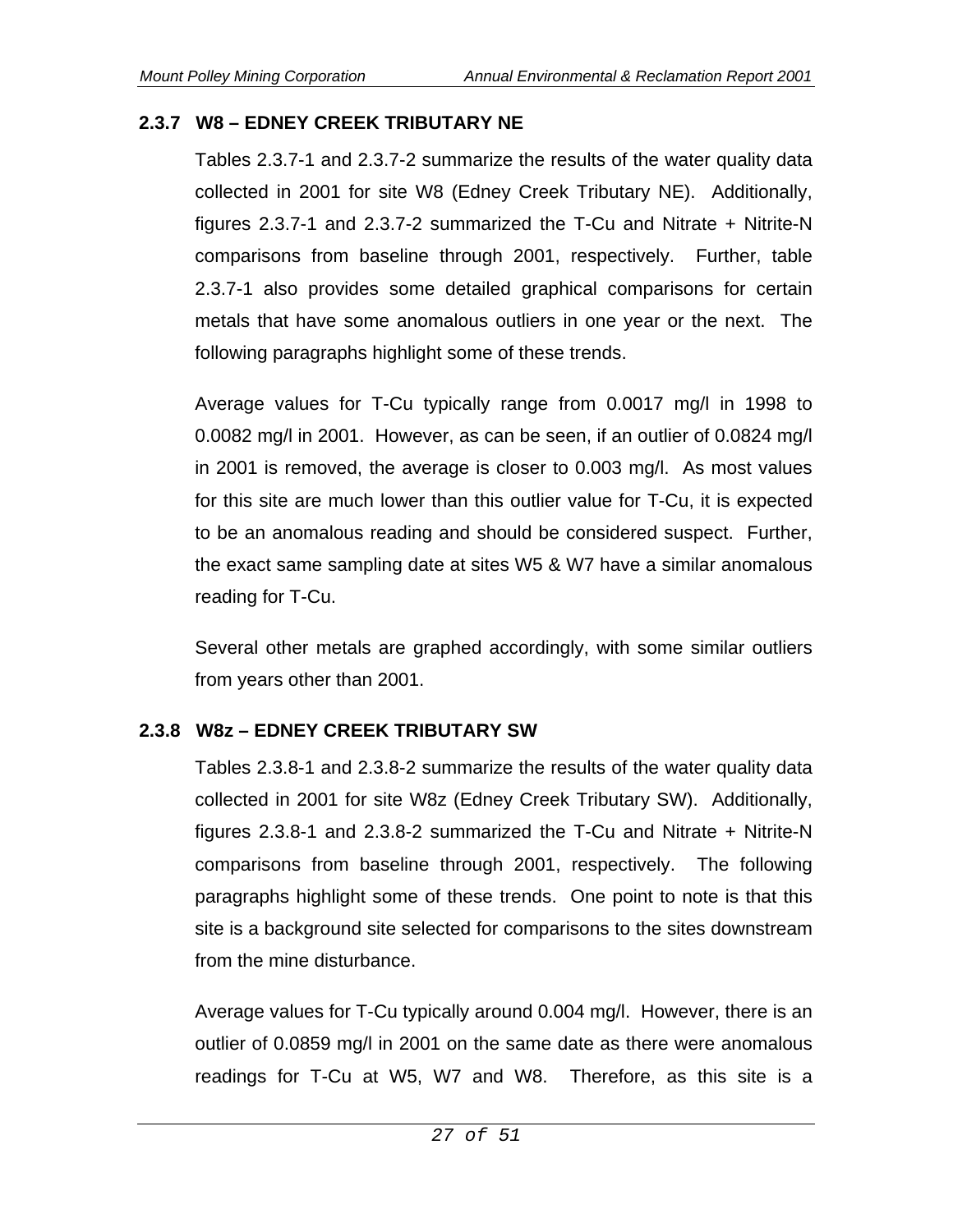### 2.3.7 W8 – EDNEY CREEK TRIBUTARY NE

Tables 2.3.7-1 and 2.3.7-2 summarize the results of the water quality data collected in 2001 for site W8 (Edney Creek Tributary NE). Additionally, figures 2.3.7-1 and 2.3.7-2 summarized the T-Cu and Nitrate + Nitrite-N comparisons from baseline through 2001, respectively. Further, table 2.3.7-1 also provides some detailed graphical comparisons for certain metals that have some anomalous outliers in one year or the next. The following paragraphs highlight some of these trends.

Average values for T-Cu typically range from 0.0017 mg/l in 1998 to 0.0082 mg/l in 2001. However, as can be seen, if an outlier of 0.0824 mg/l in 2001 is removed, the average is closer to 0.003 mg/l. As most values for this site are much lower than this outlier value for T-Cu, it is expected to be an anomalous reading and should be considered suspect. Further, the exact same sampling date at sites W5 & W7 have a similar anomalous reading for T-Cu.

Several other metals are graphed accordingly, with some similar outliers from years other than 2001.

### 2.3.8 W8z – EDNEY CREEK TRIBUTARY SW

Tables 2.3.8-1 and 2.3.8-2 summarize the results of the water quality data collected in 2001 for site W8z (Edney Creek Tributary SW). Additionally, figures 2.3.8-1 and 2.3.8-2 summarized the T-Cu and Nitrate + Nitrite-N comparisons from baseline through 2001, respectively. The following paragraphs highlight some of these trends. One point to note is that this site is a background site selected for comparisons to the sites downstream from the mine disturbance.

Average values for T-Cu typically around 0.004 mg/l. However, there is an outlier of 0.0859 mg/l in 2001 on the same date as there were anomalous readings for T-Cu at W5, W7 and W8. Therefore, as this site is a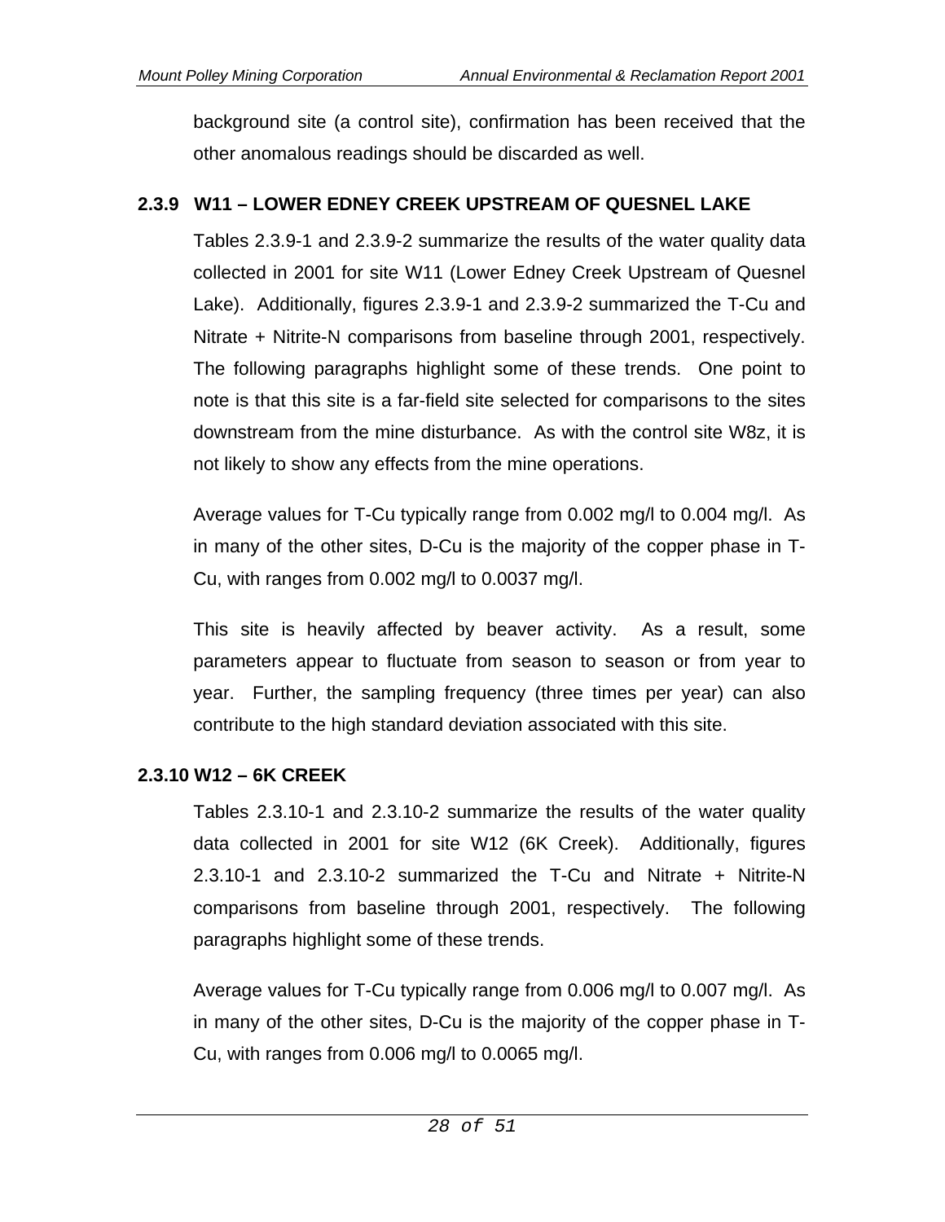background site (a control site), confirmation has been received that the other anomalous readings should be discarded as well.

### 2.3.9 W11 – LOWER EDNEY CREEK UPSTREAM OF QUESNEL LAKE

Tables 2.3.9-1 and 2.3.9-2 summarize the results of the water quality data collected in 2001 for site W11 (Lower Edney Creek Upstream of Quesnel Lake). Additionally, figures 2.3.9-1 and 2.3.9-2 summarized the T-Cu and Nitrate + Nitrite-N comparisons from baseline through 2001, respectively. The following paragraphs highlight some of these trends. One point to note is that this site is a far-field site selected for comparisons to the sites downstream from the mine disturbance. As with the control site W8z, it is not likely to show any effects from the mine operations.

Average values for T-Cu typically range from 0.002 mg/l to 0.004 mg/l. As in many of the other sites, D-Cu is the majority of the copper phase in T-Cu, with ranges from 0.002 mg/l to 0.0037 mg/l.

This site is heavily affected by beaver activity. As a result, some parameters appear to fluctuate from season to season or from year to year. Further, the sampling frequency (three times per year) can also contribute to the high standard deviation associated with this site.

### 2.3.10 W12 – 6K CREEK

Tables 2.3.10-1 and 2.3.10-2 summarize the results of the water quality data collected in 2001 for site W12 (6K Creek). Additionally, figures 2.3.10-1 and 2.3.10-2 summarized the T-Cu and Nitrate + Nitrite-N comparisons from baseline through 2001, respectively. The following paragraphs highlight some of these trends.

Average values for T-Cu typically range from 0.006 mg/l to 0.007 mg/l. As in many of the other sites, D-Cu is the majority of the copper phase in T-Cu, with ranges from 0.006 mg/l to 0.0065 mg/l.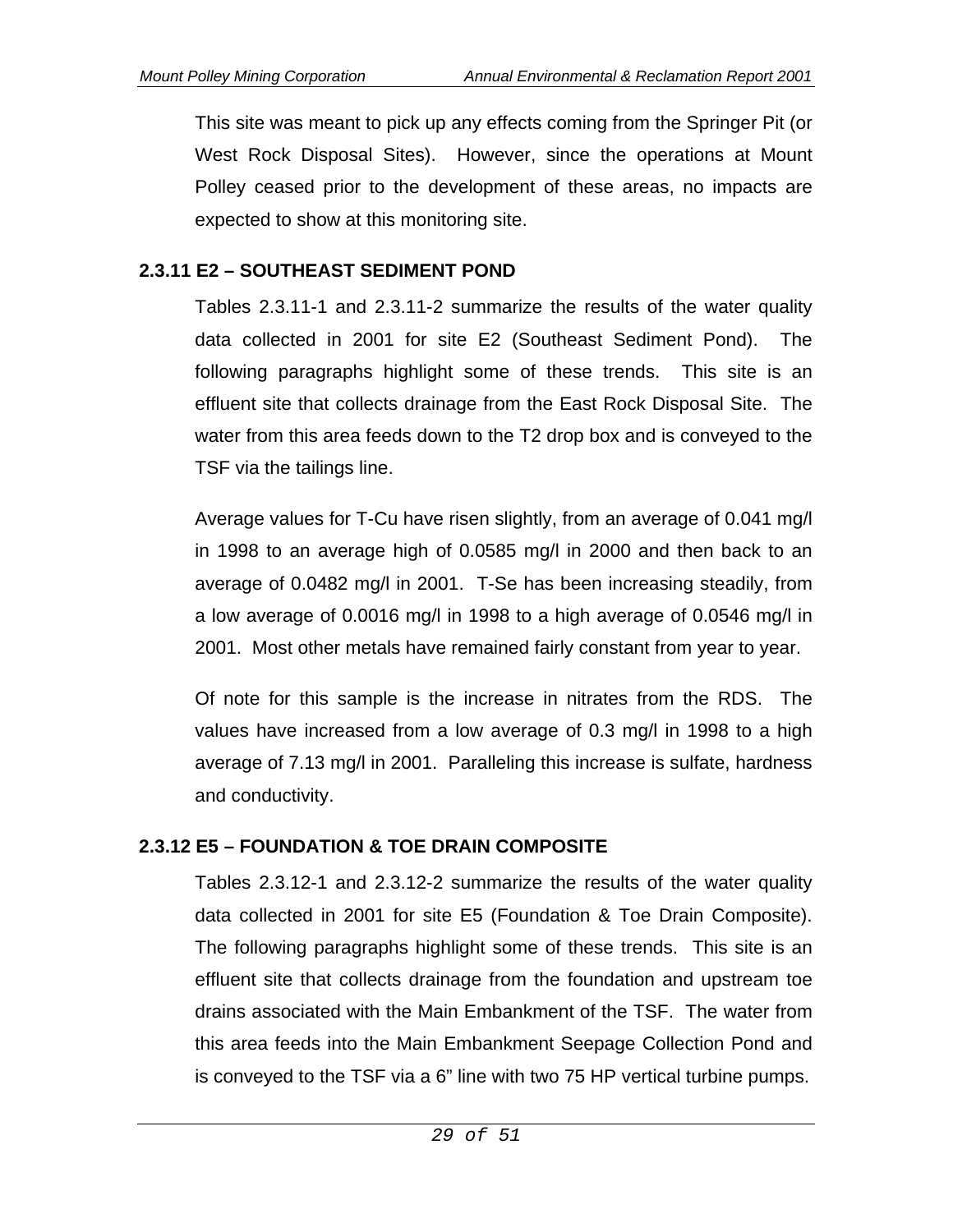This site was meant to pick up any effects coming from the Springer Pit (or West Rock Disposal Sites). However, since the operations at Mount Polley ceased prior to the development of these areas, no impacts are expected to show at this monitoring site.

### 2.3.11 E2 – SOUTHEAST SEDIMENT POND

Tables 2.3.11-1 and 2.3.11-2 summarize the results of the water quality data collected in 2001 for site E2 (Southeast Sediment Pond). The following paragraphs highlight some of these trends. This site is an effluent site that collects drainage from the East Rock Disposal Site. The water from this area feeds down to the T2 drop box and is conveyed to the TSF via the tailings line.

Average values for T-Cu have risen slightly, from an average of 0.041 mg/l in 1998 to an average high of 0.0585 mg/l in 2000 and then back to an average of 0.0482 mg/l in 2001. T-Se has been increasing steadily, from a low average of 0.0016 mg/l in 1998 to a high average of 0.0546 mg/l in 2001. Most other metals have remained fairly constant from year to year.

Of note for this sample is the increase in nitrates from the RDS. The values have increased from a low average of 0.3 mg/l in 1998 to a high average of 7.13 mg/l in 2001. Paralleling this increase is sulfate, hardness and conductivity.

### 2.3.12 E5 – FOUNDATION & TOE DRAIN COMPOSITE

Tables 2.3.12-1 and 2.3.12-2 summarize the results of the water quality data collected in 2001 for site E5 (Foundation & Toe Drain Composite). The following paragraphs highlight some of these trends. This site is an effluent site that collects drainage from the foundation and upstream toe drains associated with the Main Embankment of the TSF. The water from this area feeds into the Main Embankment Seepage Collection Pond and is conveyed to the TSF via a 6" line with two 75 HP vertical turbine pumps.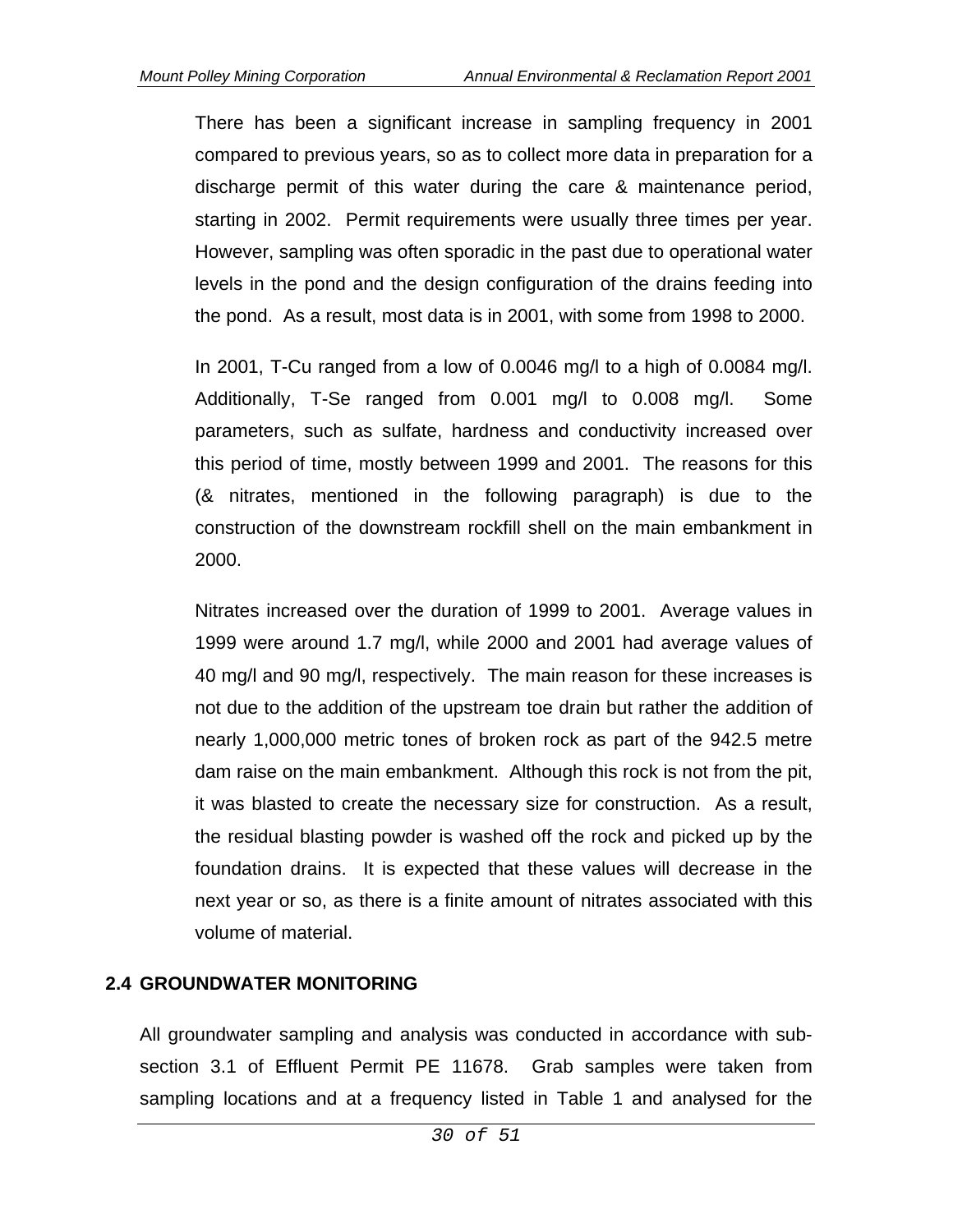There has been a significant increase in sampling frequency in 2001 compared to previous years, so as to collect more data in preparation for a discharge permit of this water during the care & maintenance period, starting in 2002. Permit requirements were usually three times per year. However, sampling was often sporadic in the past due to operational water levels in the pond and the design configuration of the drains feeding into the pond. As a result, most data is in 2001, with some from 1998 to 2000.

In 2001, T-Cu ranged from a low of 0.0046 mg/l to a high of 0.0084 mg/l. Additionally, T-Se ranged from 0.001 mg/l to 0.008 mg/l. Some parameters, such as sulfate, hardness and conductivity increased over this period of time, mostly between 1999 and 2001. The reasons for this (& nitrates, mentioned in the following paragraph) is due to the construction of the downstream rockfill shell on the main embankment in 2000.

Nitrates increased over the duration of 1999 to 2001. Average values in 1999 were around 1.7 mg/l, while 2000 and 2001 had average values of 40 mg/l and 90 mg/l, respectively. The main reason for these increases is not due to the addition of the upstream toe drain but rather the addition of nearly 1,000,000 metric tones of broken rock as part of the 942.5 metre dam raise on the main embankment. Although this rock is not from the pit, it was blasted to create the necessary size for construction. As a result, the residual blasting powder is washed off the rock and picked up by the foundation drains. It is expected that these values will decrease in the next year or so, as there is a finite amount of nitrates associated with this volume of material.

## 2.4 GROUNDWATER MONITORING

All groundwater sampling and analysis was conducted in accordance with sub-section 3.1 of Effluent Permit PE 11678. Grab samples were taken from sampling locations and at a frequency listed in Table 1 and analysed for the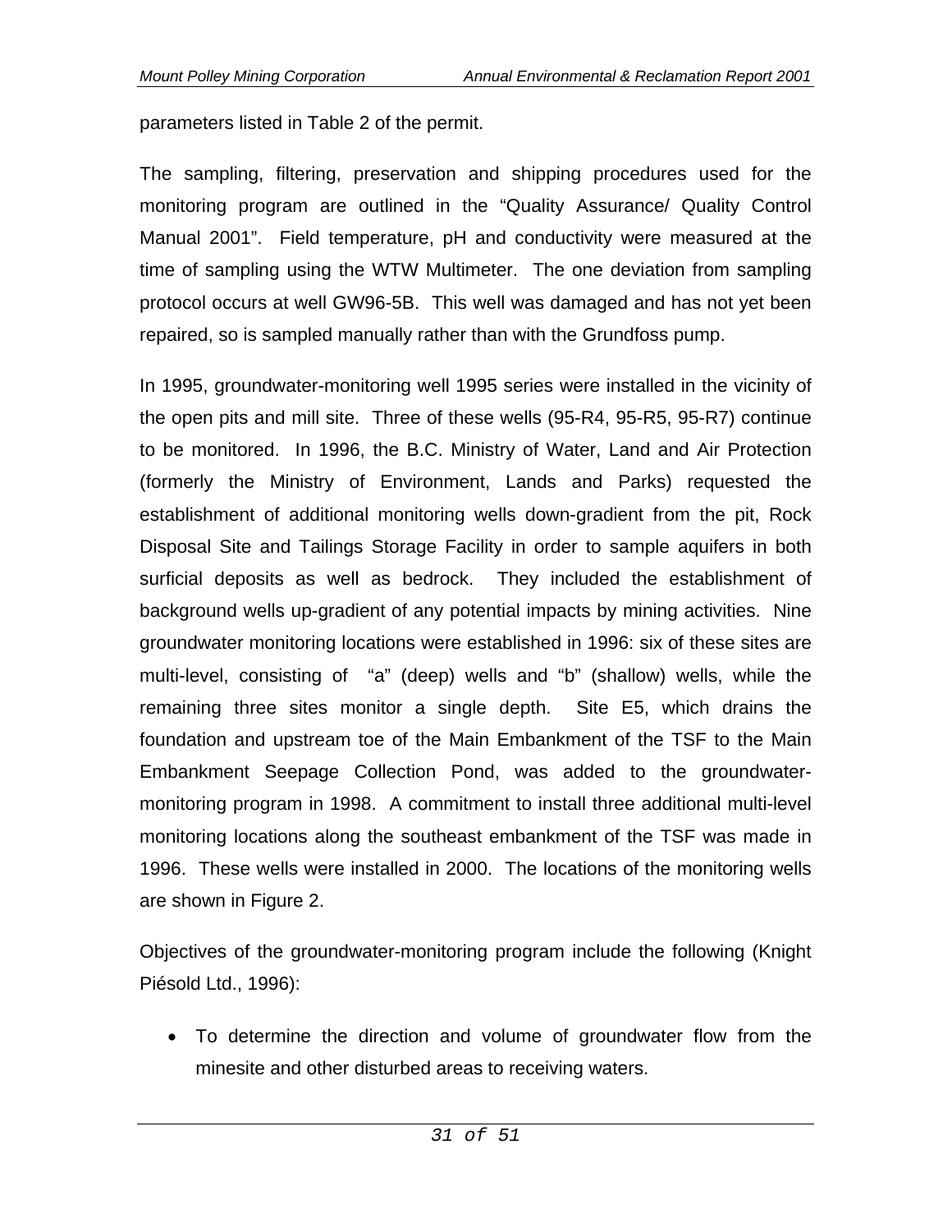parameters listed in Table 2 of the permit.

The sampling, filtering, preservation and shipping procedures used for the monitoring program are outlined in the "Quality Assurance/ Quality Control Manual 2001". Field temperature, pH and conductivity were measured at the time of sampling using the WTW Multimeter. The one deviation from sampling protocol occurs at well GW96-5B. This well was damaged and has not yet been repaired, so is sampled manually rather than with the Grundfoss pump.

In 1995, groundwater-monitoring well 1995 series were installed in the vicinity of the open pits and mill site. Three of these wells (95-R4, 95-R5, 95-R7) continue to be monitored. In 1996, the B.C. Ministry of Water, Land and Air Protection (formerly the Ministry of Environment, Lands and Parks) requested the establishment of additional monitoring wells down-gradient from the pit, Rock Disposal Site and Tailings Storage Facility in order to sample aquifers in both surficial deposits as well as bedrock. They included the establishment of background wells up-gradient of any potential impacts by mining activities. Nine groundwater monitoring locations were established in 1996: six of these sites are multi-level, consisting of "a" (deep) wells and "b" (shallow) wells, while the remaining three sites monitor a single depth. Site E5, which drains the foundation and upstream toe of the Main Embankment of the TSF to the Main Embankment Seepage Collection Pond, was added to the groundwater-monitoring program in 1998. A commitment to install three additional multi-level monitoring locations along the southeast embankment of the TSF was made in 1996. These wells were installed in 2000. The locations of the monitoring wells are shown in Figure 2.

Objectives of the groundwater-monitoring program include the following (Knight Piésold Ltd., 1996):

- To determine the direction and volume of groundwater flow from the minesite and other disturbed areas to receiving waters.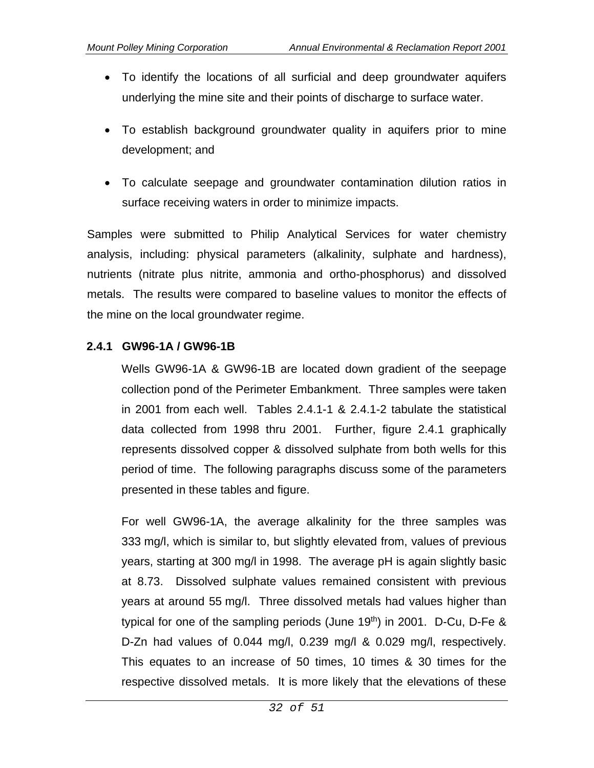- To identify the locations of all surficial and deep groundwater aquifers underlying the mine site and their points of discharge to surface water.
- To establish background groundwater quality in aquifers prior to mine development; and
- To calculate seepage and groundwater contamination dilution ratios in surface receiving waters in order to minimize impacts.

Samples were submitted to Philip Analytical Services for water chemistry analysis, including: physical parameters (alkalinity, sulphate and hardness), nutrients (nitrate plus nitrite, ammonia and ortho-phosphorus) and dissolved metals. The results were compared to baseline values to monitor the effects of the mine on the local groundwater regime.

### 2.4.1 GW96-1A / GW96-1B

Wells GW96-1A & GW96-1B are located down gradient of the seepage collection pond of the Perimeter Embankment. Three samples were taken in 2001 from each well. Tables 2.4.1-1 & 2.4.1-2 tabulate the statistical data collected from 1998 thru 2001. Further, figure 2.4.1 graphically represents dissolved copper & dissolved sulphate from both wells for this period of time. The following paragraphs discuss some of the parameters presented in these tables and figure.

For well GW96-1A, the average alkalinity for the three samples was 333 mg/l, which is similar to, but slightly elevated from, values of previous years, starting at 300 mg/l in 1998. The average pH is again slightly basic at 8.73. Dissolved sulphate values remained consistent with previous years at around 55 mg/l. Three dissolved metals had values higher than typical for one of the sampling periods (June 19th) in 2001. D-Cu, D-Fe & D-Zn had values of 0.044 mg/l, 0.239 mg/l & 0.029 mg/l, respectively. This equates to an increase of 50 times, 10 times & 30 times for the respective dissolved metals. It is more likely that the elevations of these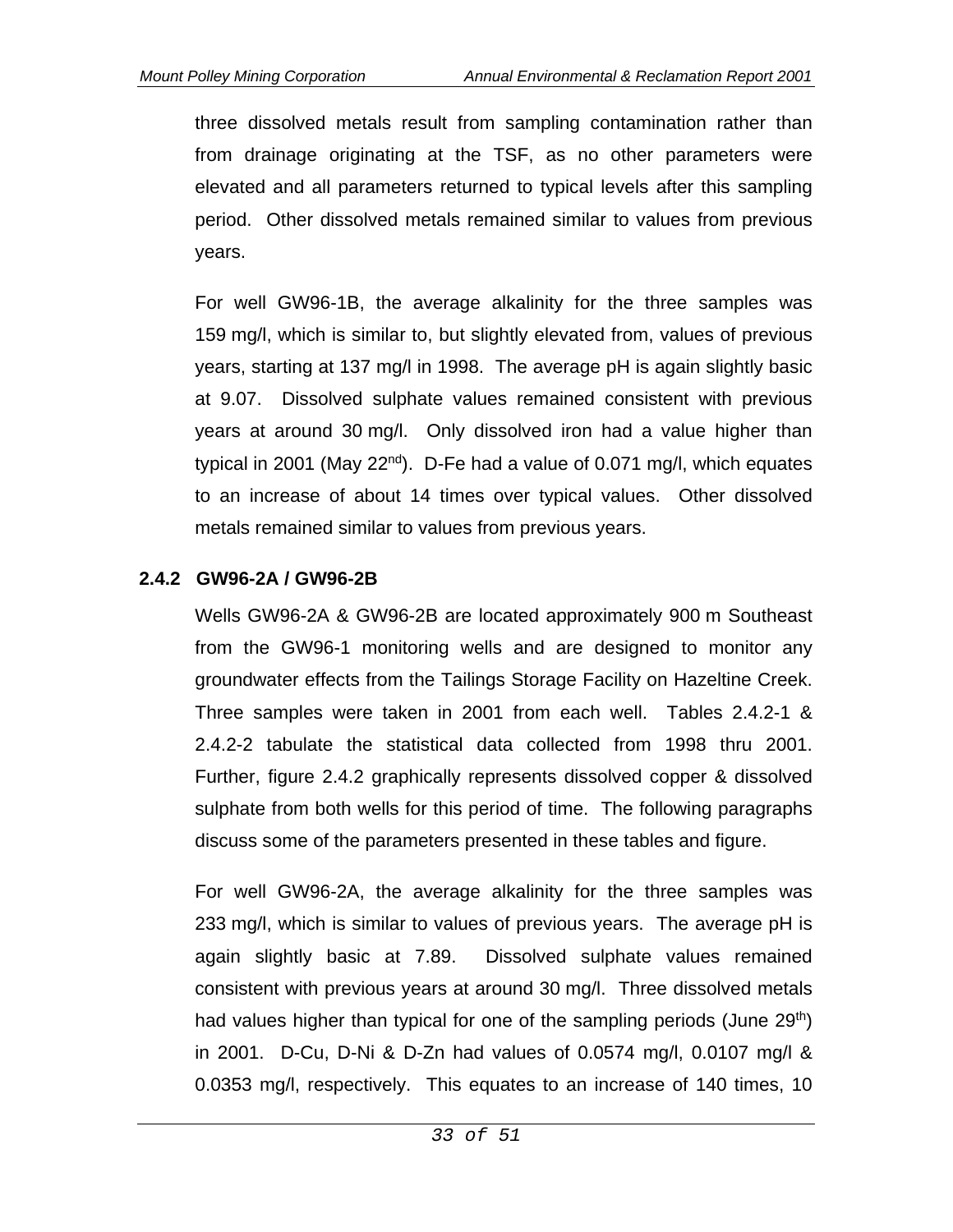three dissolved metals result from sampling contamination rather than from drainage originating at the TSF, as no other parameters were elevated and all parameters returned to typical levels after this sampling period. Other dissolved metals remained similar to values from previous years.

For well GW96-1B, the average alkalinity for the three samples was 159 mg/l, which is similar to, but slightly elevated from, values of previous years, starting at 137 mg/l in 1998. The average pH is again slightly basic at 9.07. Dissolved sulphate values remained consistent with previous years at around 30 mg/l. Only dissolved iron had a value higher than typical in 2001 (May 22nd). D-Fe had a value of 0.071 mg/l, which equates to an increase of about 14 times over typical values. Other dissolved metals remained similar to values from previous years.

### 2.4.2 GW96-2A / GW96-2B

Wells GW96-2A & GW96-2B are located approximately 900 m Southeast from the GW96-1 monitoring wells and are designed to monitor any groundwater effects from the Tailings Storage Facility on Hazeltine Creek. Three samples were taken in 2001 from each well. Tables 2.4.2-1 & 2.4.2-2 tabulate the statistical data collected from 1998 thru 2001. Further, figure 2.4.2 graphically represents dissolved copper & dissolved sulphate from both wells for this period of time. The following paragraphs discuss some of the parameters presented in these tables and figure.

For well GW96-2A, the average alkalinity for the three samples was 233 mg/l, which is similar to values of previous years. The average pH is again slightly basic at 7.89. Dissolved sulphate values remained consistent with previous years at around 30 mg/l. Three dissolved metals had values higher than typical for one of the sampling periods (June 29th) in 2001. D-Cu, D-Ni & D-Zn had values of 0.0574 mg/l, 0.0107 mg/l & 0.0353 mg/l, respectively. This equates to an increase of 140 times, 10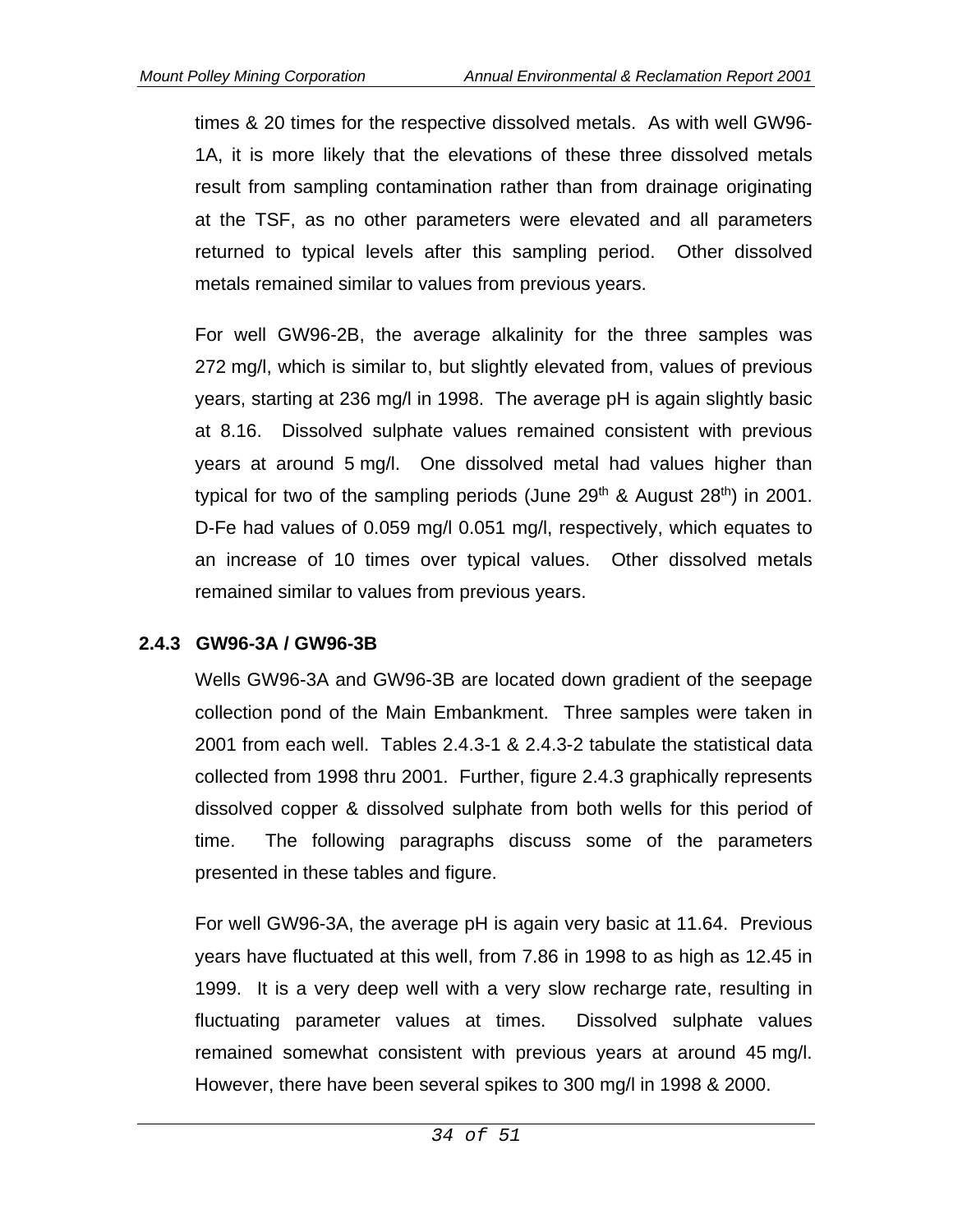times & 20 times for the respective dissolved metals. As with well GW96-1A, it is more likely that the elevations of these three dissolved metals result from sampling contamination rather than from drainage originating at the TSF, as no other parameters were elevated and all parameters returned to typical levels after this sampling period. Other dissolved metals remained similar to values from previous years.

For well GW96-2B, the average alkalinity for the three samples was 272 mg/l, which is similar to, but slightly elevated from, values of previous years, starting at 236 mg/l in 1998. The average pH is again slightly basic at 8.16. Dissolved sulphate values remained consistent with previous years at around 5 mg/l. One dissolved metal had values higher than typical for two of the sampling periods (June 29th & August 28th) in 2001. D-Fe had values of 0.059 mg/l 0.051 mg/l, respectively, which equates to an increase of 10 times over typical values. Other dissolved metals remained similar to values from previous years.

### 2.4.3 GW96-3A / GW96-3B

Wells GW96-3A and GW96-3B are located down gradient of the seepage collection pond of the Main Embankment. Three samples were taken in 2001 from each well. Tables 2.4.3-1 & 2.4.3-2 tabulate the statistical data collected from 1998 thru 2001. Further, figure 2.4.3 graphically represents dissolved copper & dissolved sulphate from both wells for this period of time. The following paragraphs discuss some of the parameters presented in these tables and figure.

For well GW96-3A, the average pH is again very basic at 11.64. Previous years have fluctuated at this well, from 7.86 in 1998 to as high as 12.45 in 1999. It is a very deep well with a very slow recharge rate, resulting in fluctuating parameter values at times. Dissolved sulphate values remained somewhat consistent with previous years at around 45 mg/l. However, there have been several spikes to 300 mg/l in 1998 & 2000.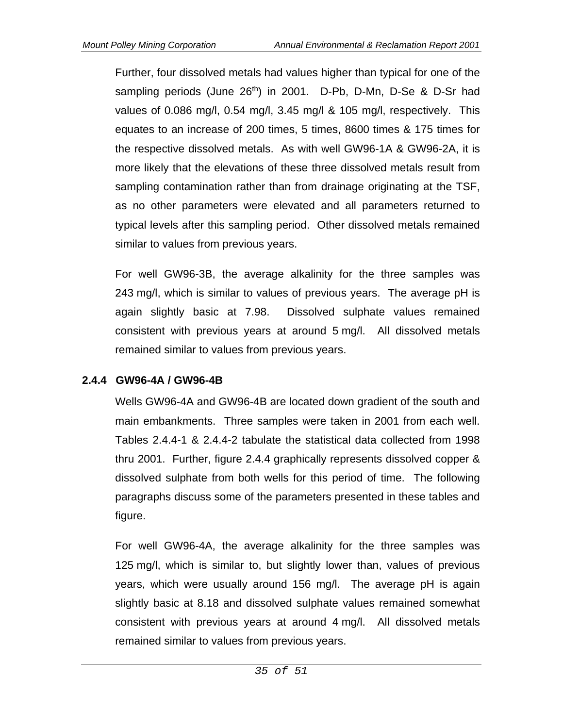Further, four dissolved metals had values higher than typical for one of the sampling periods (June 26th) in 2001. D-Pb, D-Mn, D-Se & D-Sr had values of 0.086 mg/l, 0.54 mg/l, 3.45 mg/l & 105 mg/l, respectively. This equates to an increase of 200 times, 5 times, 8600 times & 175 times for the respective dissolved metals. As with well GW96-1A & GW96-2A, it is more likely that the elevations of these three dissolved metals result from sampling contamination rather than from drainage originating at the TSF, as no other parameters were elevated and all parameters returned to typical levels after this sampling period. Other dissolved metals remained similar to values from previous years.

For well GW96-3B, the average alkalinity for the three samples was 243 mg/l, which is similar to values of previous years. The average pH is again slightly basic at 7.98. Dissolved sulphate values remained consistent with previous years at around 5 mg/l. All dissolved metals remained similar to values from previous years.

### 2.4.4 GW96-4A / GW96-4B

Wells GW96-4A and GW96-4B are located down gradient of the south and main embankments. Three samples were taken in 2001 from each well. Tables 2.4.4-1 & 2.4.4-2 tabulate the statistical data collected from 1998 thru 2001. Further, figure 2.4.4 graphically represents dissolved copper & dissolved sulphate from both wells for this period of time. The following paragraphs discuss some of the parameters presented in these tables and figure.

For well GW96-4A, the average alkalinity for the three samples was 125 mg/l, which is similar to, but slightly lower than, values of previous years, which were usually around 156 mg/l. The average pH is again slightly basic at 8.18 and dissolved sulphate values remained somewhat consistent with previous years at around 4 mg/l. All dissolved metals remained similar to values from previous years.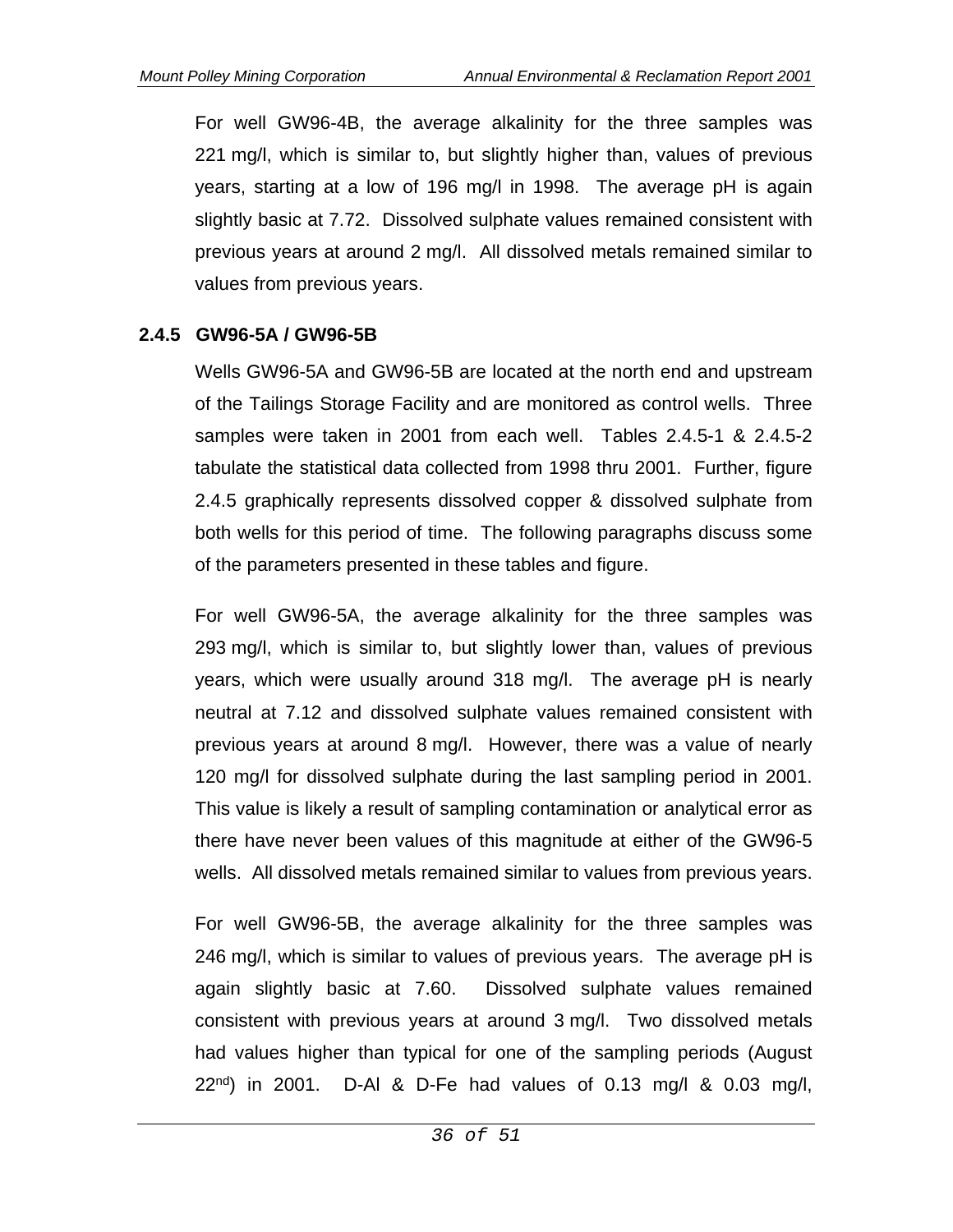For well GW96-4B, the average alkalinity for the three samples was 221 mg/l, which is similar to, but slightly higher than, values of previous years, starting at a low of 196 mg/l in 1998. The average pH is again slightly basic at 7.72. Dissolved sulphate values remained consistent with previous years at around 2 mg/l. All dissolved metals remained similar to values from previous years.

### 2.4.5 GW96-5A / GW96-5B

Wells GW96-5A and GW96-5B are located at the north end and upstream of the Tailings Storage Facility and are monitored as control wells. Three samples were taken in 2001 from each well. Tables 2.4.5-1 & 2.4.5-2 tabulate the statistical data collected from 1998 thru 2001. Further, figure 2.4.5 graphically represents dissolved copper & dissolved sulphate from both wells for this period of time. The following paragraphs discuss some of the parameters presented in these tables and figure.

For well GW96-5A, the average alkalinity for the three samples was 293 mg/l, which is similar to, but slightly lower than, values of previous years, which were usually around 318 mg/l. The average pH is nearly neutral at 7.12 and dissolved sulphate values remained consistent with previous years at around 8 mg/l. However, there was a value of nearly 120 mg/l for dissolved sulphate during the last sampling period in 2001. This value is likely a result of sampling contamination or analytical error as there have never been values of this magnitude at either of the GW96-5 wells. All dissolved metals remained similar to values from previous years.

For well GW96-5B, the average alkalinity for the three samples was 246 mg/l, which is similar to values of previous years. The average pH is again slightly basic at 7.60. Dissolved sulphate values remained consistent with previous years at around 3 mg/l. Two dissolved metals had values higher than typical for one of the sampling periods (August 22nd) in 2001. D-Al & D-Fe had values of 0.13 mg/l & 0.03 mg/l,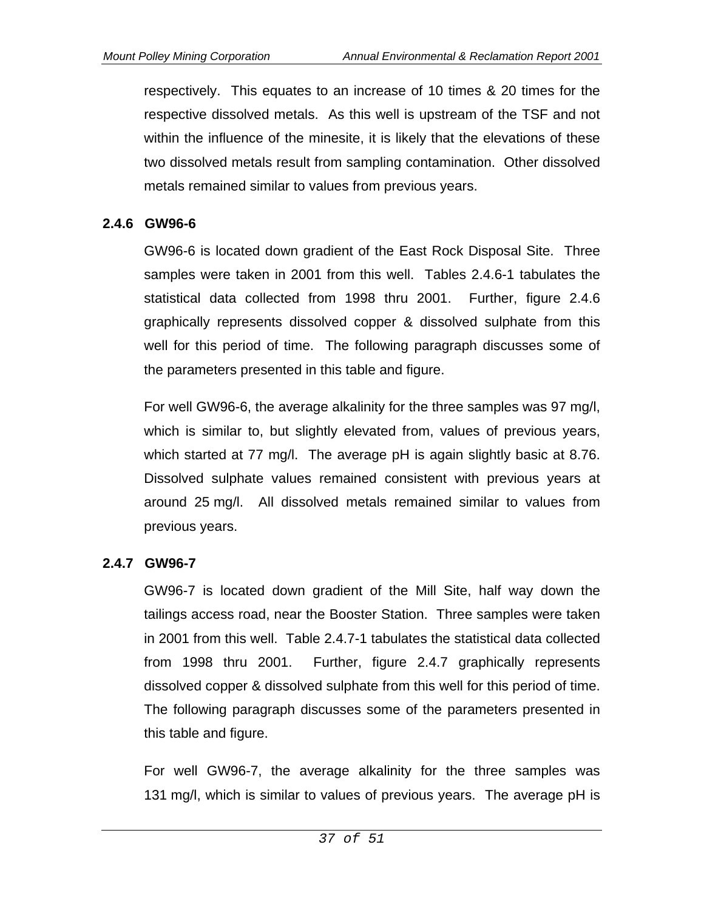respectively. This equates to an increase of 10 times & 20 times for the respective dissolved metals. As this well is upstream of the TSF and not within the influence of the minesite, it is likely that the elevations of these two dissolved metals result from sampling contamination. Other dissolved metals remained similar to values from previous years.

### 2.4.6 GW96-6

GW96-6 is located down gradient of the East Rock Disposal Site. Three samples were taken in 2001 from this well. Tables 2.4.6-1 tabulates the statistical data collected from 1998 thru 2001. Further, figure 2.4.6 graphically represents dissolved copper & dissolved sulphate from this well for this period of time. The following paragraph discusses some of the parameters presented in this table and figure.

For well GW96-6, the average alkalinity for the three samples was 97 mg/l, which is similar to, but slightly elevated from, values of previous years, which started at 77 mg/l. The average pH is again slightly basic at 8.76. Dissolved sulphate values remained consistent with previous years at around 25 mg/l. All dissolved metals remained similar to values from previous years.

### 2.4.7 GW96-7

GW96-7 is located down gradient of the Mill Site, half way down the tailings access road, near the Booster Station. Three samples were taken in 2001 from this well. Table 2.4.7-1 tabulates the statistical data collected from 1998 thru 2001. Further, figure 2.4.7 graphically represents dissolved copper & dissolved sulphate from this well for this period of time. The following paragraph discusses some of the parameters presented in this table and figure.

For well GW96-7, the average alkalinity for the three samples was 131 mg/l, which is similar to values of previous years. The average pH is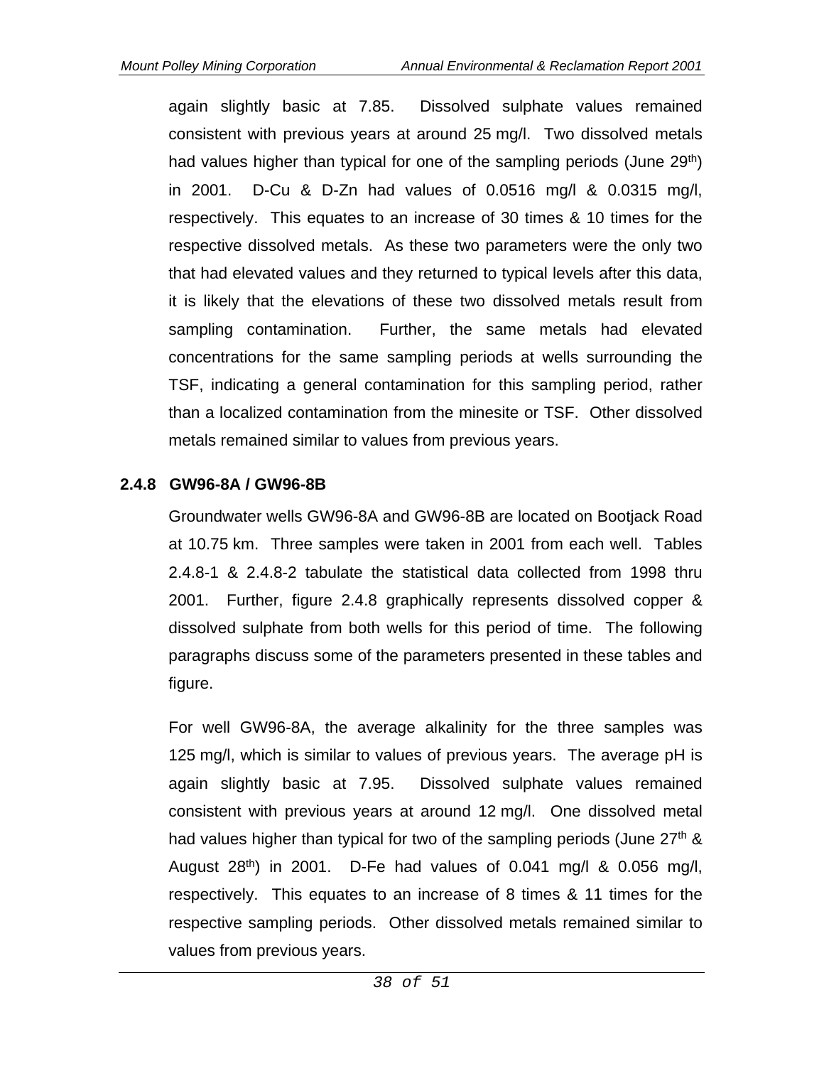again slightly basic at 7.85. Dissolved sulphate values remained consistent with previous years at around 25 mg/l. Two dissolved metals had values higher than typical for one of the sampling periods (June 29[th]) in 2001. D-Cu & D-Zn had values of 0.0516 mg/l & 0.0315 mg/l, respectively. This equates to an increase of 30 times & 10 times for the respective dissolved metals. As these two parameters were the only two that had elevated values and they returned to typical levels after this data, it is likely that the elevations of these two dissolved metals result from sampling contamination. Further, the same metals had elevated concentrations for the same sampling periods at wells surrounding the TSF, indicating a general contamination for this sampling period, rather than a localized contamination from the minesite or TSF. Other dissolved metals remained similar to values from previous years.

### 2.4.8 GW96-8A / GW96-8B

Groundwater wells GW96-8A and GW96-8B are located on Bootjack Road at 10.75 km. Three samples were taken in 2001 from each well. Tables 2.4.8-1 & 2.4.8-2 tabulate the statistical data collected from 1998 thru 2001. Further, figure 2.4.8 graphically represents dissolved copper & dissolved sulphate from both wells for this period of time. The following paragraphs discuss some of the parameters presented in these tables and figure.

For well GW96-8A, the average alkalinity for the three samples was 125 mg/l, which is similar to values of previous years. The average pH is again slightly basic at 7.95. Dissolved sulphate values remained consistent with previous years at around 12 mg/l. One dissolved metal had values higher than typical for two of the sampling periods (June 27[th] & August 28[th]) in 2001. D-Fe had values of 0.041 mg/l & 0.056 mg/l, respectively. This equates to an increase of 8 times & 11 times for the respective sampling periods. Other dissolved metals remained similar to values from previous years.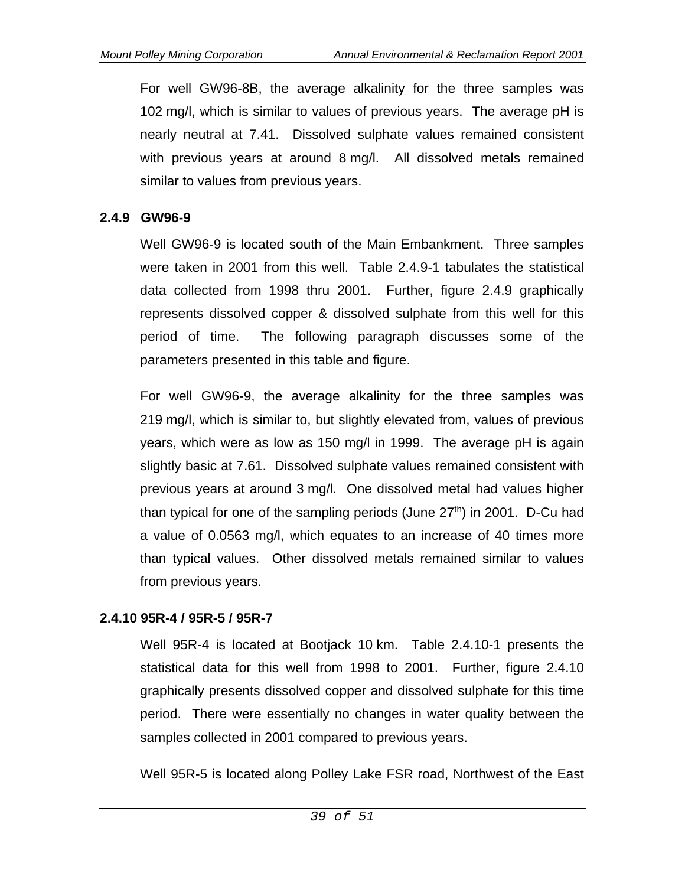For well GW96-8B, the average alkalinity for the three samples was 102 mg/l, which is similar to values of previous years. The average pH is nearly neutral at 7.41. Dissolved sulphate values remained consistent with previous years at around 8 mg/l. All dissolved metals remained similar to values from previous years.

### 2.4.9 GW96-9

Well GW96-9 is located south of the Main Embankment. Three samples were taken in 2001 from this well. Table 2.4.9-1 tabulates the statistical data collected from 1998 thru 2001. Further, figure 2.4.9 graphically represents dissolved copper & dissolved sulphate from this well for this period of time. The following paragraph discusses some of the parameters presented in this table and figure.

For well GW96-9, the average alkalinity for the three samples was 219 mg/l, which is similar to, but slightly elevated from, values of previous years, which were as low as 150 mg/l in 1999. The average pH is again slightly basic at 7.61. Dissolved sulphate values remained consistent with previous years at around 3 mg/l. One dissolved metal had values higher than typical for one of the sampling periods (June 27th) in 2001. D-Cu had a value of 0.0563 mg/l, which equates to an increase of 40 times more than typical values. Other dissolved metals remained similar to values from previous years.

### 2.4.10 95R-4 / 95R-5 / 95R-7

Well 95R-4 is located at Bootjack 10 km. Table 2.4.10-1 presents the statistical data for this well from 1998 to 2001. Further, figure 2.4.10 graphically presents dissolved copper and dissolved sulphate for this time period. There were essentially no changes in water quality between the samples collected in 2001 compared to previous years.

Well 95R-5 is located along Polley Lake FSR road, Northwest of the East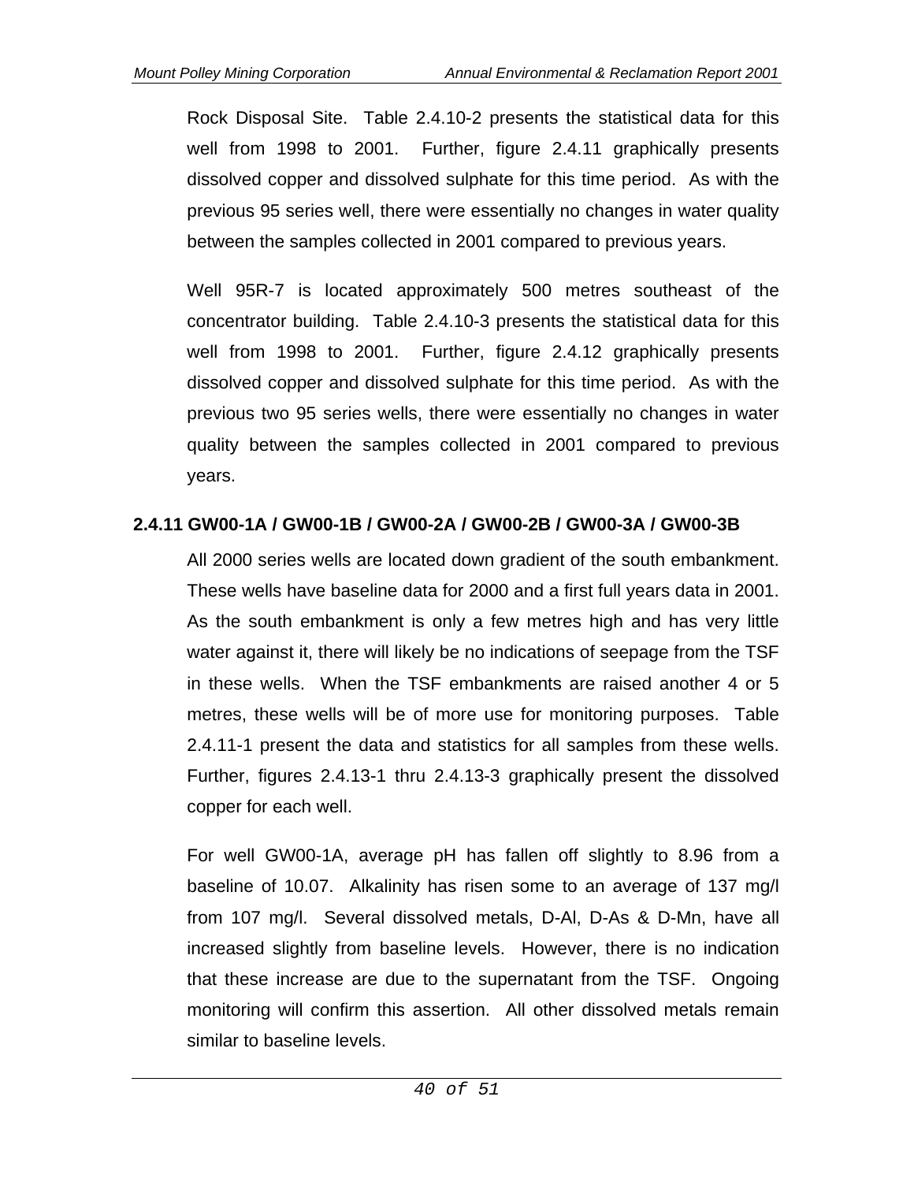Rock Disposal Site. Table 2.4.10-2 presents the statistical data for this well from 1998 to 2001. Further, figure 2.4.11 graphically presents dissolved copper and dissolved sulphate for this time period. As with the previous 95 series well, there were essentially no changes in water quality between the samples collected in 2001 compared to previous years.

Well 95R-7 is located approximately 500 metres southeast of the concentrator building. Table 2.4.10-3 presents the statistical data for this well from 1998 to 2001. Further, figure 2.4.12 graphically presents dissolved copper and dissolved sulphate for this time period. As with the previous two 95 series wells, there were essentially no changes in water quality between the samples collected in 2001 compared to previous years.

### 2.4.11 GW00-1A / GW00-1B / GW00-2A / GW00-2B / GW00-3A / GW00-3B

All 2000 series wells are located down gradient of the south embankment. These wells have baseline data for 2000 and a first full years data in 2001. As the south embankment is only a few metres high and has very little water against it, there will likely be no indications of seepage from the TSF in these wells. When the TSF embankments are raised another 4 or 5 metres, these wells will be of more use for monitoring purposes. Table 2.4.11-1 present the data and statistics for all samples from these wells. Further, figures 2.4.13-1 thru 2.4.13-3 graphically present the dissolved copper for each well.

For well GW00-1A, average pH has fallen off slightly to 8.96 from a baseline of 10.07. Alkalinity has risen some to an average of 137 mg/l from 107 mg/l. Several dissolved metals, D-Al, D-As & D-Mn, have all increased slightly from baseline levels. However, there is no indication that these increase are due to the supernatant from the TSF. Ongoing monitoring will confirm this assertion. All other dissolved metals remain similar to baseline levels.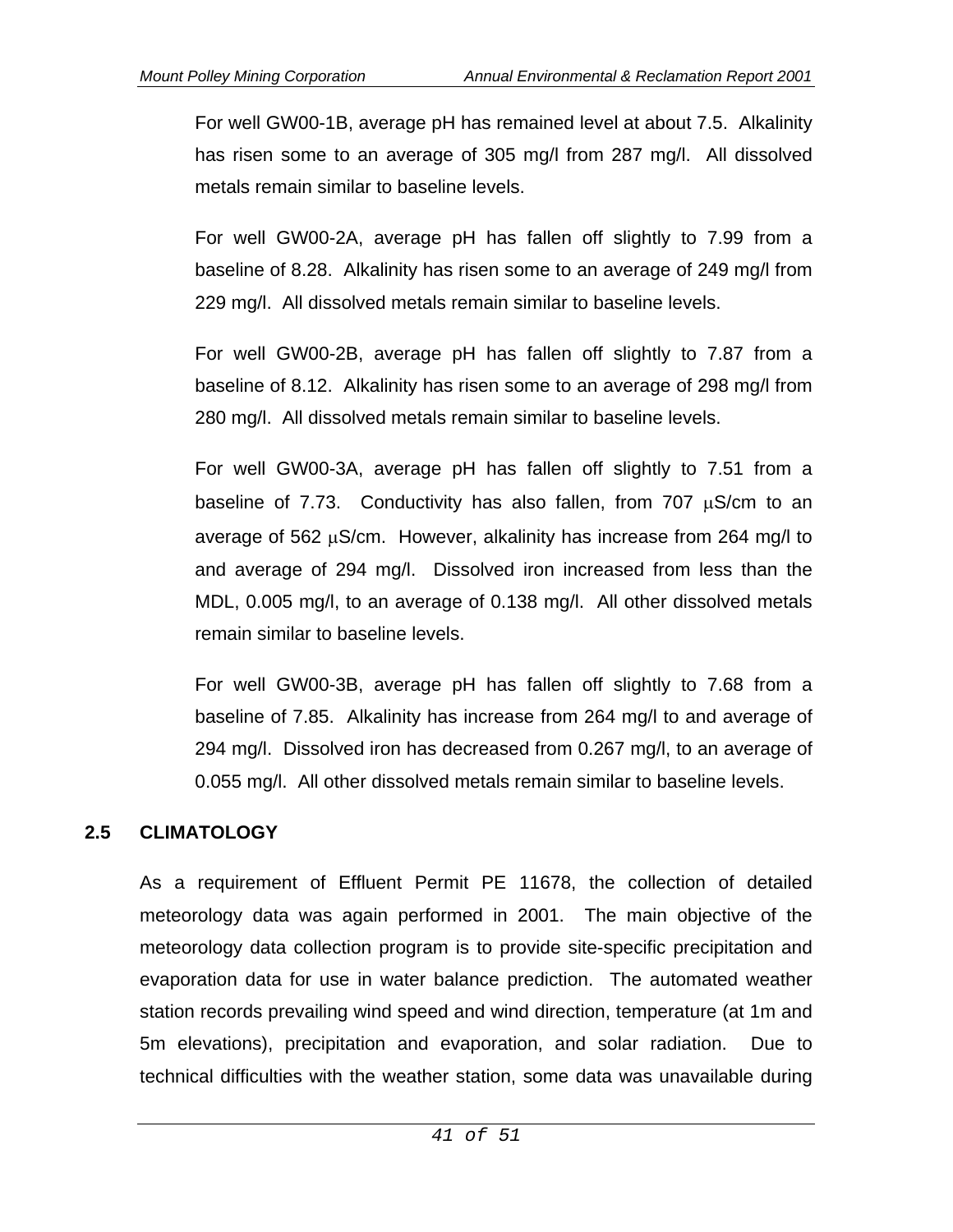For well GW00-1B, average pH has remained level at about 7.5. Alkalinity has risen some to an average of 305 mg/l from 287 mg/l. All dissolved metals remain similar to baseline levels.

For well GW00-2A, average pH has fallen off slightly to 7.99 from a baseline of 8.28. Alkalinity has risen some to an average of 249 mg/l from 229 mg/l. All dissolved metals remain similar to baseline levels.

For well GW00-2B, average pH has fallen off slightly to 7.87 from a baseline of 8.12. Alkalinity has risen some to an average of 298 mg/l from 280 mg/l. All dissolved metals remain similar to baseline levels.

For well GW00-3A, average pH has fallen off slightly to 7.51 from a baseline of 7.73. Conductivity has also fallen, from 707 μS/cm to an average of 562 μS/cm. However, alkalinity has increase from 264 mg/l to and average of 294 mg/l. Dissolved iron increased from less than the MDL, 0.005 mg/l, to an average of 0.138 mg/l. All other dissolved metals remain similar to baseline levels.

For well GW00-3B, average pH has fallen off slightly to 7.68 from a baseline of 7.85. Alkalinity has increase from 264 mg/l to and average of 294 mg/l. Dissolved iron has decreased from 0.267 mg/l, to an average of 0.055 mg/l. All other dissolved metals remain similar to baseline levels.

## 2.5 CLIMATOLOGY

As a requirement of Effluent Permit PE 11678, the collection of detailed meteorology data was again performed in 2001. The main objective of the meteorology data collection program is to provide site-specific precipitation and evaporation data for use in water balance prediction. The automated weather station records prevailing wind speed and wind direction, temperature (at 1m and 5m elevations), precipitation and evaporation, and solar radiation. Due to technical difficulties with the weather station, some data was unavailable during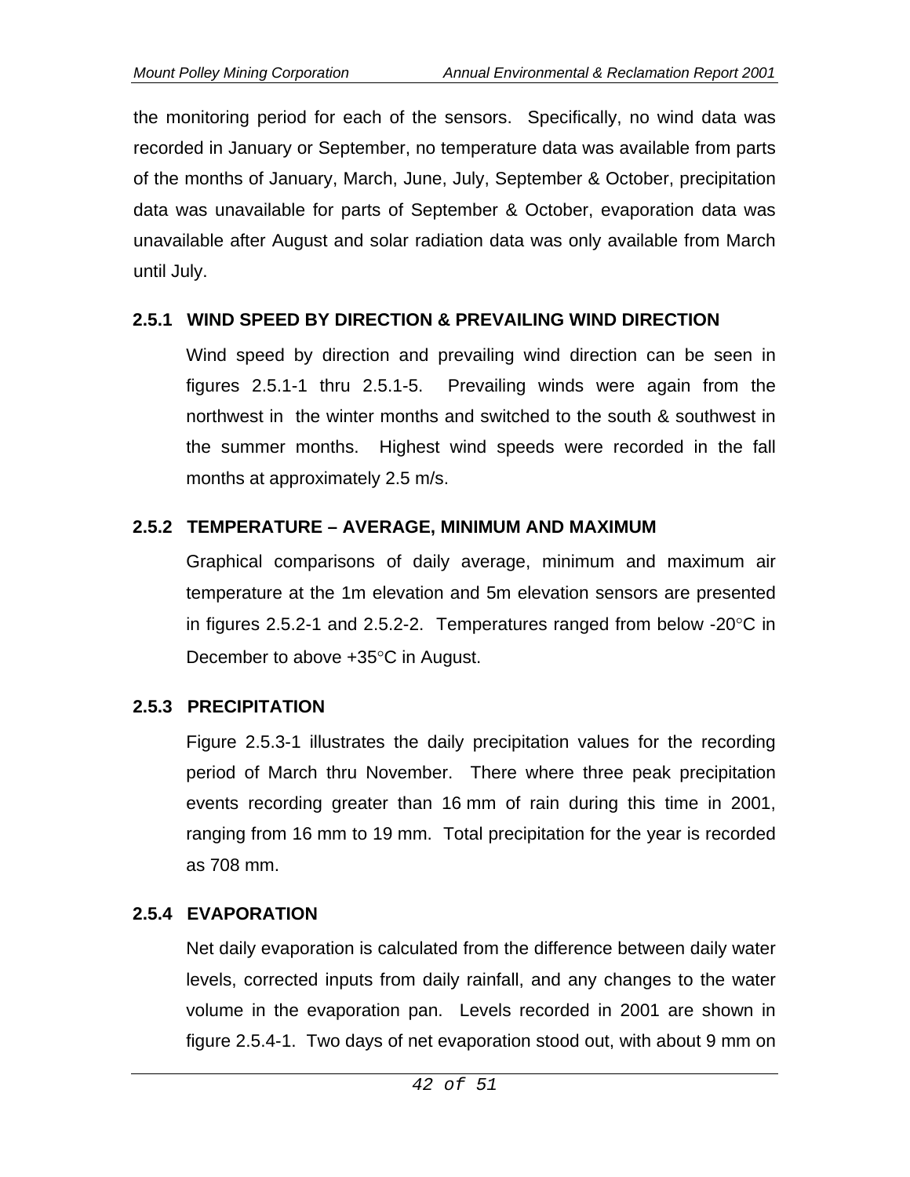the monitoring period for each of the sensors. Specifically, no wind data was recorded in January or September, no temperature data was available from parts of the months of January, March, June, July, September & October, precipitation data was unavailable for parts of September & October, evaporation data was unavailable after August and solar radiation data was only available from March until July.

### 2.5.1 WIND SPEED BY DIRECTION & PREVAILING WIND DIRECTION

Wind speed by direction and prevailing wind direction can be seen in figures 2.5.1-1 thru 2.5.1-5. Prevailing winds were again from the northwest in the winter months and switched to the south & southwest in the summer months. Highest wind speeds were recorded in the fall months at approximately 2.5 m/s.

### 2.5.2 TEMPERATURE – AVERAGE, MINIMUM AND MAXIMUM

Graphical comparisons of daily average, minimum and maximum air temperature at the 1m elevation and 5m elevation sensors are presented in figures 2.5.2-1 and 2.5.2-2. Temperatures ranged from below -20°C in December to above +35°C in August.

### 2.5.3 PRECIPITATION

Figure 2.5.3-1 illustrates the daily precipitation values for the recording period of March thru November. There where three peak precipitation events recording greater than 16 mm of rain during this time in 2001, ranging from 16 mm to 19 mm. Total precipitation for the year is recorded as 708 mm.

### 2.5.4 EVAPORATION

Net daily evaporation is calculated from the difference between daily water levels, corrected inputs from daily rainfall, and any changes to the water volume in the evaporation pan. Levels recorded in 2001 are shown in figure 2.5.4-1. Two days of net evaporation stood out, with about 9 mm on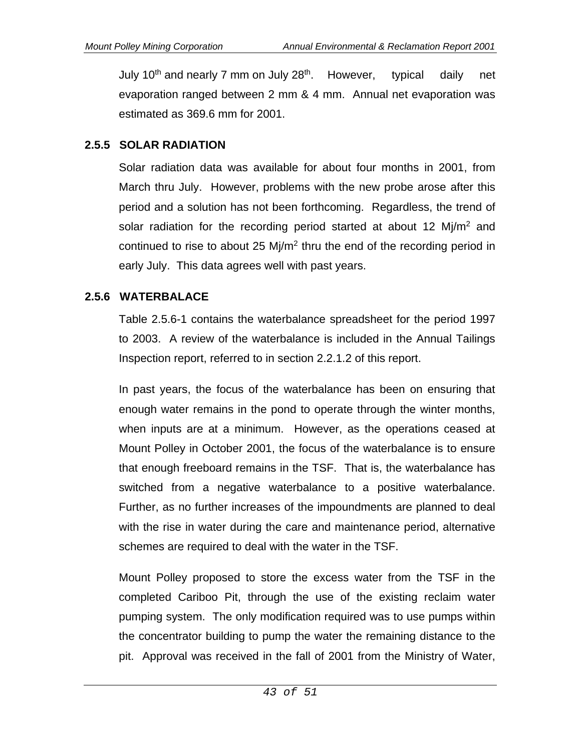July 10th and nearly 7 mm on July 28th. However, typical daily net evaporation ranged between 2 mm & 4 mm. Annual net evaporation was estimated as 369.6 mm for 2001.

### 2.5.5 SOLAR RADIATION

Solar radiation data was available for about four months in 2001, from March thru July. However, problems with the new probe arose after this period and a solution has not been forthcoming. Regardless, the trend of solar radiation for the recording period started at about 12 Mj/m$^2$ and continued to rise to about 25 Mj/m$^2$ thru the end of the recording period in early July. This data agrees well with past years.

### 2.5.6 WATERBALACE

Table 2.5.6-1 contains the waterbalance spreadsheet for the period 1997 to 2003. A review of the waterbalance is included in the Annual Tailings Inspection report, referred to in section 2.2.1.2 of this report.

In past years, the focus of the waterbalance has been on ensuring that enough water remains in the pond to operate through the winter months, when inputs are at a minimum. However, as the operations ceased at Mount Polley in October 2001, the focus of the waterbalance is to ensure that enough freeboard remains in the TSF. That is, the waterbalance has switched from a negative waterbalance to a positive waterbalance. Further, as no further increases of the impoundments are planned to deal with the rise in water during the care and maintenance period, alternative schemes are required to deal with the water in the TSF.

Mount Polley proposed to store the excess water from the TSF in the completed Cariboo Pit, through the use of the existing reclaim water pumping system. The only modification required was to use pumps within the concentrator building to pump the water the remaining distance to the pit. Approval was received in the fall of 2001 from the Ministry of Water,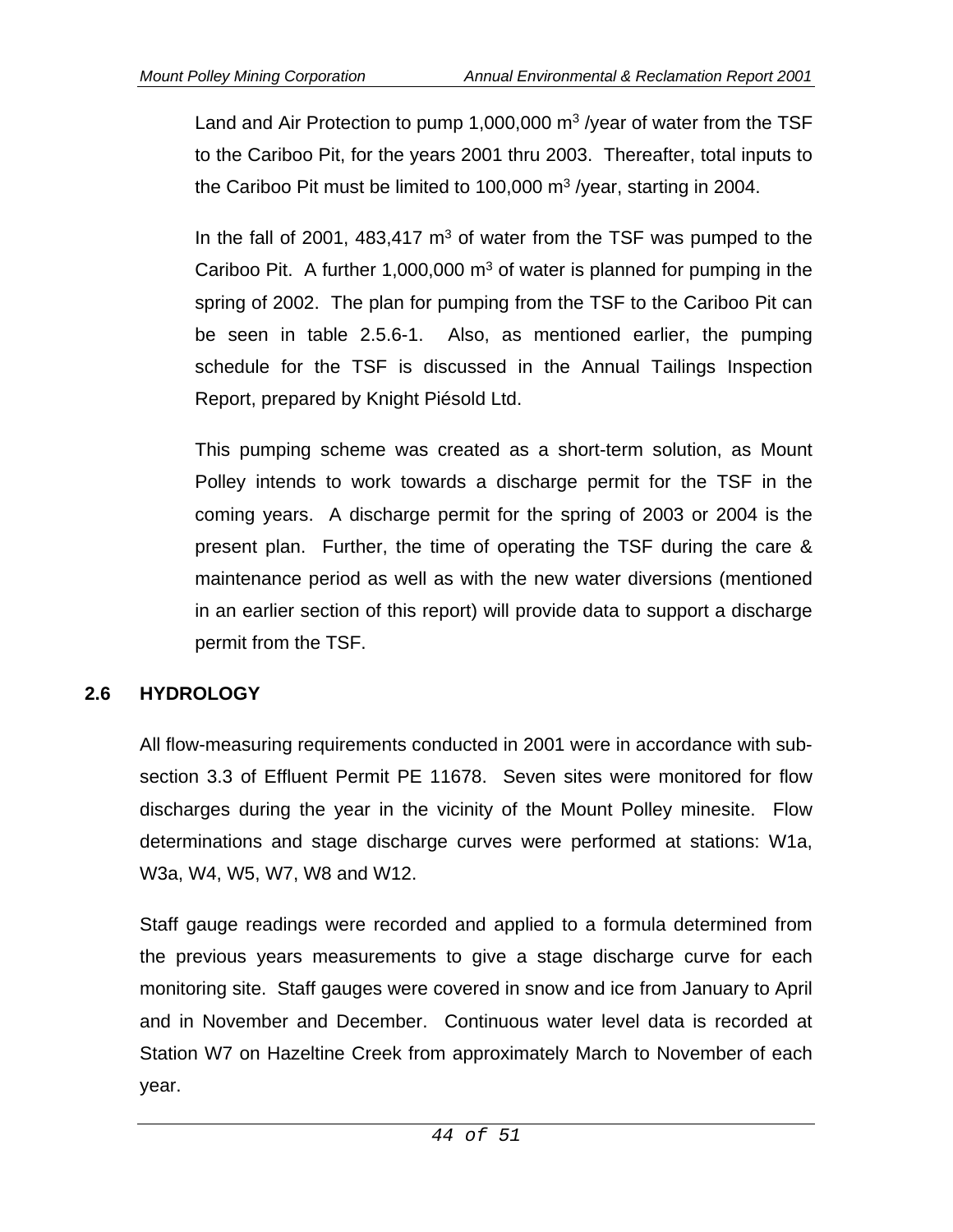Land and Air Protection to pump 1,000,000 $m^3$ /year of water from the TSF to the Cariboo Pit, for the years 2001 thru 2003. Thereafter, total inputs to the Cariboo Pit must be limited to 100,000 $m^3$ /year, starting in 2004.

In the fall of 2001, 483,417 $m^3$ of water from the TSF was pumped to the Cariboo Pit. A further 1,000,000 $m^3$ of water is planned for pumping in the spring of 2002. The plan for pumping from the TSF to the Cariboo Pit can be seen in table 2.5.6-1. Also, as mentioned earlier, the pumping schedule for the TSF is discussed in the Annual Tailings Inspection Report, prepared by Knight Piésold Ltd.

This pumping scheme was created as a short-term solution, as Mount Polley intends to work towards a discharge permit for the TSF in the coming years. A discharge permit for the spring of 2003 or 2004 is the present plan. Further, the time of operating the TSF during the care & maintenance period as well as with the new water diversions (mentioned in an earlier section of this report) will provide data to support a discharge permit from the TSF.

## 2.6 HYDROLOGY

All flow-measuring requirements conducted in 2001 were in accordance with sub-section 3.3 of Effluent Permit PE 11678. Seven sites were monitored for flow discharges during the year in the vicinity of the Mount Polley minesite. Flow determinations and stage discharge curves were performed at stations: W1a, W3a, W4, W5, W7, W8 and W12.

Staff gauge readings were recorded and applied to a formula determined from the previous years measurements to give a stage discharge curve for each monitoring site. Staff gauges were covered in snow and ice from January to April and in November and December. Continuous water level data is recorded at Station W7 on Hazeltine Creek from approximately March to November of each year.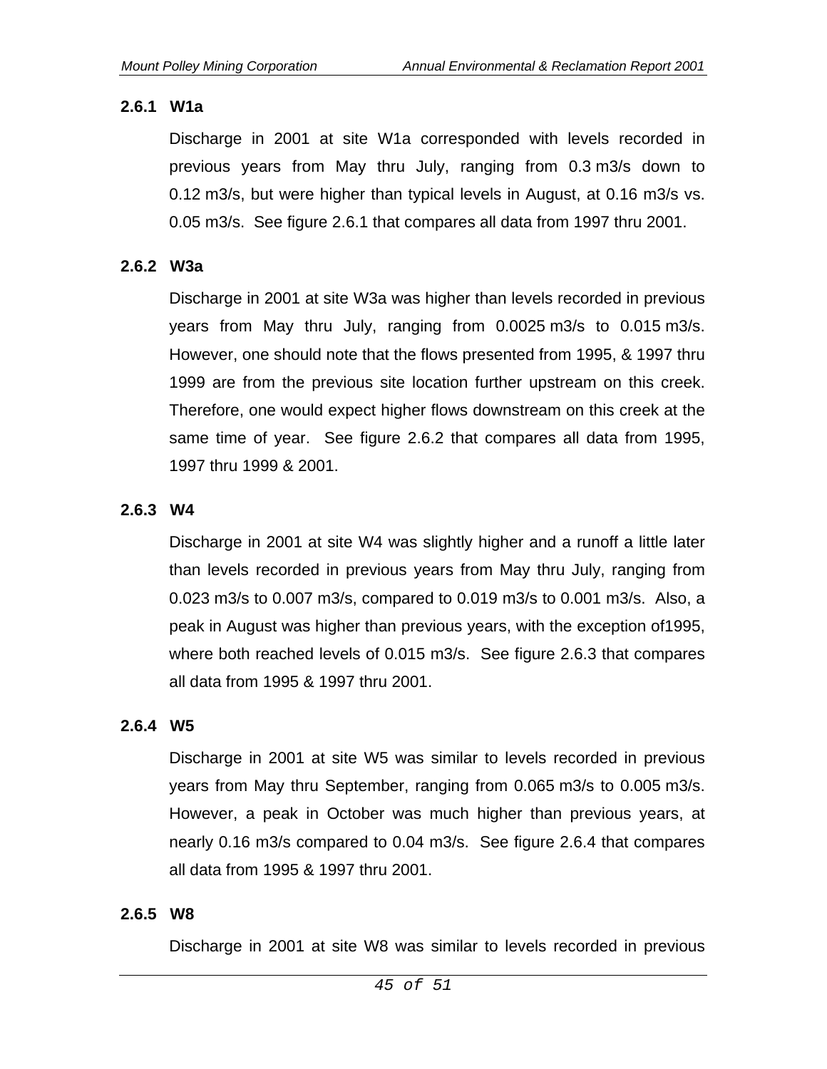### 2.6.1 W1a

Discharge in 2001 at site W1a corresponded with levels recorded in previous years from May thru July, ranging from 0.3 m3/s down to 0.12 m3/s, but were higher than typical levels in August, at 0.16 m3/s vs. 0.05 m3/s. See figure 2.6.1 that compares all data from 1997 thru 2001.

### 2.6.2 W3a

Discharge in 2001 at site W3a was higher than levels recorded in previous years from May thru July, ranging from 0.0025 m3/s to 0.015 m3/s. However, one should note that the flows presented from 1995, & 1997 thru 1999 are from the previous site location further upstream on this creek. Therefore, one would expect higher flows downstream on this creek at the same time of year. See figure 2.6.2 that compares all data from 1995, 1997 thru 1999 & 2001.

### 2.6.3 W4

Discharge in 2001 at site W4 was slightly higher and a runoff a little later than levels recorded in previous years from May thru July, ranging from 0.023 m3/s to 0.007 m3/s, compared to 0.019 m3/s to 0.001 m3/s. Also, a peak in August was higher than previous years, with the exception of1995, where both reached levels of 0.015 m3/s. See figure 2.6.3 that compares all data from 1995 & 1997 thru 2001.

### 2.6.4 W5

Discharge in 2001 at site W5 was similar to levels recorded in previous years from May thru September, ranging from 0.065 m3/s to 0.005 m3/s. However, a peak in October was much higher than previous years, at nearly 0.16 m3/s compared to 0.04 m3/s. See figure 2.6.4 that compares all data from 1995 & 1997 thru 2001.

### 2.6.5 W8

Discharge in 2001 at site W8 was similar to levels recorded in previous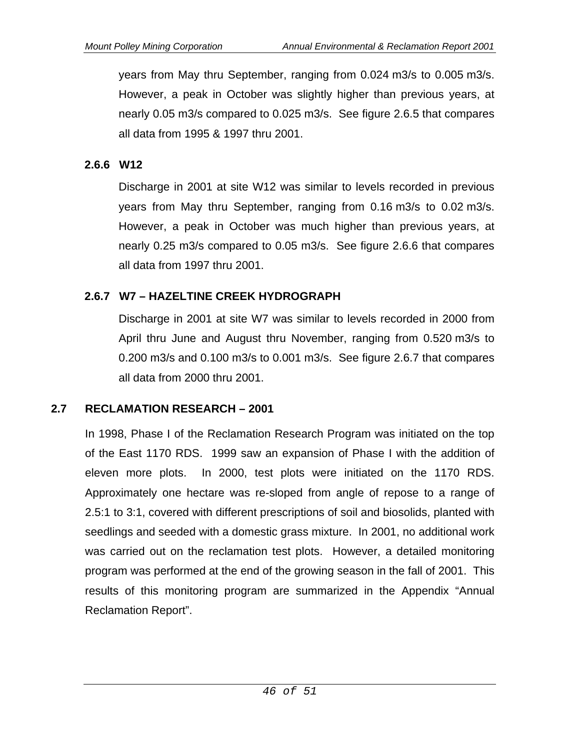years from May thru September, ranging from 0.024 m3/s to 0.005 m3/s. However, a peak in October was slightly higher than previous years, at nearly 0.05 m3/s compared to 0.025 m3/s. See figure 2.6.5 that compares all data from 1995 & 1997 thru 2001.

### 2.6.6 W12

Discharge in 2001 at site W12 was similar to levels recorded in previous years from May thru September, ranging from 0.16 m3/s to 0.02 m3/s. However, a peak in October was much higher than previous years, at nearly 0.25 m3/s compared to 0.05 m3/s. See figure 2.6.6 that compares all data from 1997 thru 2001.

### 2.6.7 W7 – HAZELTINE CREEK HYDROGRAPH

Discharge in 2001 at site W7 was similar to levels recorded in 2000 from April thru June and August thru November, ranging from 0.520 m3/s to 0.200 m3/s and 0.100 m3/s to 0.001 m3/s. See figure 2.6.7 that compares all data from 2000 thru 2001.

## 2.7 RECLAMATION RESEARCH – 2001

In 1998, Phase I of the Reclamation Research Program was initiated on the top of the East 1170 RDS. 1999 saw an expansion of Phase I with the addition of eleven more plots. In 2000, test plots were initiated on the 1170 RDS. Approximately one hectare was re-sloped from angle of repose to a range of 2.5:1 to 3:1, covered with different prescriptions of soil and biosolids, planted with seedlings and seeded with a domestic grass mixture. In 2001, no additional work was carried out on the reclamation test plots. However, a detailed monitoring program was performed at the end of the growing season in the fall of 2001. This results of this monitoring program are summarized in the Appendix "Annual Reclamation Report".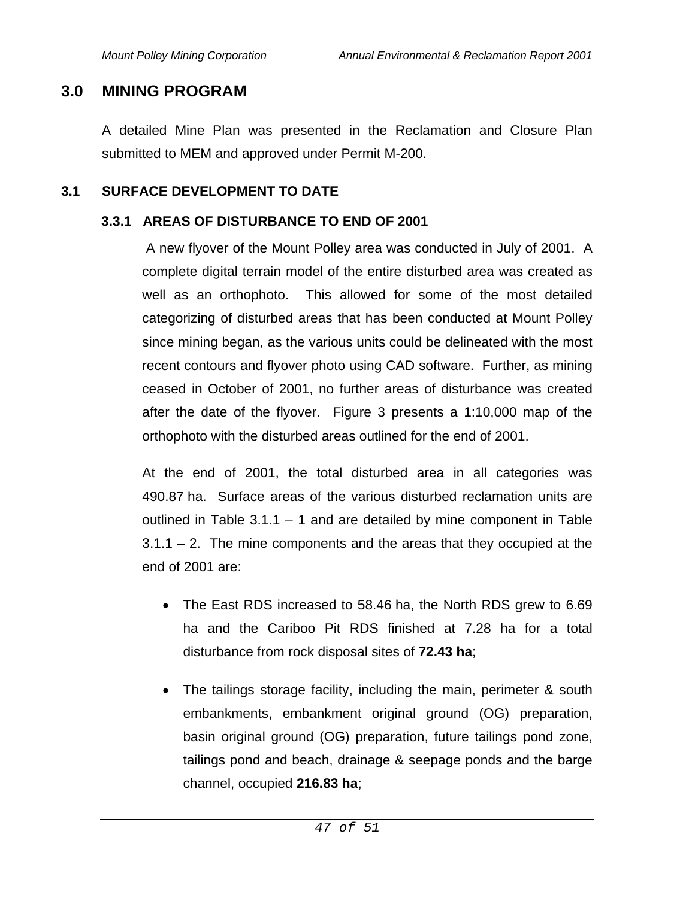# 3.0 MINING PROGRAM

A detailed Mine Plan was presented in the Reclamation and Closure Plan submitted to MEM and approved under Permit M-200.

## 3.1 SURFACE DEVELOPMENT TO DATE

### 3.3.1 AREAS OF DISTURBANCE TO END OF 2001

A new flyover of the Mount Polley area was conducted in July of 2001. A complete digital terrain model of the entire disturbed area was created as well as an orthophoto. This allowed for some of the most detailed categorizing of disturbed areas that has been conducted at Mount Polley since mining began, as the various units could be delineated with the most recent contours and flyover photo using CAD software. Further, as mining ceased in October of 2001, no further areas of disturbance was created after the date of the flyover. Figure 3 presents a 1:10,000 map of the orthophoto with the disturbed areas outlined for the end of 2001.

At the end of 2001, the total disturbed area in all categories was 490.87 ha. Surface areas of the various disturbed reclamation units are outlined in Table 3.1.1 – 1 and are detailed by mine component in Table 3.1.1 – 2. The mine components and the areas that they occupied at the end of 2001 are:

- The East RDS increased to 58.46 ha, the North RDS grew to 6.69 ha and the Cariboo Pit RDS finished at 7.28 ha for a total disturbance from rock disposal sites of **72.43 ha**;
- The tailings storage facility, including the main, perimeter & south embankments, embankment original ground (OG) preparation, basin original ground (OG) preparation, future tailings pond zone, tailings pond and beach, drainage & seepage ponds and the barge channel, occupied **216.83 ha**;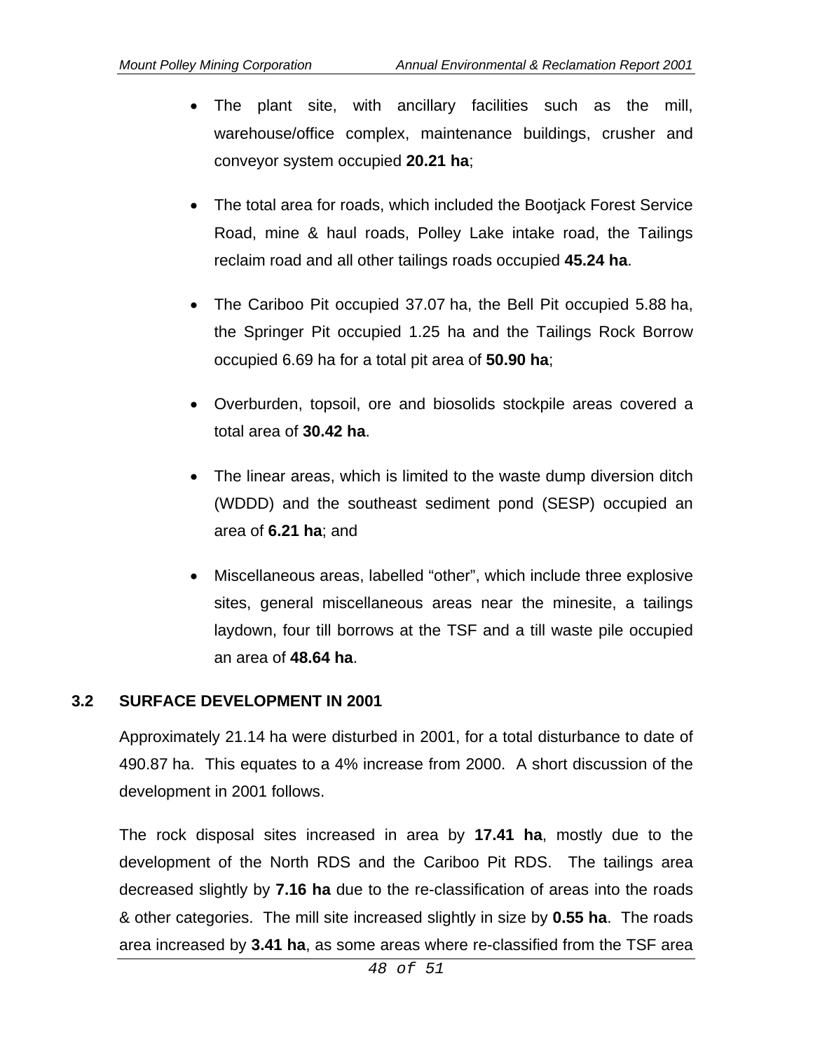- The plant site, with ancillary facilities such as the mill, warehouse/office complex, maintenance buildings, crusher and conveyor system occupied **20.21 ha**;

- The total area for roads, which included the Bootjack Forest Service Road, mine & haul roads, Polley Lake intake road, the Tailings reclaim road and all other tailings roads occupied **45.24 ha**.

- The Cariboo Pit occupied 37.07 ha, the Bell Pit occupied 5.88 ha, the Springer Pit occupied 1.25 ha and the Tailings Rock Borrow occupied 6.69 ha for a total pit area of **50.90 ha**;

- Overburden, topsoil, ore and biosolids stockpile areas covered a total area of **30.42 ha**.

- The linear areas, which is limited to the waste dump diversion ditch (WDDD) and the southeast sediment pond (SESP) occupied an area of **6.21 ha**; and

- Miscellaneous areas, labelled "other", which include three explosive sites, general miscellaneous areas near the minesite, a tailings laydown, four till borrows at the TSF and a till waste pile occupied an area of **48.64 ha**.

## 3.2 SURFACE DEVELOPMENT IN 2001

Approximately 21.14 ha were disturbed in 2001, for a total disturbance to date of 490.87 ha. This equates to a 4% increase from 2000. A short discussion of the development in 2001 follows.

The rock disposal sites increased in area by **17.41 ha**, mostly due to the development of the North RDS and the Cariboo Pit RDS. The tailings area decreased slightly by **7.16 ha** due to the re-classification of areas into the roads & other categories. The mill site increased slightly in size by **0.55 ha**. The roads area increased by **3.41 ha**, as some areas where re-classified from the TSF area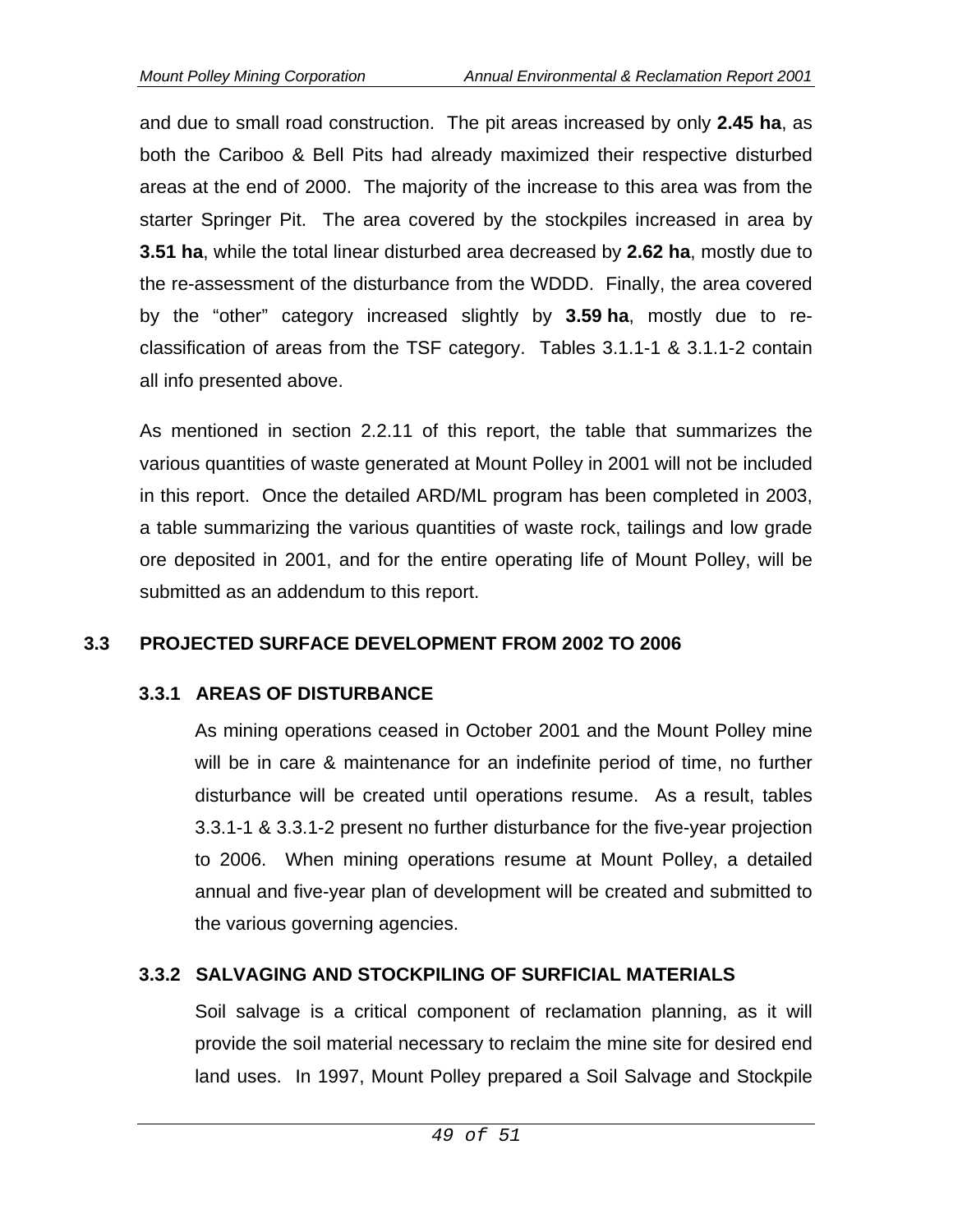and due to small road construction. The pit areas increased by only **2.45 ha**, as both the Cariboo & Bell Pits had already maximized their respective disturbed areas at the end of 2000. The majority of the increase to this area was from the starter Springer Pit. The area covered by the stockpiles increased in area by **3.51 ha**, while the total linear disturbed area decreased by **2.62 ha**, mostly due to the re-assessment of the disturbance from the WDDD. Finally, the area covered by the "other" category increased slightly by **3.59 ha**, mostly due to re-classification of areas from the TSF category. Tables 3.1.1-1 & 3.1.1-2 contain all info presented above.

As mentioned in section 2.2.11 of this report, the table that summarizes the various quantities of waste generated at Mount Polley in 2001 will not be included in this report. Once the detailed ARD/ML program has been completed in 2003, a table summarizing the various quantities of waste rock, tailings and low grade ore deposited in 2001, and for the entire operating life of Mount Polley, will be submitted as an addendum to this report.

## 3.3 PROJECTED SURFACE DEVELOPMENT FROM 2002 TO 2006

### 3.3.1 AREAS OF DISTURBANCE

As mining operations ceased in October 2001 and the Mount Polley mine will be in care & maintenance for an indefinite period of time, no further disturbance will be created until operations resume. As a result, tables 3.3.1-1 & 3.3.1-2 present no further disturbance for the five-year projection to 2006. When mining operations resume at Mount Polley, a detailed annual and five-year plan of development will be created and submitted to the various governing agencies.

### 3.3.2 SALVAGING AND STOCKPILING OF SURFICIAL MATERIALS

Soil salvage is a critical component of reclamation planning, as it will provide the soil material necessary to reclaim the mine site for desired end land uses. In 1997, Mount Polley prepared a Soil Salvage and Stockpile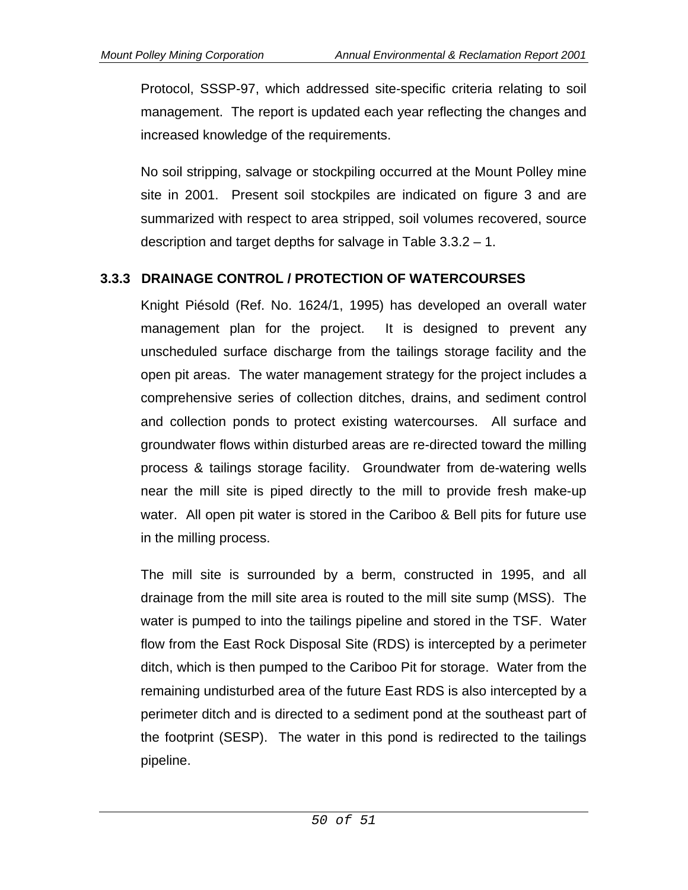Protocol, SSSP-97, which addressed site-specific criteria relating to soil management. The report is updated each year reflecting the changes and increased knowledge of the requirements.

No soil stripping, salvage or stockpiling occurred at the Mount Polley mine site in 2001. Present soil stockpiles are indicated on figure 3 and are summarized with respect to area stripped, soil volumes recovered, source description and target depths for salvage in Table 3.3.2 – 1.

### 3.3.3 DRAINAGE CONTROL / PROTECTION OF WATERCOURSES

Knight Piésold (Ref. No. 1624/1, 1995) has developed an overall water management plan for the project. It is designed to prevent any unscheduled surface discharge from the tailings storage facility and the open pit areas. The water management strategy for the project includes a comprehensive series of collection ditches, drains, and sediment control and collection ponds to protect existing watercourses. All surface and groundwater flows within disturbed areas are re-directed toward the milling process & tailings storage facility. Groundwater from de-watering wells near the mill site is piped directly to the mill to provide fresh make-up water. All open pit water is stored in the Cariboo & Bell pits for future use in the milling process.

The mill site is surrounded by a berm, constructed in 1995, and all drainage from the mill site area is routed to the mill site sump (MSS). The water is pumped to into the tailings pipeline and stored in the TSF. Water flow from the East Rock Disposal Site (RDS) is intercepted by a perimeter ditch, which is then pumped to the Cariboo Pit for storage. Water from the remaining undisturbed area of the future East RDS is also intercepted by a perimeter ditch and is directed to a sediment pond at the southeast part of the footprint (SESP). The water in this pond is redirected to the tailings pipeline.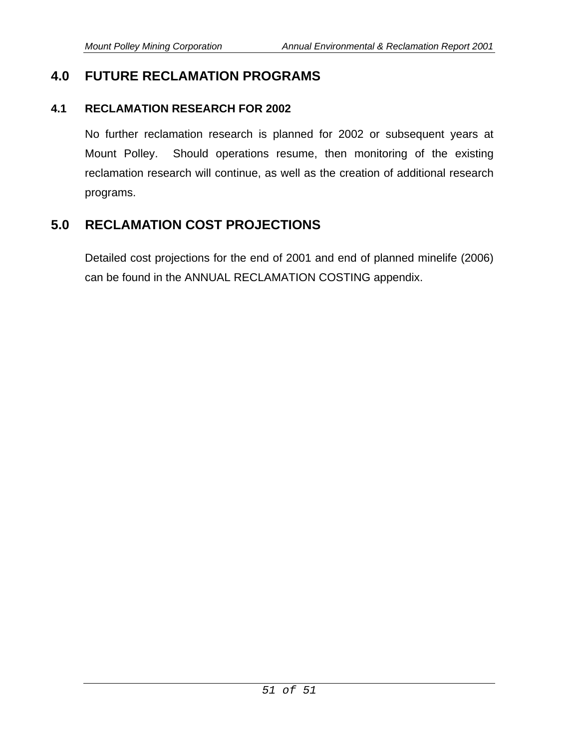# 4.0 FUTURE RECLAMATION PROGRAMS

## 4.1 RECLAMATION RESEARCH FOR 2002

No further reclamation research is planned for 2002 or subsequent years at Mount Polley. Should operations resume, then monitoring of the existing reclamation research will continue, as well as the creation of additional research programs.

# 5.0 RECLAMATION COST PROJECTIONS

Detailed cost projections for the end of 2001 and end of planned minelife (2006) can be found in the ANNUAL RECLAMATION COSTING appendix.